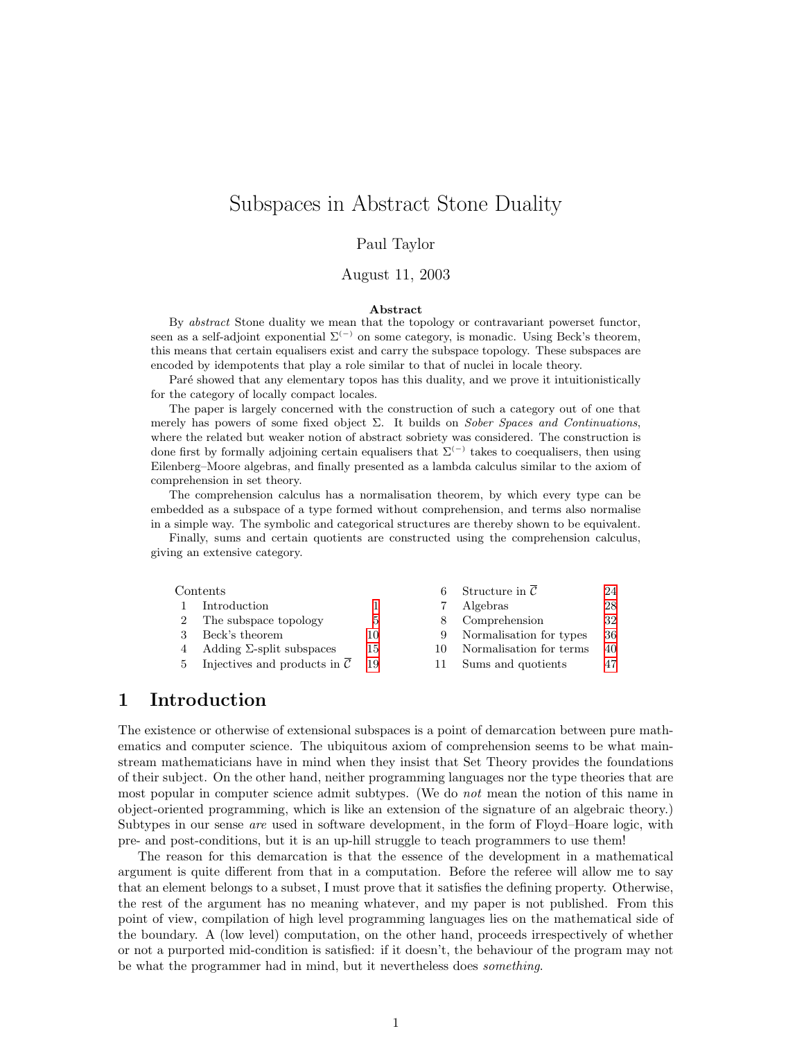# Subspaces in Abstract Stone Duality

Paul Taylor

August 11, 2003

**Abstract**

By *abstract* Stone duality we mean that the topology or contravariant powerset functor, seen as a self-adjoint exponential $\Sigma^{(-)}$ on some category, is monadic. Using Beck's theorem, this means that certain equalisers exist and carry the subspace topology. These subspaces are encoded by idempotents that play a role similar to that of nuclei in locale theory.

Paré showed that any elementary topos has this duality, and we prove it intuitionistically for the category of locally compact locales.

The paper is largely concerned with the construction of such a category out of one that merely has powers of some fixed object $\Sigma$. It builds on *Sober Spaces and Continuations*, where the related but weaker notion of abstract sobriety was considered. The construction is done first by formally adjoining certain equalisers that $\Sigma^{(-)}$ takes to coequalisers, then using Eilenberg–Moore algebras, and finally presented as a lambda calculus similar to the axiom of comprehension in set theory.

The comprehension calculus has a normalisation theorem, by which every type can be embedded as a subspace of a type formed without comprehension, and terms also normalise in a simple way. The symbolic and categorical structures are thereby shown to be equivalent.

Finally, sums and certain quotients are constructed using the comprehension calculus, giving an extensive category.

| Contents | | | | | |
|---|---|---|---|---|---|
| 1 | Introduction | 1 | 6 | Structure in $\overline{\mathcal{C}}$ | 24 |
| 2 | The subspace topology | 5 | 7 | Algebras | 28 |
| 3 | Beck's theorem | 10 | 8 | Comprehension | 32 |
| 4 | Adding $\Sigma$-split subspaces | 15 | 9 | Normalisation for types | 36 |
| 5 | Injectives and products in $\overline{\mathcal{C}}$ | 19 | 10 | Normalisation for terms | 40 |
| | | | 11 | Sums and quotients | 47 |

## 1 Introduction

The existence or otherwise of extensional subspaces is a point of demarcation between pure mathematics and computer science. The ubiquitous axiom of comprehension seems to be what mainstream mathematicians have in mind when they insist that Set Theory provides the foundations of their subject. On the other hand, neither programming languages nor the type theories that are most popular in computer science admit subtypes. (We do *not* mean the notion of this name in object-oriented programming, which is like an extension of the signature of an algebraic theory.) Subtypes in our sense *are* used in software development, in the form of Floyd–Hoare logic, with pre- and post-conditions, but it is an up-hill struggle to teach programmers to use them!

The reason for this demarcation is that the essence of the development in a mathematical argument is quite different from that in a computation. Before the referee will allow me to say that an element belongs to a subset, I must prove that it satisfies the defining property. Otherwise, the rest of the argument has no meaning whatever, and my paper is not published. From this point of view, compilation of high level programming languages lies on the mathematical side of the boundary. A (low level) computation, on the other hand, proceeds irrespectively of whether or not a purported mid-condition is satisfied: if it doesn't, the behaviour of the program may not be what the programmer had in mind, but it nevertheless does *something*.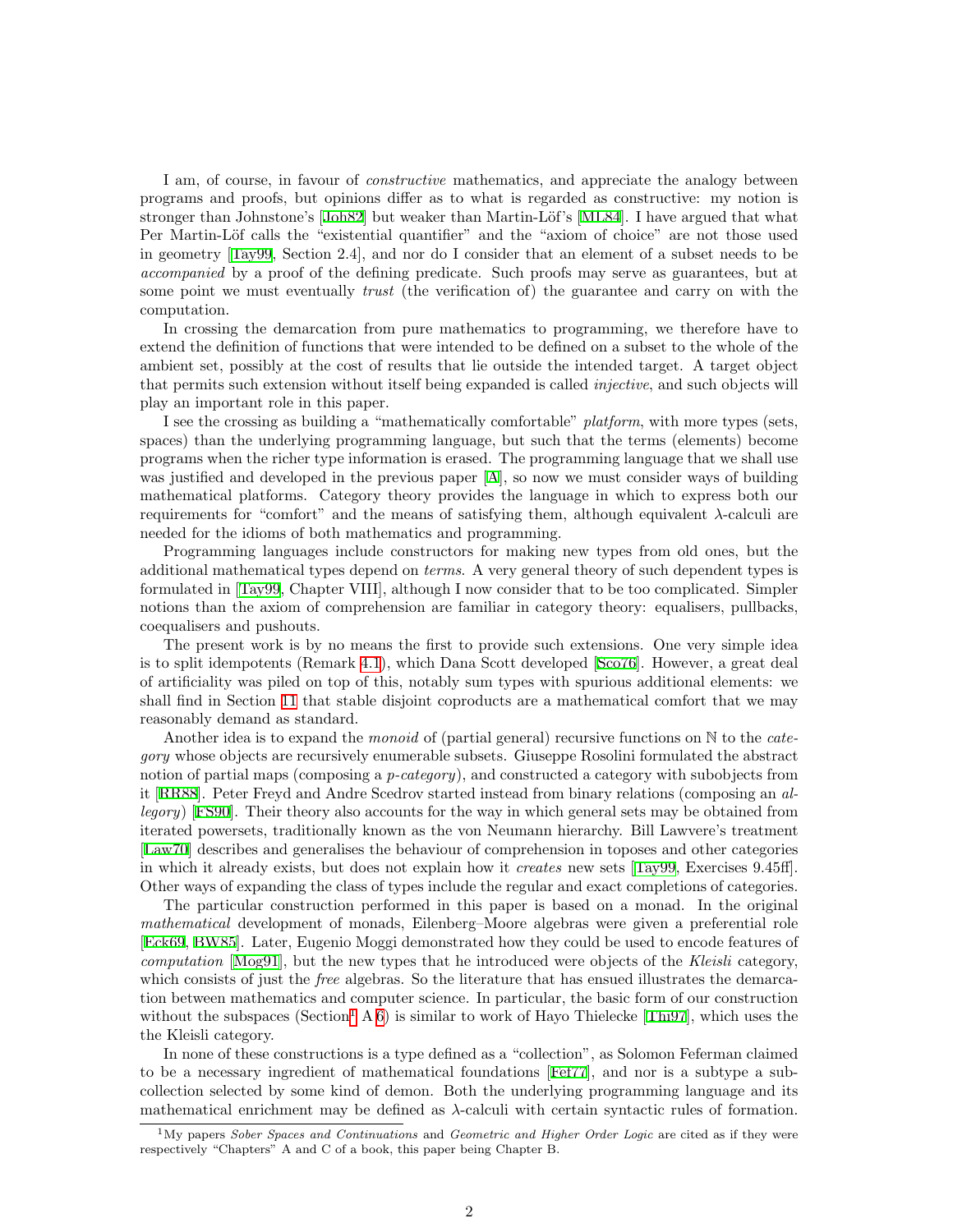I am, of course, in favour of *constructive* mathematics, and appreciate the analogy between programs and proofs, but opinions differ as to what is regarded as constructive: my notion is stronger than Johnstone's [Joh82] but weaker than Martin-Löf's [ML84]. I have argued that what Per Martin-Löf calls the "existential quantifier" and the "axiom of choice" are not those used in geometry [Tay99, Section 2.4], and nor do I consider that an element of a subset needs to be *accompanied* by a proof of the defining predicate. Such proofs may serve as guarantees, but at some point we must eventually *trust* (the verification of) the guarantee and carry on with the computation.

In crossing the demarcation from pure mathematics to programming, we therefore have to extend the definition of functions that were intended to be defined on a subset to the whole of the ambient set, possibly at the cost of results that lie outside the intended target. A target object that permits such extension without itself being expanded is called *injective*, and such objects will play an important role in this paper.

I see the crossing as building a "mathematically comfortable" *platform*, with more types (sets, spaces) than the underlying programming language, but such that the terms (elements) become programs when the richer type information is erased. The programming language that we shall use was justified and developed in the previous paper [A], so now we must consider ways of building mathematical platforms. Category theory provides the language in which to express both our requirements for "comfort" and the means of satisfying them, although equivalent $\lambda$-calculi are needed for the idioms of both mathematics and programming.

Programming languages include constructors for making new types from old ones, but the additional mathematical types depend on *terms*. A very general theory of such dependent types is formulated in [Tay99, Chapter VIII], although I now consider that to be too complicated. Simpler notions than the axiom of comprehension are familiar in category theory: equalisers, pullbacks, coequalisers and pushouts.

The present work is by no means the first to provide such extensions. One very simple idea is to split idempotents (Remark 4.1), which Dana Scott developed [Sco76]. However, a great deal of artificiality was piled on top of this, notably sum types with spurious additional elements: we shall find in Section 11 that stable disjoint coproducts are a mathematical comfort that we may reasonably demand as standard.

Another idea is to expand the *monoid* of (partial general) recursive functions on $\mathbb{N}$ to the *category* whose objects are recursively enumerable subsets. Giuseppe Rosolini formulated the abstract notion of partial maps (composing a *p-category*), and constructed a category with subobjects from it [RR88]. Peter Freyd and Andre Scedrov started instead from binary relations (composing an *allegory*) [FS90]. Their theory also accounts for the way in which general sets may be obtained from iterated powersets, traditionally known as the von Neumann hierarchy. Bill Lawvere's treatment [Law70] describes and generalises the behaviour of comprehension in toposes and other categories in which it already exists, but does not explain how it *creates* new sets [Tay99, Exercises 9.45ff]. Other ways of expanding the class of types include the regular and exact completions of categories.

The particular construction performed in this paper is based on a monad. In the original *mathematical* development of monads, Eilenberg–Moore algebras were given a preferential role [Eck69, BW85]. Later, Eugenio Moggi demonstrated how they could be used to encode features of *computation* [Mog91], but the new types that he introduced were objects of the *Kleisli* category, which consists of just the *free* algebras. So the literature that has ensued illustrates the demarcation between mathematics and computer science. In particular, the basic form of our construction without the subspaces (Section[1] A 6) is similar to work of Hayo Thielecke [Thi97], which uses the the Kleisli category.

In none of these constructions is a type defined as a "collection", as Solomon Feferman claimed to be a necessary ingredient of mathematical foundations [Fef77], and nor is a subtype a subcollection selected by some kind of demon. Both the underlying programming language and its mathematical enrichment may be defined as $\lambda$-calculi with certain syntactic rules of formation.

[1] My papers *Sober Spaces and Continuations* and *Geometric and Higher Order Logic* are cited as if they were respectively "Chapters" A and C of a book, this paper being Chapter B.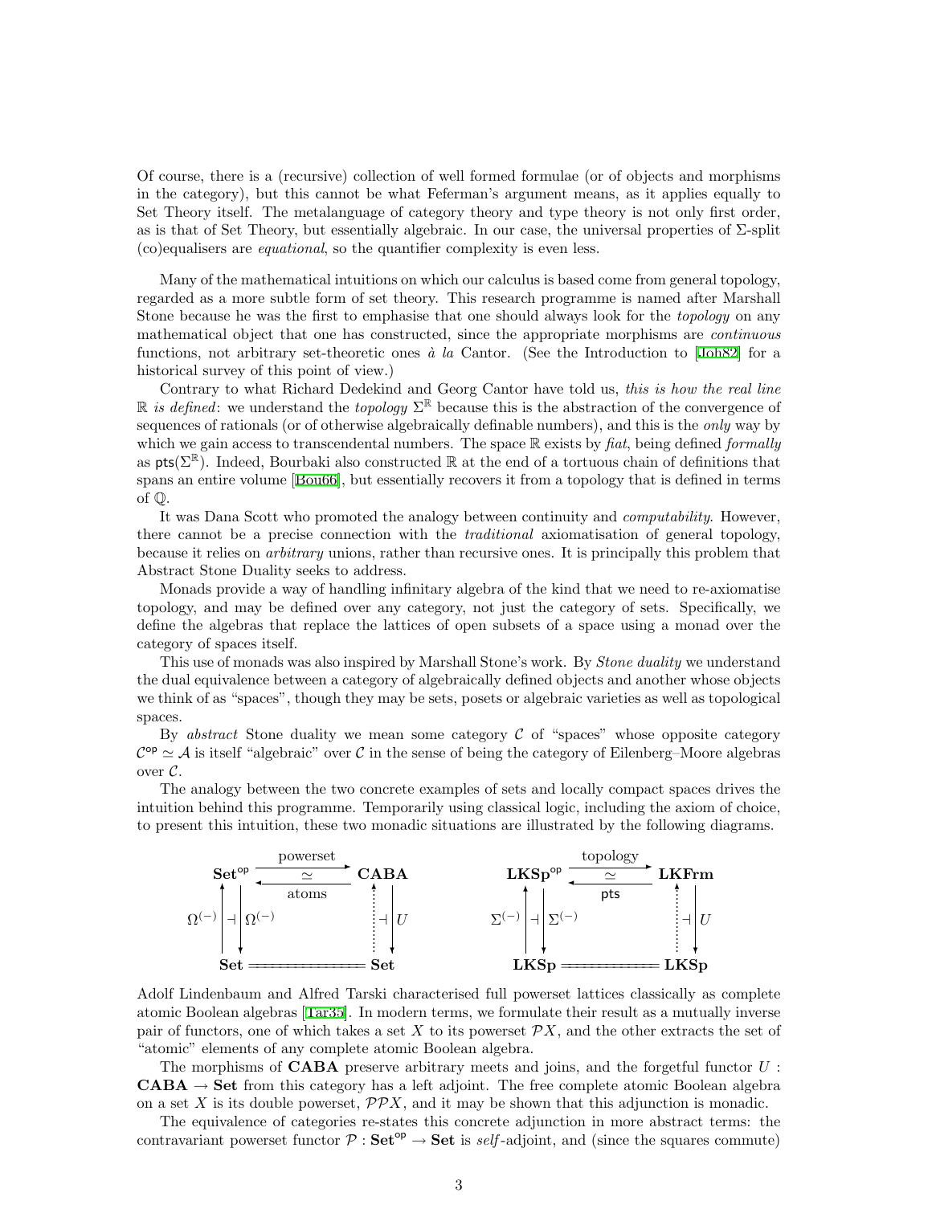Of course, there is a (recursive) collection of well formed formulae (or of objects and morphisms in the category), but this cannot be what Feferman's argument means, as it applies equally to Set Theory itself. The metalanguage of category theory and type theory is not only first order, as is that of Set Theory, but essentially algebraic. In our case, the universal properties of $\Sigma$-split (co)equalisers are *equational*, so the quantifier complexity is even less.

Many of the mathematical intuitions on which our calculus is based come from general topology, regarded as a more subtle form of set theory. This research programme is named after Marshall Stone because he was the first to emphasise that one should always look for the *topology* on any mathematical object that one has constructed, since the appropriate morphisms are *continuous* functions, not arbitrary set-theoretic ones *à la* Cantor. (See the Introduction to [Joh82] for a historical survey of this point of view.)

Contrary to what Richard Dedekind and Georg Cantor have told us, *this is how the real line* $\mathbb{R}$ *is defined*: we understand the *topology* $\Sigma^{\mathbb{R}}$ because this is the abstraction of the convergence of sequences of rationals (or of otherwise algebraically definable numbers), and this is the *only* way by which we gain access to transcendental numbers. The space $\mathbb{R}$ exists by *fiat*, being defined *formally* as $\mathsf{pts}(\Sigma^{\mathbb{R}})$. Indeed, Bourbaki also constructed $\mathbb{R}$ at the end of a tortuous chain of definitions that spans an entire volume [Bou66], but essentially recovers it from a topology that is defined in terms of $\mathbb{Q}$.

It was Dana Scott who promoted the analogy between continuity and *computability*. However, there cannot be a precise connection with the *traditional* axiomatisation of general topology, because it relies on *arbitrary* unions, rather than recursive ones. It is principally this problem that Abstract Stone Duality seeks to address.

Monads provide a way of handling infinitary algebra of the kind that we need to re-axiomatise topology, and may be defined over any category, not just the category of sets. Specifically, we define the algebras that replace the lattices of open subsets of a space using a monad over the category of spaces itself.

This use of monads was also inspired by Marshall Stone's work. By *Stone duality* we understand the dual equivalence between a category of algebraically defined objects and another whose objects we think of as "spaces", though they may be sets, posets or algebraic varieties as well as topological spaces.

By *abstract* Stone duality we mean some category $\mathcal{C}$ of "spaces" whose opposite category $\mathcal{C}^{\mathsf{op}} \simeq \mathcal{A}$ is itself "algebraic" over $\mathcal{C}$ in the sense of being the category of Eilenberg–Moore algebras over $\mathcal{C}$.

The analogy between the two concrete examples of sets and locally compact spaces drives the intuition behind this programme. Temporarily using classical logic, including the axiom of choice, to present this intuition, these two monadic situations are illustrated by the following diagrams.

$$
\begin{array}{ccc}
\mathbf{Set}^{\mathsf{op}} & \underset{\text{atoms}}{\overset{\text{powerset}}{\rightleftarrows}}\ (\simeq) & \mathbf{CABA} \\
\Omega^{(-)} \uparrow \dashv \downarrow \Omega^{(-)} & & \vdots\uparrow \dashv \downarrow U \\
\mathbf{Set} & = = = = = & \mathbf{Set}
\end{array}
\qquad\qquad
\begin{array}{ccc}
\mathbf{LKSp}^{\mathsf{op}} & \underset{\mathsf{pts}}{\overset{\text{topology}}{\rightleftarrows}}\ (\simeq) & \mathbf{LKFrm} \\
\Sigma^{(-)} \uparrow \dashv \downarrow \Sigma^{(-)} & & \vdots\uparrow \dashv \downarrow U \\
\mathbf{LKSp} & = = = = = & \mathbf{LKSp}
\end{array}
$$

Adolf Lindenbaum and Alfred Tarski characterised full powerset lattices classically as complete atomic Boolean algebras [Tar35]. In modern terms, we formulate their result as a mutually inverse pair of functors, one of which takes a set $X$ to its powerset $\mathcal{P}X$, and the other extracts the set of "atomic" elements of any complete atomic Boolean algebra.

The morphisms of $\mathbf{CABA}$ preserve arbitrary meets and joins, and the forgetful functor $U : \mathbf{CABA} \to \mathbf{Set}$ from this category has a left adjoint. The free complete atomic Boolean algebra on a set $X$ is its double powerset, $\mathcal{PP}X$, and it may be shown that this adjunction is monadic.

The equivalence of categories re-states this concrete adjunction in more abstract terms: the contravariant powerset functor $\mathcal{P} : \mathbf{Set}^{\mathsf{op}} \to \mathbf{Set}$ is *self*-adjoint, and (since the squares commute)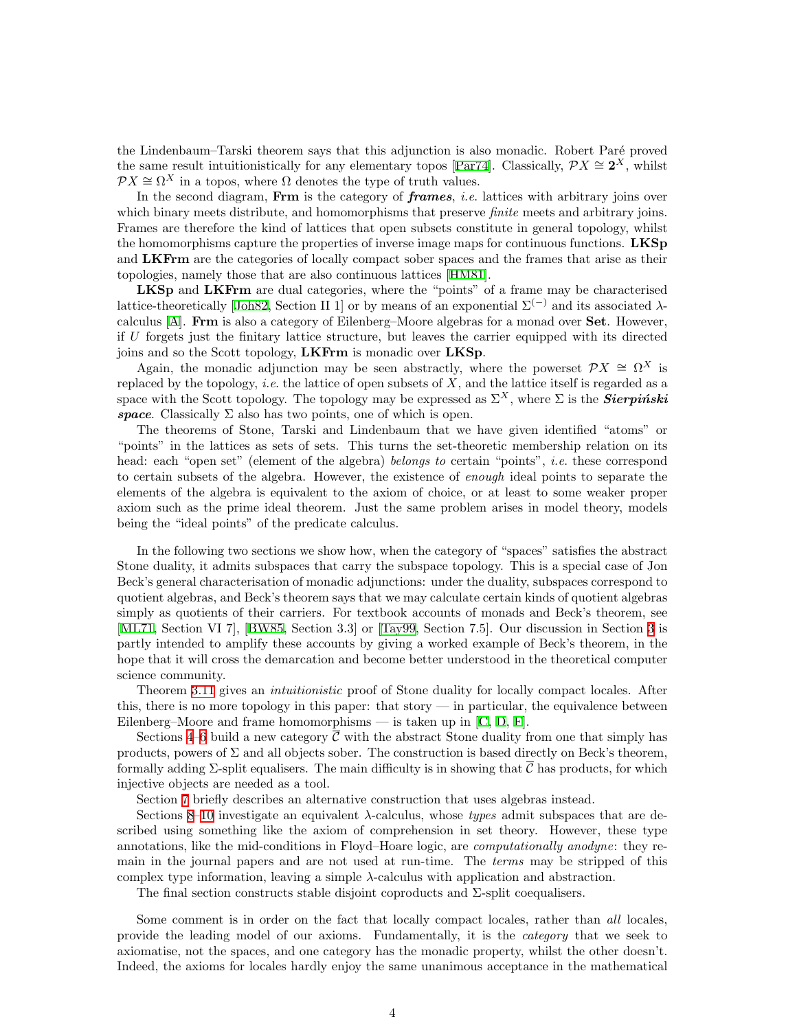the Lindenbaum–Tarski theorem says that this adjunction is also monadic. Robert Paré proved the same result intuitionistically for any elementary topos [Par74]. Classically, $\mathcal{P}X \cong \mathbf{2}^X$, whilst $\mathcal{P}X \cong \Omega^X$ in a topos, where $\Omega$ denotes the type of truth values.

In the second diagram, **Frm** is the category of ***frames***, *i.e.* lattices with arbitrary joins over which binary meets distribute, and homomorphisms that preserve *finite* meets and arbitrary joins. Frames are therefore the kind of lattices that open subsets constitute in general topology, whilst the homomorphisms capture the properties of inverse image maps for continuous functions. **LKSp** and **LKFrm** are the categories of locally compact sober spaces and the frames that arise as their topologies, namely those that are also continuous lattices [HM81].

**LKSp** and **LKFrm** are dual categories, where the "points" of a frame may be characterised lattice-theoretically [Joh82, Section II 1] or by means of an exponential $\Sigma^{(-)}$ and its associated $\lambda$-calculus [A]. **Frm** is also a category of Eilenberg–Moore algebras for a monad over **Set**. However, if $U$ forgets just the finitary lattice structure, but leaves the carrier equipped with its directed joins and so the Scott topology, **LKFrm** is monadic over **LKSp**.

Again, the monadic adjunction may be seen abstractly, where the powerset $\mathcal{P}X \cong \Omega^X$ is replaced by the topology, *i.e.* the lattice of open subsets of $X$, and the lattice itself is regarded as a space with the Scott topology. The topology may be expressed as $\Sigma^X$, where $\Sigma$ is the ***Sierpiński space***. Classically $\Sigma$ also has two points, one of which is open.

The theorems of Stone, Tarski and Lindenbaum that we have given identified "atoms" or "points" in the lattices as sets of sets. This turns the set-theoretic membership relation on its head: each "open set" (element of the algebra) *belongs to* certain "points", *i.e.* these correspond to certain subsets of the algebra. However, the existence of *enough* ideal points to separate the elements of the algebra is equivalent to the axiom of choice, or at least to some weaker proper axiom such as the prime ideal theorem. Just the same problem arises in model theory, models being the "ideal points" of the predicate calculus.

In the following two sections we show how, when the category of "spaces" satisfies the abstract Stone duality, it admits subspaces that carry the subspace topology. This is a special case of Jon Beck's general characterisation of monadic adjunctions: under the duality, subspaces correspond to quotient algebras, and Beck's theorem says that we may calculate certain kinds of quotient algebras simply as quotients of their carriers. For textbook accounts of monads and Beck's theorem, see [ML71, Section VI 7], [BW85, Section 3.3] or [Tay99, Section 7.5]. Our discussion in Section 3 is partly intended to amplify these accounts by giving a worked example of Beck's theorem, in the hope that it will cross the demarcation and become better understood in the theoretical computer science community.

Theorem 3.11 gives an *intuitionistic* proof of Stone duality for locally compact locales. After this, there is no more topology in this paper: that story — in particular, the equivalence between Eilenberg–Moore and frame homomorphisms — is taken up in [C, D, E].

Sections 4–6 build a new category $\overline{\mathcal{C}}$ with the abstract Stone duality from one that simply has products, powers of $\Sigma$ and all objects sober. The construction is based directly on Beck's theorem, formally adding $\Sigma$-split equalisers. The main difficulty is in showing that $\overline{\mathcal{C}}$ has products, for which injective objects are needed as a tool.

Section 7 briefly describes an alternative construction that uses algebras instead.

Sections 8–10 investigate an equivalent $\lambda$-calculus, whose *types* admit subspaces that are described using something like the axiom of comprehension in set theory. However, these type annotations, like the mid-conditions in Floyd–Hoare logic, are *computationally anodyne*: they remain in the journal papers and are not used at run-time. The *terms* may be stripped of this complex type information, leaving a simple $\lambda$-calculus with application and abstraction.

The final section constructs stable disjoint coproducts and $\Sigma$-split coequalisers.

Some comment is in order on the fact that locally compact locales, rather than *all* locales, provide the leading model of our axioms. Fundamentally, it is the *category* that we seek to axiomatise, not the spaces, and one category has the monadic property, whilst the other doesn't. Indeed, the axioms for locales hardly enjoy the same unanimous acceptance in the mathematical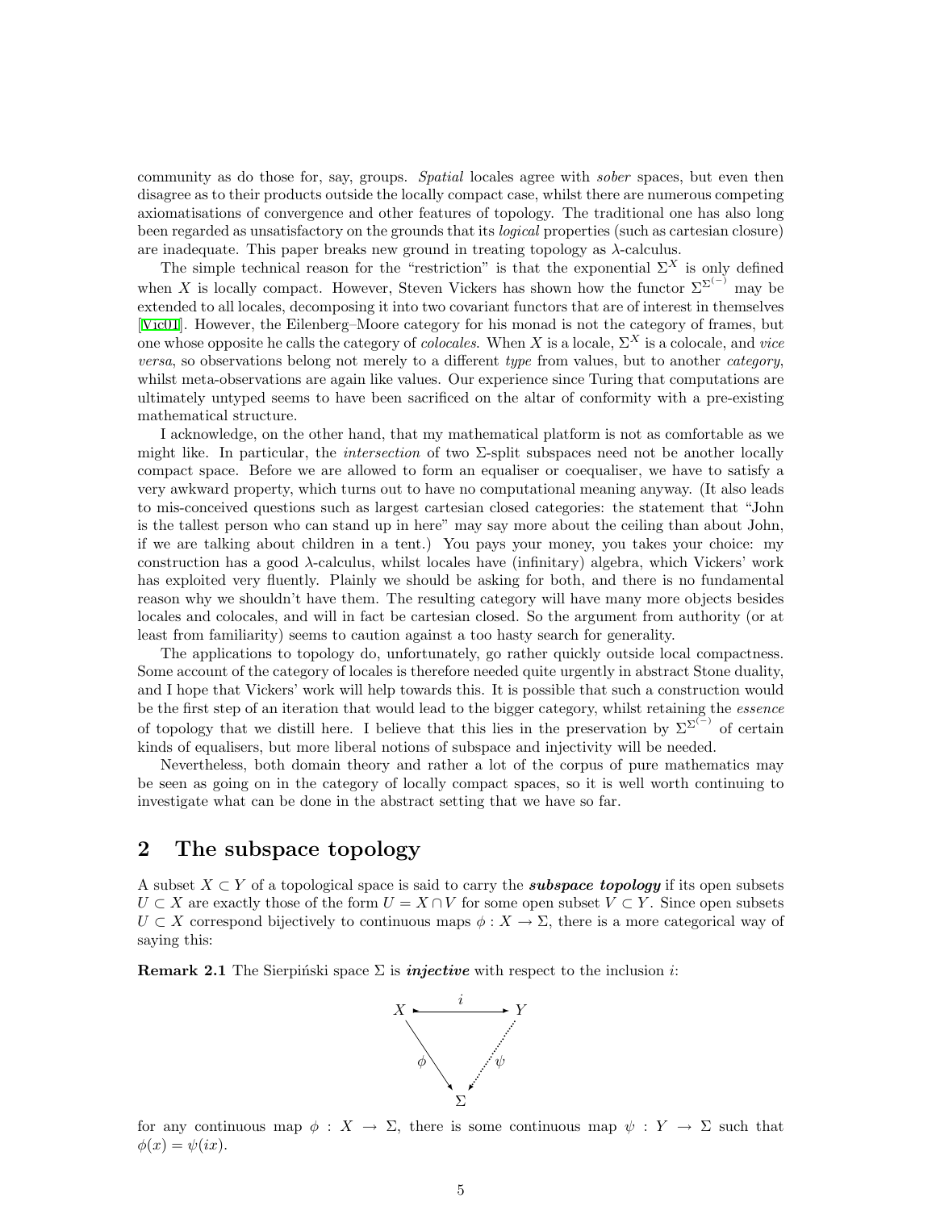community as do those for, say, groups. *Spatial* locales agree with *sober* spaces, but even then disagree as to their products outside the locally compact case, whilst there are numerous competing axiomatisations of convergence and other features of topology. The traditional one has also long been regarded as unsatisfactory on the grounds that its *logical* properties (such as cartesian closure) are inadequate. This paper breaks new ground in treating topology as $\lambda$-calculus.

The simple technical reason for the "restriction" is that the exponential $\Sigma^X$ is only defined when $X$ is locally compact. However, Steven Vickers has shown how the functor $\Sigma^{\Sigma^{(-)}}$ may be extended to all locales, decomposing it into two covariant functors that are of interest in themselves [Vic01]. However, the Eilenberg–Moore category for his monad is not the category of frames, but one whose opposite he calls the category of *colocales*. When $X$ is a locale, $\Sigma^X$ is a colocale, and *vice versa*, so observations belong not merely to a different *type* from values, but to another *category*, whilst meta-observations are again like values. Our experience since Turing that computations are ultimately untyped seems to have been sacrificed on the altar of conformity with a pre-existing mathematical structure.

I acknowledge, on the other hand, that my mathematical platform is not as comfortable as we might like. In particular, the *intersection* of two $\Sigma$-split subspaces need not be another locally compact space. Before we are allowed to form an equaliser or coequaliser, we have to satisfy a very awkward property, which turns out to have no computational meaning anyway. (It also leads to mis-conceived questions such as largest cartesian closed categories: the statement that "John is the tallest person who can stand up in here" may say more about the ceiling than about John, if we are talking about children in a tent.) You pays your money, you takes your choice: my construction has a good $\lambda$-calculus, whilst locales have (infinitary) algebra, which Vickers' work has exploited very fluently. Plainly we should be asking for both, and there is no fundamental reason why we shouldn't have them. The resulting category will have many more objects besides locales and colocales, and will in fact be cartesian closed. So the argument from authority (or at least from familiarity) seems to caution against a too hasty search for generality.

The applications to topology do, unfortunately, go rather quickly outside local compactness. Some account of the category of locales is therefore needed quite urgently in abstract Stone duality, and I hope that Vickers' work will help towards this. It is possible that such a construction would be the first step of an iteration that would lead to the bigger category, whilst retaining the *essence* of topology that we distill here. I believe that this lies in the preservation by $\Sigma^{\Sigma^{(-)}}$ of certain kinds of equalisers, but more liberal notions of subspace and injectivity will be needed.

Nevertheless, both domain theory and rather a lot of the corpus of pure mathematics may be seen as going on in the category of locally compact spaces, so it is well worth continuing to investigate what can be done in the abstract setting that we have so far.

## 2 The subspace topology

A subset $X \subset Y$ of a topological space is said to carry the ***subspace topology*** if its open subsets $U \subset X$ are exactly those of the form $U = X \cap V$ for some open subset $V \subset Y$. Since open subsets $U \subset X$ correspond bijectively to continuous maps $\phi : X \to \Sigma$, there is a more categorical way of saying this:

**Remark 2.1** The Sierpiński space $\Sigma$ is ***injective*** with respect to the inclusion $i$:

$$\begin{array}{ccc} X & \xrightarrow{\quad i \quad} & Y \\ & \searrow^{\phi} \quad {}^{\psi}\swarrow & \\ & \Sigma & \end{array}$$

for any continuous map $\phi : X \to \Sigma$, there is some continuous map $\psi : Y \to \Sigma$ such that $\phi(x) = \psi(ix)$.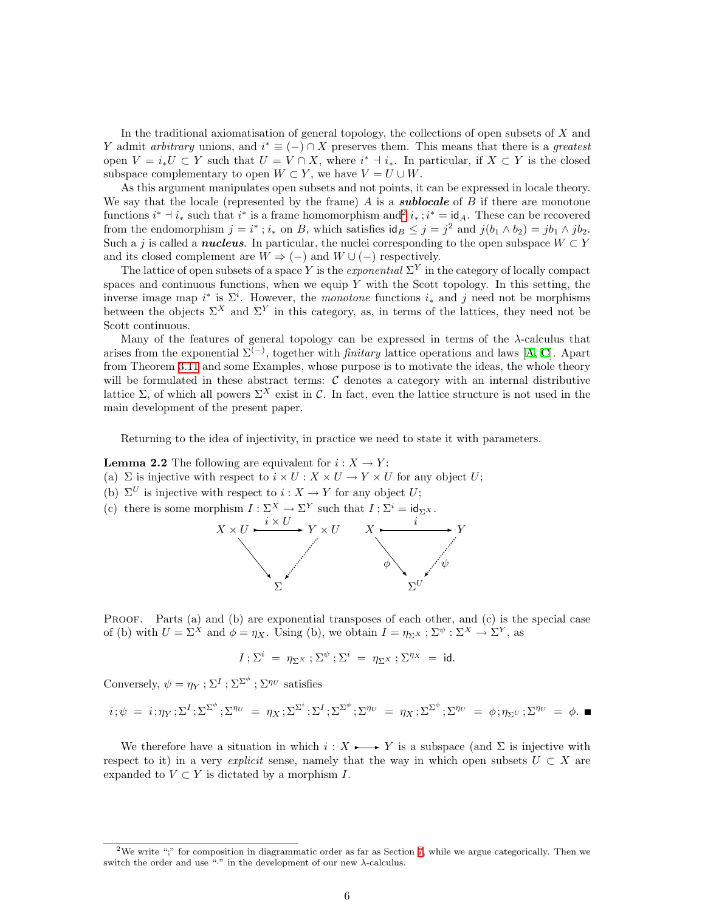In the traditional axiomatisation of general topology, the collections of open subsets of $X$ and $Y$ admit *arbitrary* unions, and $i^* \equiv (-) \cap X$ preserves them. This means that there is a *greatest* open $V = i_* U \subset Y$ such that $U = V \cap X$, where $i^* \dashv i_*$. In particular, if $X \subset Y$ is the closed subspace complementary to open $W \subset Y$, we have $V = U \cup W$.

As this argument manipulates open subsets and not points, it can be expressed in locale theory. We say that the locale (represented by the frame) $A$ is a ***sublocale*** of $B$ if there are monotone functions $i^* \dashv i_*$ such that $i^*$ is a frame homomorphism and[2] $i_* ; i^* = \mathsf{id}_A$. These can be recovered from the endomorphism $j = i^* ; i_*$ on $B$, which satisfies $\mathsf{id}_B \leq j = j^2$ and $j(b_1 \wedge b_2) = jb_1 \wedge jb_2$. Such a $j$ is called a ***nucleus***. In particular, the nuclei corresponding to the open subspace $W \subset Y$ and its closed complement are $W \Rightarrow (-)$ and $W \cup (-)$ respectively.

The lattice of open subsets of a space $Y$ is the *exponential* $\Sigma^Y$ in the category of locally compact spaces and continuous functions, when we equip $Y$ with the Scott topology. In this setting, the inverse image map $i^*$ is $\Sigma^i$. However, the *monotone* functions $i_*$ and $j$ need not be morphisms between the objects $\Sigma^X$ and $\Sigma^Y$ in this category, as, in terms of the lattices, they need not be Scott continuous.

Many of the features of general topology can be expressed in terms of the $\lambda$-calculus that arises from the exponential $\Sigma^{(-)}$, together with *finitary* lattice operations and laws [A, C]. Apart from Theorem 3.11 and some Examples, whose purpose is to motivate the ideas, the whole theory will be formulated in these abstract terms: $\mathcal{C}$ denotes a category with an internal distributive lattice $\Sigma$, of which all powers $\Sigma^X$ exist in $\mathcal{C}$. In fact, even the lattice structure is not used in the main development of the present paper.

Returning to the idea of injectivity, in practice we need to state it with parameters.

**Lemma 2.2** The following are equivalent for $i : X \to Y$:
(a) $\Sigma$ is injective with respect to $i \times U : X \times U \to Y \times U$ for any object $U$;
(b) $\Sigma^U$ is injective with respect to $i : X \to Y$ for any object $U$;
(c) there is some morphism $I : \Sigma^X \to \Sigma^Y$ such that $I ; \Sigma^i = \mathsf{id}_{\Sigma^X}$.

$$X \times U \xrightarrow{i \times U} Y \times U, \quad X \times U \to \Sigma, \quad Y \times U \dashrightarrow \Sigma \qquad\qquad X \xrightarrow{i} Y, \quad X \xrightarrow{\phi} \Sigma^U, \quad Y \overset{\psi}{\dashrightarrow} \Sigma^U$$

Proof. Parts (a) and (b) are exponential transposes of each other, and (c) is the special case of (b) with $U = \Sigma^X$ and $\phi = \eta_X$. Using (b), we obtain $I = \eta_{\Sigma^X} ; \Sigma^\psi : \Sigma^X \to \Sigma^Y$, as

$$I ; \Sigma^i \; = \; \eta_{\Sigma^X} ; \Sigma^\psi ; \Sigma^i \; = \; \eta_{\Sigma^X} ; \Sigma^{\eta_X} \; = \; \mathsf{id}.$$

Conversely, $\psi = \eta_Y ; \Sigma^I ; \Sigma^{\Sigma^\phi} ; \Sigma^{\eta_U}$ satisfies

$$i ; \psi \; = \; i ; \eta_Y ; \Sigma^I ; \Sigma^{\Sigma^\phi} ; \Sigma^{\eta_U} \; = \; \eta_X ; \Sigma^{\Sigma^i} ; \Sigma^I ; \Sigma^{\Sigma^\phi} ; \Sigma^{\eta_U} \; = \; \eta_X ; \Sigma^{\Sigma^\phi} ; \Sigma^{\eta_U} \; = \; \phi ; \eta_{\Sigma^U} ; \Sigma^{\eta_U} \; = \; \phi. \; \blacksquare$$

We therefore have a situation in which $i : X \rightarrowtail Y$ is a subspace (and $\Sigma$ is injective with respect to it) in a very *explicit* sense, namely that the way in which open subsets $U \subset X$ are expanded to $V \subset Y$ is dictated by a morphism $I$.

[2] We write ";" for composition in diagrammatic order as far as Section 7, while we argue categorically. Then we switch the order and use "·" in the development of our new $\lambda$-calculus.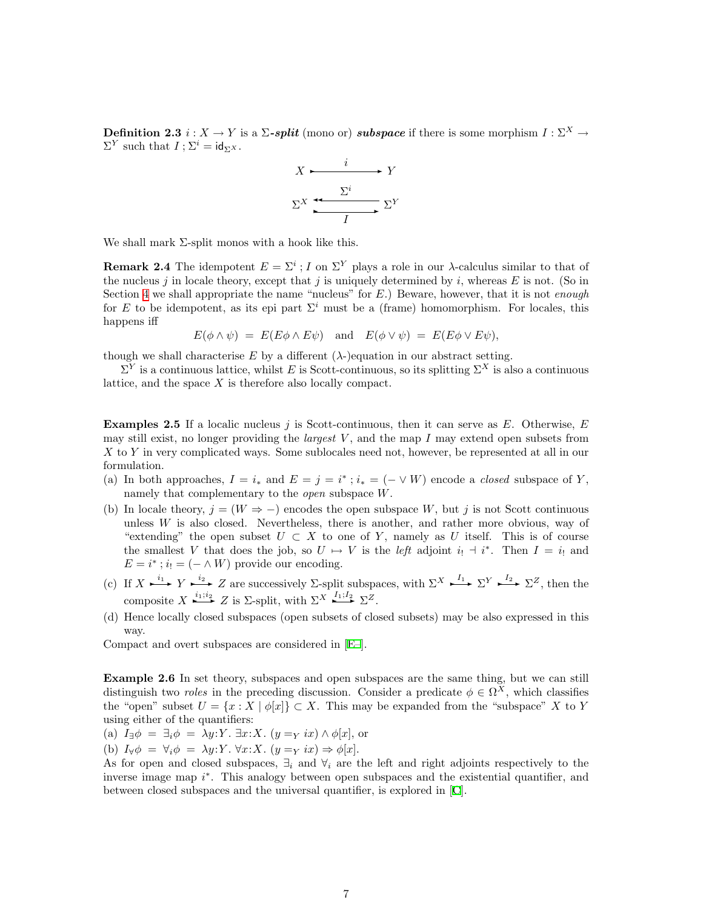**Definition 2.3** $i : X \to Y$ is a $\Sigma$-***split*** (mono or) ***subspace*** if there is some morphism $I : \Sigma^X \to \Sigma^Y$ such that $I\,;\Sigma^i = \mathsf{id}_{\Sigma^X}$.

$$\begin{array}{ccc} X & \overset{i}{\rightarrowtail} & Y \\ \Sigma^X & \underset{I}{\overset{\Sigma^i}{\twoheadleftarrow\!\!\rightarrowtail}} & \Sigma^Y \end{array}$$

We shall mark $\Sigma$-split monos with a hook like this.

**Remark 2.4** The idempotent $E = \Sigma^i\,; I$ on $\Sigma^Y$ plays a role in our $\lambda$-calculus similar to that of the nucleus $j$ in locale theory, except that $j$ is uniquely determined by $i$, whereas $E$ is not. (So in Section 4 we shall appropriate the name "nucleus" for $E$.) Beware, however, that it is not *enough* for $E$ to be idempotent, as its epi part $\Sigma^i$ must be a (frame) homomorphism. For locales, this happens iff

$$E(\phi \wedge \psi) \;=\; E(E\phi \wedge E\psi) \quad \text{and} \quad E(\phi \vee \psi) \;=\; E(E\phi \vee E\psi),$$

though we shall characterise $E$ by a different ($\lambda$-)equation in our abstract setting.

$\Sigma^Y$ is a continuous lattice, whilst $E$ is Scott-continuous, so its splitting $\Sigma^X$ is also a continuous lattice, and the space $X$ is therefore also locally compact.

**Examples 2.5** If a localic nucleus $j$ is Scott-continuous, then it can serve as $E$. Otherwise, $E$ may still exist, no longer providing the *largest* $V$, and the map $I$ may extend open subsets from $X$ to $Y$ in very complicated ways. Some sublocales need not, however, be represented at all in our formulation.

(a) In both approaches, $I = i_*$ and $E = j = i^*\,; i_* = (-\vee W)$ encode a *closed* subspace of $Y$, namely that complementary to the *open* subspace $W$.

(b) In locale theory, $j = (W \Rightarrow -)$ encodes the open subspace $W$, but $j$ is not Scott continuous unless $W$ is also closed. Nevertheless, there is another, and rather more obvious, way of "extending" the open subset $U \subset X$ to one of $Y$, namely as $U$ itself. This is of course the smallest $V$ that does the job, so $U \mapsto V$ is the *left* adjoint $i_! \dashv i^*$. Then $I = i_!$ and $E = i^*\,; i_! = (-\wedge W)$ provide our encoding.

(c) If $X \overset{i_1}{\rightarrowtail} Y \overset{i_2}{\rightarrowtail} Z$ are successively $\Sigma$-split subspaces, with $\Sigma^X \overset{I_1}{\rightarrowtail} \Sigma^Y \overset{I_2}{\rightarrowtail} \Sigma^Z$, then the composite $X \overset{i_1;i_2}{\rightarrowtail} Z$ is $\Sigma$-split, with $\Sigma^X \overset{I_1;I_2}{\rightarrowtail} \Sigma^Z$.

(d) Hence locally closed subspaces (open subsets of closed subsets) may be also expressed in this way.

Compact and overt subspaces are considered in [E–].

**Example 2.6** In set theory, subspaces and open subspaces are the same thing, but we can still distinguish two *roles* in the preceding discussion. Consider a predicate $\phi \in \Omega^X$, which classifies the "open" subset $U = \{x : X \mid \phi[x]\} \subset X$. This may be expanded from the "subspace" $X$ to $Y$ using either of the quantifiers:

(a) $I_\exists\phi \;=\; \exists_i\phi \;=\; \lambda y{:}Y.\ \exists x{:}X.\ (y =_Y ix) \wedge \phi[x]$, or

(b) $I_\forall\phi \;=\; \forall_i\phi \;=\; \lambda y{:}Y.\ \forall x{:}X.\ (y =_Y ix) \Rightarrow \phi[x]$.

As for open and closed subspaces, $\exists_i$ and $\forall_i$ are the left and right adjoints respectively to the inverse image map $i^*$. This analogy between open subspaces and the existential quantifier, and between closed subspaces and the universal quantifier, is explored in [C].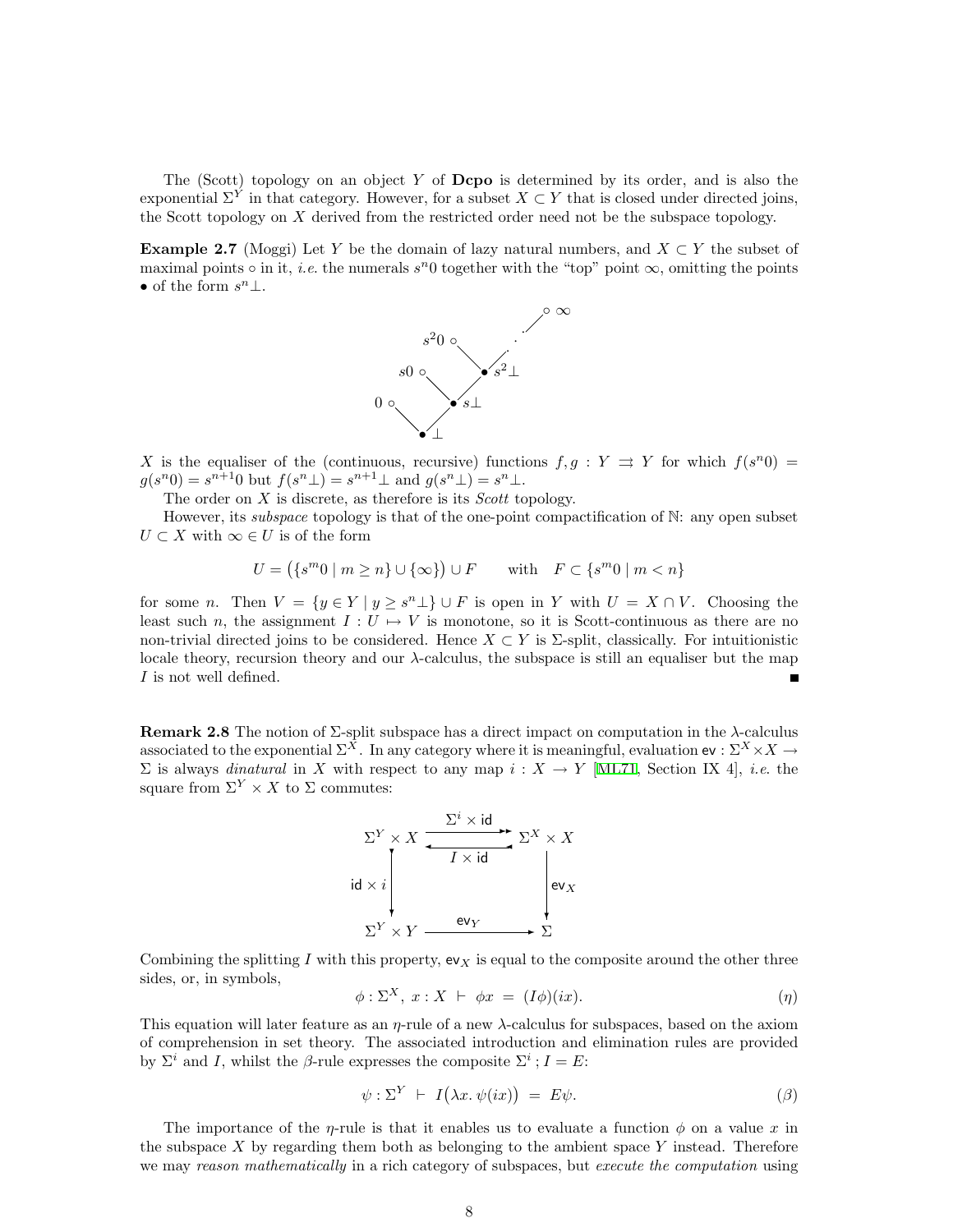The (Scott) topology on an object $Y$ of **Dcpo** is determined by its order, and is also the exponential $\Sigma^Y$ in that category. However, for a subset $X \subset Y$ that is closed under directed joins, the Scott topology on $X$ derived from the restricted order need not be the subspace topology.

**Example 2.7** (Moggi) Let $Y$ be the domain of lazy natural numbers, and $X \subset Y$ the subset of maximal points $\circ$ in it, *i.e.* the numerals $s^n 0$ together with the "top" point $\infty$, omitting the points $\bullet$ of the form $s^n \bot$.

$X$ is the equaliser of the (continuous, recursive) functions $f, g : Y \rightrightarrows Y$ for which $f(s^n 0) = g(s^n 0) = s^{n+1} 0$ but $f(s^n \bot) = s^{n+1} \bot$ and $g(s^n \bot) = s^n \bot$.

The order on $X$ is discrete, as therefore is its *Scott* topology.

However, its *subspace* topology is that of the one-point compactification of $\mathbb{N}$: any open subset $U \subset X$ with $\infty \in U$ is of the form

$$U = \left(\{s^m 0 \mid m \geq n\} \cup \{\infty\}\right) \cup F \qquad \text{with} \quad F \subset \{s^m 0 \mid m < n\}$$

for some $n$. Then $V = \{y \in Y \mid y \geq s^n \bot\} \cup F$ is open in $Y$ with $U = X \cap V$. Choosing the least such $n$, the assignment $I : U \mapsto V$ is monotone, so it is Scott-continuous as there are no non-trivial directed joins to be considered. Hence $X \subset Y$ is $\Sigma$-split, classically. For intuitionistic locale theory, recursion theory and our $\lambda$-calculus, the subspace is still an equaliser but the map $I$ is not well defined. ■

**Remark 2.8** The notion of $\Sigma$-split subspace has a direct impact on computation in the $\lambda$-calculus associated to the exponential $\Sigma^X$. In any category where it is meaningful, evaluation $\mathsf{ev} : \Sigma^X \times X \to \Sigma$ is always *dinatural* in $X$ with respect to any map $i : X \to Y$ [ML71, Section IX 4], *i.e.* the square from $\Sigma^Y \times X$ to $\Sigma$ commutes:

$$\begin{array}{ccc}
\Sigma^Y \times X & \underset{I \times \mathsf{id}}{\overset{\Sigma^i \times \mathsf{id}}{\rightleftarrows}} & \Sigma^X \times X \\
\downarrow{\scriptstyle \mathsf{id} \times i} & & \downarrow{\scriptstyle \mathsf{ev}_X} \\
\Sigma^Y \times Y & \xrightarrow{\mathsf{ev}_Y} & \Sigma
\end{array}$$

Combining the splitting $I$ with this property, $\mathsf{ev}_X$ is equal to the composite around the other three sides, or, in symbols,

$$\phi : \Sigma^X,\ x : X \ \vdash\ \phi x \ = \ (I\phi)(ix). \qquad (\eta)$$

This equation will later feature as an $\eta$-rule of a new $\lambda$-calculus for subspaces, based on the axiom of comprehension in set theory. The associated introduction and elimination rules are provided by $\Sigma^i$ and $I$, whilst the $\beta$-rule expresses the composite $\Sigma^i ; I = E$:

$$\psi : \Sigma^Y \ \vdash\ I\big(\lambda x.\, \psi(ix)\big) \ = \ E\psi. \qquad (\beta)$$

The importance of the $\eta$-rule is that it enables us to evaluate a function $\phi$ on a value $x$ in the subspace $X$ by regarding them both as belonging to the ambient space $Y$ instead. Therefore we may *reason mathematically* in a rich category of subspaces, but *execute the computation* using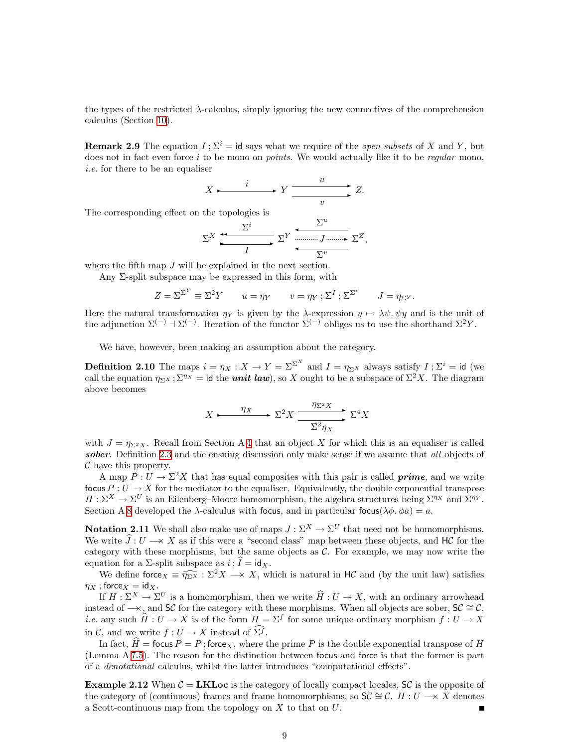the types of the restricted λ-calculus, simply ignoring the new connectives of the comprehension calculus (Section 10).

**Remark 2.9** The equation $I\,;\Sigma^i = \mathsf{id}$ says what we require of the *open subsets* of $X$ and $Y$, but does not in fact even force $i$ to be mono on *points*. We would actually like it to be *regular* mono, *i.e.* for there to be an equaliser

$$X \xrightarrow{\ i\ } Y \underset{v}{\overset{u}{\rightrightarrows}} Z.$$

The corresponding effect on the topologies is

$$\Sigma^X \underset{I}{\overset{\Sigma^i}{\leftrightarrows}} \Sigma^Y \underset{\Sigma^v}{\overset{\Sigma^u}{\leftleftarrows}} \Sigma^Z, \qquad J : \Sigma^Y \to \Sigma^Z$$

where the fifth map $J$ will be explained in the next section.

Any Σ-split subspace may be expressed in this form, with

$$Z = \Sigma^{\Sigma^Y} \equiv \Sigma^2 Y \qquad u = \eta_Y \qquad v = \eta_Y\,;\Sigma^I\,;\Sigma^{\Sigma^i} \qquad J = \eta_{\Sigma^Y}.$$

Here the natural transformation $\eta_Y$ is given by the λ-expression $y \mapsto \lambda\psi.\,\psi y$ and is the unit of the adjunction $\Sigma^{(-)} \dashv \Sigma^{(-)}$. Iteration of the functor $\Sigma^{(-)}$ obliges us to use the shorthand $\Sigma^2 Y$.

We have, however, been making an assumption about the category.

**Definition 2.10** The maps $i = \eta_X : X \to Y = \Sigma^{\Sigma^X}$ and $I = \eta_{\Sigma^X}$ always satisfy $I\,;\Sigma^i = \mathsf{id}$ (we call the equation $\eta_{\Sigma^X}\,;\Sigma^{\eta_X} = \mathsf{id}$ the ***unit law***), so $X$ ought to be a subspace of $\Sigma^2 X$. The diagram above becomes

$$X \xrightarrow{\ \eta_X\ } \Sigma^2 X \underset{\Sigma^2\eta_X}{\overset{\eta_{\Sigma^2 X}}{\rightrightarrows}} \Sigma^4 X$$

with $J = \eta_{\Sigma^3 X}$. Recall from Section A 4 that an object $X$ for which this is an equaliser is called ***sober***. Definition 2.3 and the ensuing discussion only make sense if we assume that *all* objects of $\mathcal{C}$ have this property.

A map $P : U \to \Sigma^2 X$ that has equal composites with this pair is called ***prime***, and we write $\mathsf{focus}\,P : U \to X$ for the mediator to the equaliser. Equivalently, the double exponential transpose $H : \Sigma^X \to \Sigma^U$ is an Eilenberg–Moore homomorphism, the algebra structures being $\Sigma^{\eta_X}$ and $\Sigma^{\eta_Y}$. Section A 8 developed the λ-calculus with $\mathsf{focus}$, and in particular $\mathsf{focus}(\lambda\phi.\,\phi a) = a$.

**Notation 2.11** We shall also make use of maps $J : \Sigma^X \to \Sigma^U$ that need not be homomorphisms. We write $\widehat{J} : U \longrightarrow\!\!\!\!\times\ X$ as if this were a "second class" map between these objects, and $\mathsf{H}\mathcal{C}$ for the category with these morphisms, but the same objects as $\mathcal{C}$. For example, we may now write the equation for a Σ-split subspace as $i\,;\widehat{I} = \mathsf{id}_X$.

We define $\mathsf{force}_X \equiv \widehat{\eta_{\Sigma^X}} : \Sigma^2 X \longrightarrow\!\!\!\!\times\ X$, which is natural in $\mathsf{H}\mathcal{C}$ and (by the unit law) satisfies $\eta_X\,;\mathsf{force}_X = \mathsf{id}_X$.

If $H : \Sigma^X \to \Sigma^U$ is a homomorphism, then we write $\widehat{H} : U \to X$, with an ordinary arrowhead instead of $\longrightarrow\!\!\!\!\times$, and $\mathsf{S}\mathcal{C}$ for the category with these morphisms. When all objects are sober, $\mathsf{S}\mathcal{C} \cong \mathcal{C}$, *i.e.* any such $\widehat{H} : U \to X$ is of the form $H = \Sigma^f$ for some unique ordinary morphism $f : U \to X$ in $\mathcal{C}$, and we write $f : U \to X$ instead of $\widehat{\Sigma^f}$.

In fact, $\widehat{H} = \mathsf{focus}\,P = P\,;\mathsf{force}_X$, where the prime $P$ is the double exponential transpose of $H$ (Lemma A 7.5). The reason for the distinction between $\mathsf{focus}$ and $\mathsf{force}$ is that the former is part of a *denotational* calculus, whilst the latter introduces "computational effects".

**Example 2.12** When $\mathcal{C} = \mathbf{LKLoc}$ is the category of locally compact locales, $\mathsf{S}\mathcal{C}$ is the opposite of the category of (continuous) frames and frame homomorphisms, so $\mathsf{S}\mathcal{C} \cong \mathcal{C}$. $H : U \longrightarrow\!\!\!\!\times\ X$ denotes a Scott-continuous map from the topology on $X$ to that on $U$. ∎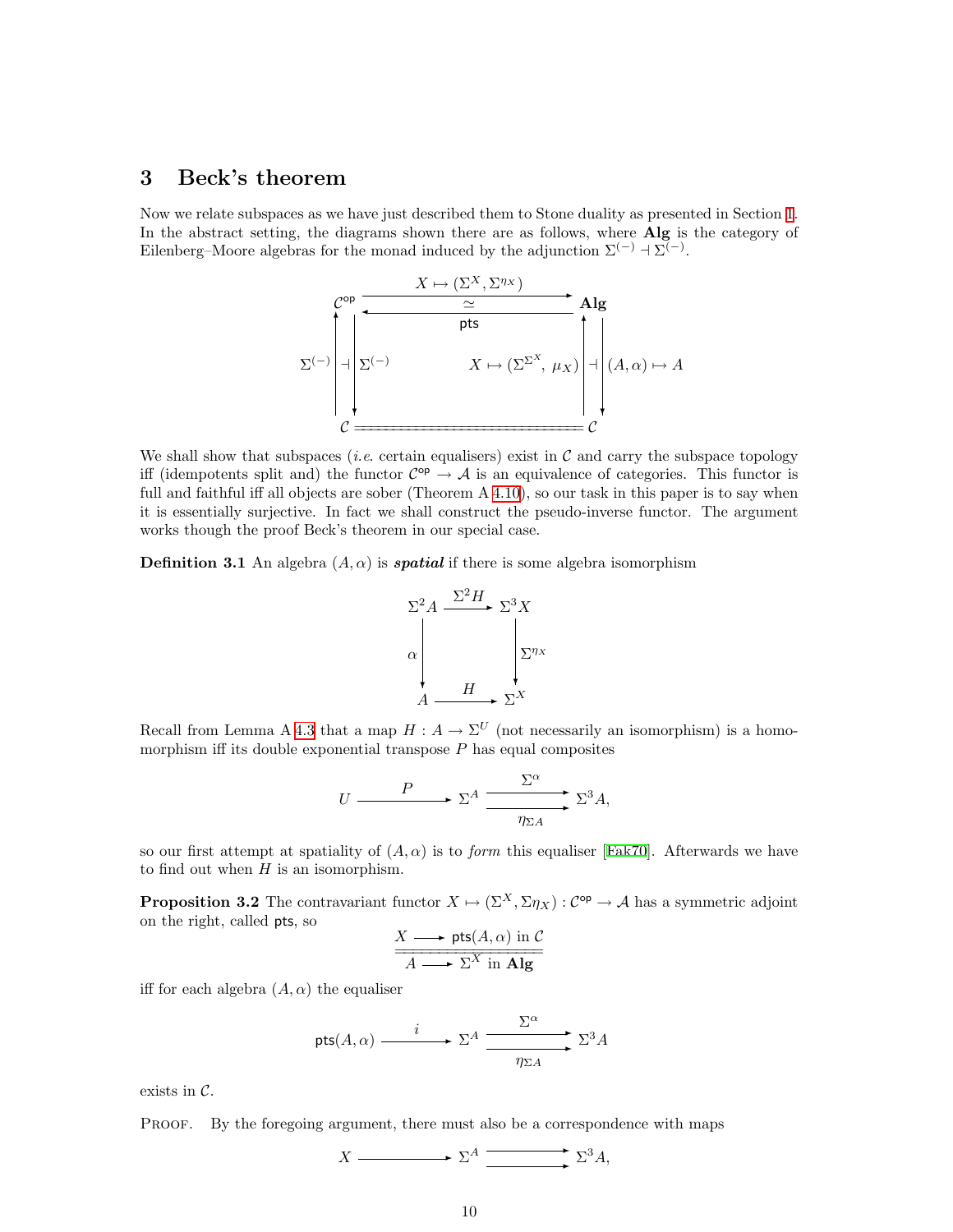## 3 Beck's theorem

Now we relate subspaces as we have just described them to Stone duality as presented in Section 1. In the abstract setting, the diagrams shown there are as follows, where **Alg** is the category of Eilenberg–Moore algebras for the monad induced by the adjunction $\Sigma^{(-)} \dashv \Sigma^{(-)}$.

$$
\begin{array}{ccc}
\mathcal{C}^{\mathsf{op}} & \underset{\mathsf{pts}}{\overset{X \mapsto (\Sigma^X, \Sigma^{\eta_X})}{\rightleftarrows}} \;\simeq & \mathbf{Alg} \\
\Sigma^{(-)} \uparrow \dashv \downarrow \Sigma^{(-)} & X \mapsto (\Sigma^{\Sigma^X}, \ \mu_X) & \uparrow \dashv \downarrow (A,\alpha) \mapsto A \\
\mathcal{C} & = \!= \!= \!= \!= \!= \!= \!= & \mathcal{C}
\end{array}
$$

We shall show that subspaces (*i.e.* certain equalisers) exist in $\mathcal{C}$ and carry the subspace topology iff (idempotents split and) the functor $\mathcal{C}^{\mathsf{op}} \to \mathcal{A}$ is an equivalence of categories. This functor is full and faithful iff all objects are sober (Theorem A 4.10), so our task in this paper is to say when it is essentially surjective. In fact we shall construct the pseudo-inverse functor. The argument works though the proof Beck's theorem in our special case.

**Definition 3.1** An algebra $(A, \alpha)$ is ***spatial*** if there is some algebra isomorphism

$$
\begin{array}{ccc}
\Sigma^2 A & \xrightarrow{\Sigma^2 H} & \Sigma^3 X \\
\alpha \downarrow & & \downarrow \Sigma^{\eta_X} \\
A & \xrightarrow{H} & \Sigma^X
\end{array}
$$

Recall from Lemma A 4.3 that a map $H : A \to \Sigma^U$ (not necessarily an isomorphism) is a homomorphism iff its double exponential transpose $P$ has equal composites

$$
U \xrightarrow{\ P\ } \Sigma^A \underset{\eta_{\Sigma A}}{\overset{\Sigma^\alpha}{\rightrightarrows}} \Sigma^3 A,
$$

so our first attempt at spatiality of $(A, \alpha)$ is to *form* this equaliser [Fak70]. Afterwards we have to find out when $H$ is an isomorphism.

**Proposition 3.2** The contravariant functor $X \mapsto (\Sigma^X, \Sigma\eta_X) : \mathcal{C}^{\mathsf{op}} \to \mathcal{A}$ has a symmetric adjoint on the right, called $\mathsf{pts}$, so

$$
\frac{X \longrightarrow \mathsf{pts}(A,\alpha) \text{ in } \mathcal{C}}{A \longrightarrow \Sigma^X \text{ in } \mathbf{Alg}}
$$

iff for each algebra $(A, \alpha)$ the equaliser

$$
\mathsf{pts}(A,\alpha) \xrightarrow{\ i\ } \Sigma^A \underset{\eta_{\Sigma A}}{\overset{\Sigma^\alpha}{\rightrightarrows}} \Sigma^3 A
$$

exists in $\mathcal{C}$.

PROOF. By the foregoing argument, there must also be a correspondence with maps

$$
X \longrightarrow \Sigma^A \rightrightarrows \Sigma^3 A,
$$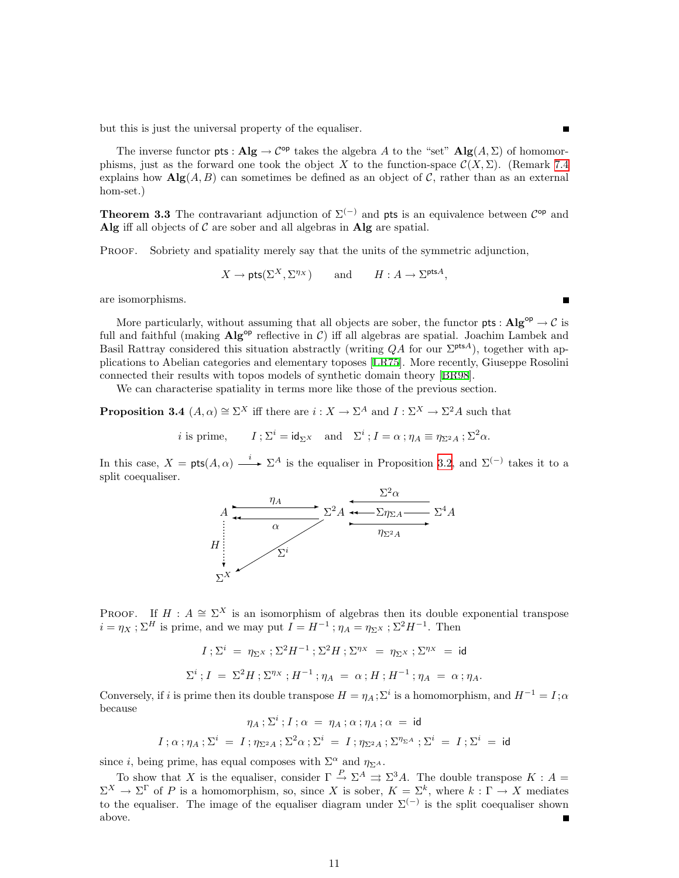but this is just the universal property of the equaliser. ∎

The inverse functor $\mathsf{pts} : \mathbf{Alg} \to \mathcal{C}^{\mathsf{op}}$ takes the algebra $A$ to the "set" $\mathbf{Alg}(A, \Sigma)$ of homomorphisms, just as the forward one took the object $X$ to the function-space $\mathcal{C}(X, \Sigma)$. (Remark 7.4 explains how $\mathbf{Alg}(A, B)$ can sometimes be defined as an object of $\mathcal{C}$, rather than as an external hom-set.)

**Theorem 3.3** The contravariant adjunction of $\Sigma^{(-)}$ and $\mathsf{pts}$ is an equivalence between $\mathcal{C}^{\mathsf{op}}$ and $\mathbf{Alg}$ iff all objects of $\mathcal{C}$ are sober and all algebras in $\mathbf{Alg}$ are spatial.

Proof. Sobriety and spatiality merely say that the units of the symmetric adjunction,

$$X \to \mathsf{pts}(\Sigma^X, \Sigma^{\eta_X}) \qquad \text{and} \qquad H : A \to \Sigma^{\mathsf{pts} A},$$

are isomorphisms. ∎

More particularly, without assuming that all objects are sober, the functor $\mathsf{pts} : \mathbf{Alg}^{\mathsf{op}} \to \mathcal{C}$ is full and faithful (making $\mathbf{Alg}^{\mathsf{op}}$ reflective in $\mathcal{C}$) iff all algebras are spatial. Joachim Lambek and Basil Rattray considered this situation abstractly (writing $QA$ for our $\Sigma^{\mathsf{pts} A}$), together with applications to Abelian categories and elementary toposes [LR75]. More recently, Giuseppe Rosolini connected their results with topos models of synthetic domain theory [BR98].

We can characterise spatiality in terms more like those of the previous section.

**Proposition 3.4** $(A, \alpha) \cong \Sigma^X$ iff there are $i : X \to \Sigma^A$ and $I : \Sigma^X \to \Sigma^2 A$ such that

$$i \text{ is prime}, \qquad I \,;\, \Sigma^i = \mathsf{id}_{\Sigma^X} \quad \text{and} \quad \Sigma^i \,;\, I = \alpha \,;\, \eta_A \equiv \eta_{\Sigma^2 A} \,;\, \Sigma^2 \alpha.$$

In this case, $X = \mathsf{pts}(A, \alpha) \xrightarrow{\ i\ } \Sigma^A$ is the equaliser in Proposition 3.2, and $\Sigma^{(-)}$ takes it to a split coequaliser.

$$\begin{array}{ccccc} A & \underset{\alpha}{\overset{\eta_A}{\rightleftarrows}} & \Sigma^2 A & \overset{\Sigma^2\alpha,\ \Sigma\eta_{\Sigma A}}{\longleftarrow\!\!\longleftarrow} \ \underset{\eta_{\Sigma^2 A}}{\longrightarrow} & \Sigma^4 A \\ {\scriptstyle H}\downarrow & \swarrow{\scriptstyle \Sigma^i} & & & \\ \Sigma^X & & & & \end{array}$$

Proof. If $H : A \cong \Sigma^X$ is an isomorphism of algebras then its double exponential transpose $i = \eta_X \,;\, \Sigma^H$ is prime, and we may put $I = H^{-1} \,;\, \eta_A = \eta_{\Sigma^X} \,;\, \Sigma^2 H^{-1}$. Then

$$I \,;\, \Sigma^i \;=\; \eta_{\Sigma^X} \,;\, \Sigma^2 H^{-1} \,;\, \Sigma^2 H \,;\, \Sigma^{\eta_X} \;=\; \eta_{\Sigma^X} \,;\, \Sigma^{\eta_X} \;=\; \mathsf{id}$$

$$\Sigma^i \,;\, I \;=\; \Sigma^2 H \,;\, \Sigma^{\eta_X} \,;\, H^{-1} \,;\, \eta_A \;=\; \alpha \,;\, H \,;\, H^{-1} \,;\, \eta_A \;=\; \alpha \,;\, \eta_A.$$

Conversely, if $i$ is prime then its double transpose $H = \eta_A \,;\, \Sigma^i$ is a homomorphism, and $H^{-1} = I \,;\, \alpha$ because

$$\eta_A \,;\, \Sigma^i \,;\, I \,;\, \alpha \;=\; \eta_A \,;\, \alpha \,;\, \eta_A \,;\, \alpha \;=\; \mathsf{id}$$

$$I \,;\, \alpha \,;\, \eta_A \,;\, \Sigma^i \;=\; I \,;\, \eta_{\Sigma^2 A} \,;\, \Sigma^2 \alpha \,;\, \Sigma^i \;=\; I \,;\, \eta_{\Sigma^2 A} \,;\, \Sigma^{\eta_{\Sigma A}} \,;\, \Sigma^i \;=\; I \,;\, \Sigma^i \;=\; \mathsf{id}$$

since $i$, being prime, has equal composes with $\Sigma^\alpha$ and $\eta_{\Sigma^A}$.

To show that $X$ is the equaliser, consider $\Gamma \xrightarrow{P} \Sigma^A \rightrightarrows \Sigma^3 A$. The double transpose $K : A = \Sigma^X \to \Sigma^\Gamma$ of $P$ is a homomorphism, so, since $X$ is sober, $K = \Sigma^k$, where $k : \Gamma \to X$ mediates to the equaliser. The image of the equaliser diagram under $\Sigma^{(-)}$ is the split coequaliser shown above. ∎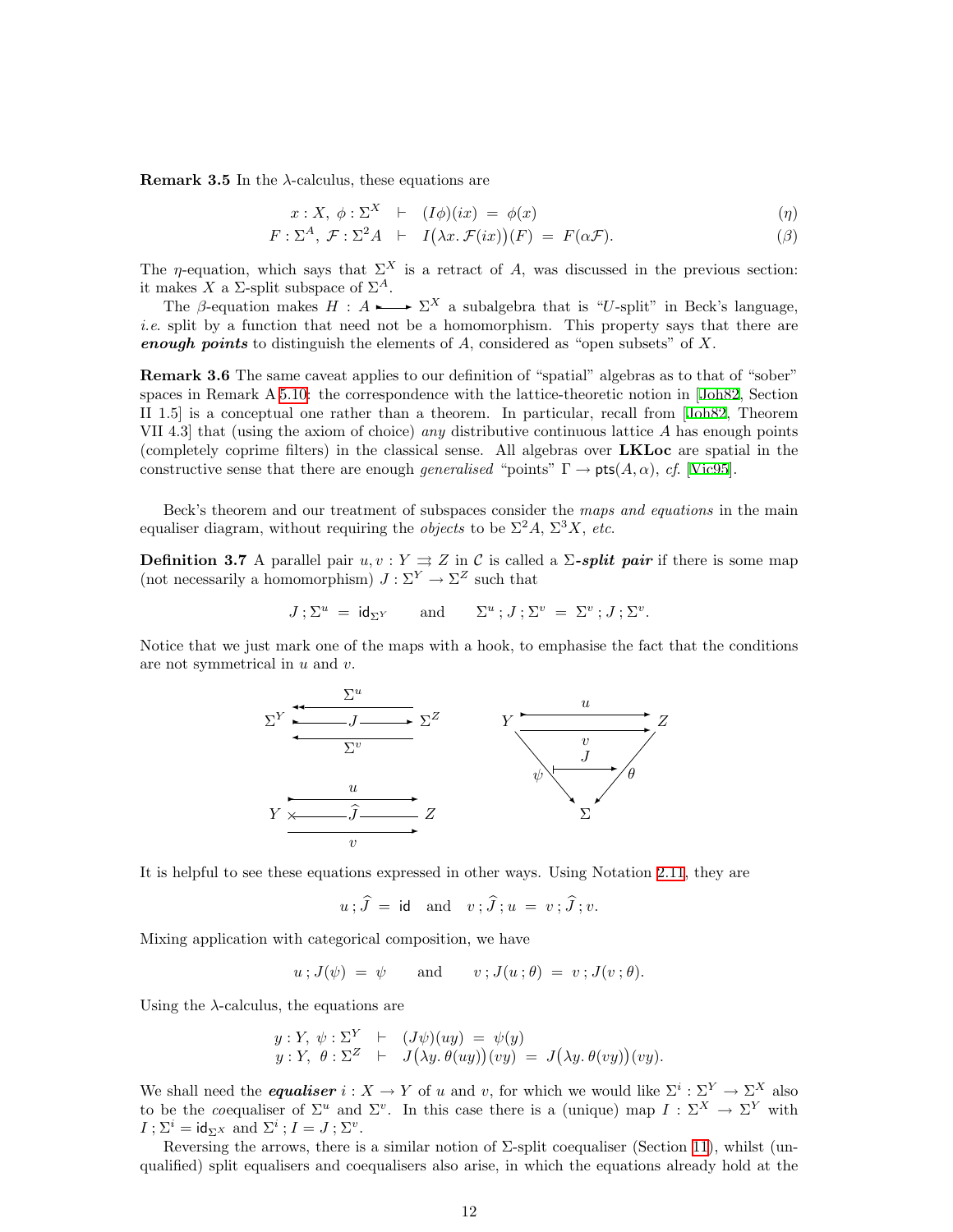**Remark 3.5** In the $\lambda$-calculus, these equations are

$$x : X,\ \phi : \Sigma^X \ \vdash\ (I\phi)(ix) \ = \ \phi(x) \tag{$\eta$}$$

$$F : \Sigma^A,\ \mathcal{F} : \Sigma^2 A \ \vdash\ I\big(\lambda x.\, \mathcal{F}(ix)\big)(F) \ = \ F(\alpha \mathcal{F}). \tag{$\beta$}$$

The $\eta$-equation, which says that $\Sigma^X$ is a retract of $A$, was discussed in the previous section: it makes $X$ a $\Sigma$-split subspace of $\Sigma^A$.

The $\beta$-equation makes $H : A \rightarrowtail \Sigma^X$ a subalgebra that is "$U$-split" in Beck's language, *i.e.* split by a function that need not be a homomorphism. This property says that there are ***enough points*** to distinguish the elements of $A$, considered as "open subsets" of $X$.

**Remark 3.6** The same caveat applies to our definition of "spatial" algebras as to that of "sober" spaces in Remark A 5.10: the correspondence with the lattice-theoretic notion in [Joh82, Section II 1.5] is a conceptual one rather than a theorem. In particular, recall from [Joh82, Theorem VII 4.3] that (using the axiom of choice) *any* distributive continuous lattice $A$ has enough points (completely coprime filters) in the classical sense. All algebras over **LKLoc** are spatial in the constructive sense that there are enough *generalised* "points" $\Gamma \to \mathsf{pts}(A, \alpha)$, *cf.* [Vic95].

Beck's theorem and our treatment of subspaces consider the *maps and equations* in the main equaliser diagram, without requiring the *objects* to be $\Sigma^2 A$, $\Sigma^3 X$, *etc.*

**Definition 3.7** A parallel pair $u, v : Y \rightrightarrows Z$ in $\mathcal{C}$ is called a $\Sigma$***-split pair*** if there is some map (not necessarily a homomorphism) $J : \Sigma^Y \to \Sigma^Z$ such that

$$J\,;\Sigma^u \ = \ \mathsf{id}_{\Sigma^Y} \qquad \text{and} \qquad \Sigma^u\,; J\,; \Sigma^v \ = \ \Sigma^v\,; J\,; \Sigma^v.$$

Notice that we just mark one of the maps with a hook, to emphasise the fact that the conditions are not symmetrical in $u$ and $v$.

It is helpful to see these equations expressed in other ways. Using Notation 2.11, they are

$$u\,; \widehat{J} \ = \ \mathsf{id} \quad \text{and} \quad v\,; \widehat{J}\,; u \ = \ v\,; \widehat{J}\,; v.$$

Mixing application with categorical composition, we have

$$u\,; J(\psi) \ = \ \psi \qquad \text{and} \qquad v\,; J(u\,;\theta) \ = \ v\,; J(v\,;\theta).$$

Using the $\lambda$-calculus, the equations are

$$y : Y,\ \psi : \Sigma^Y \ \vdash\ (J\psi)(uy) \ = \ \psi(y)$$
$$y : Y,\ \theta : \Sigma^Z \ \vdash\ J\big(\lambda y.\, \theta(uy)\big)(vy) \ = \ J\big(\lambda y.\, \theta(vy)\big)(vy).$$

We shall need the ***equaliser*** $i : X \to Y$ of $u$ and $v$, for which we would like $\Sigma^i : \Sigma^Y \to \Sigma^X$ also to be the *co*equaliser of $\Sigma^u$ and $\Sigma^v$. In this case there is a (unique) map $I : \Sigma^X \to \Sigma^Y$ with $I\,; \Sigma^i = \mathsf{id}_{\Sigma^X}$ and $\Sigma^i\,; I = J\,; \Sigma^v$.

Reversing the arrows, there is a similar notion of $\Sigma$-split coequaliser (Section 11), whilst (unqualified) split equalisers and coequalisers also arise, in which the equations already hold at the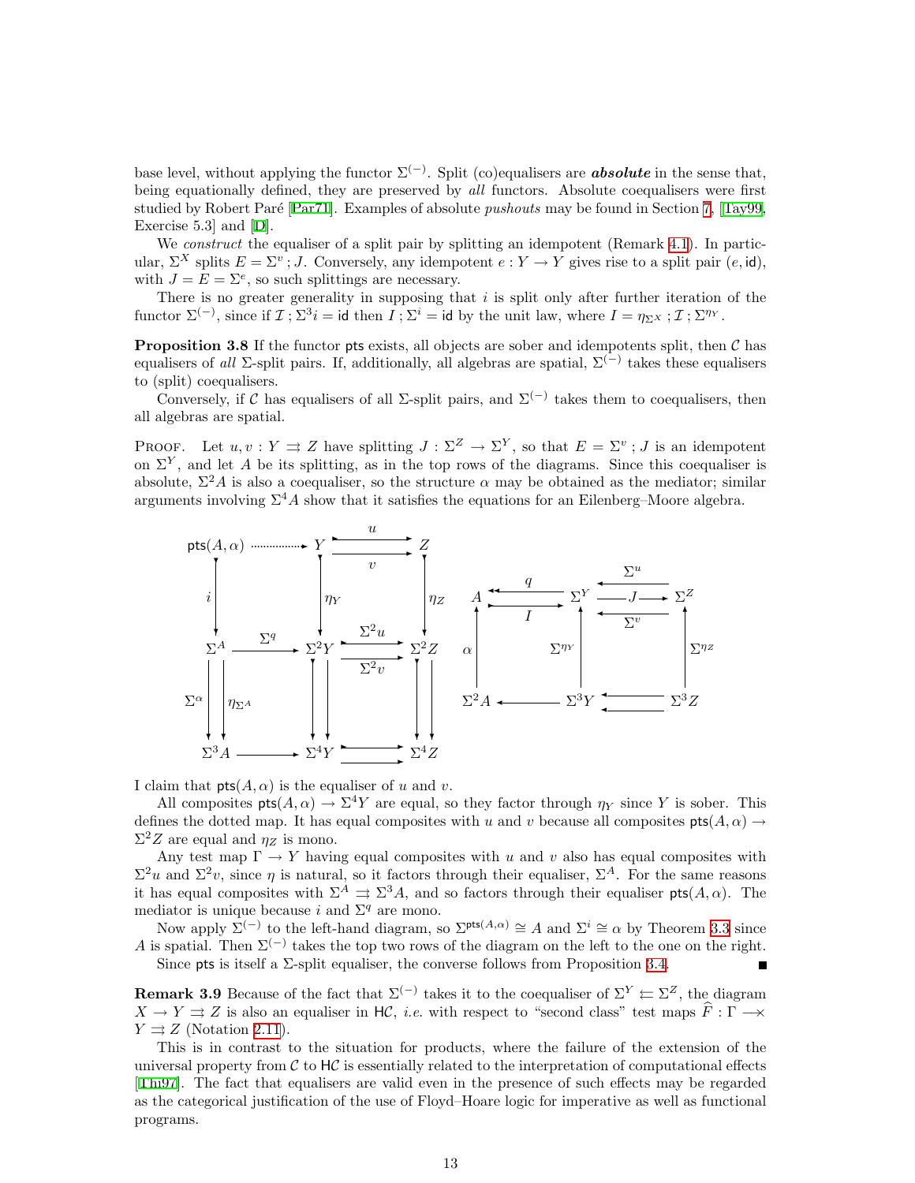base level, without applying the functor $\Sigma^{(-)}$. Split (co)equalisers are ***absolute*** in the sense that, being equationally defined, they are preserved by *all* functors. Absolute coequalisers were first studied by Robert Paré [Par71]. Examples of absolute *pushouts* may be found in Section 7, [Tay99, Exercise 5.3] and [D].

We *construct* the equaliser of a split pair by splitting an idempotent (Remark 4.1). In particular, $\Sigma^X$ splits $E = \Sigma^v ; J$. Conversely, any idempotent $e : Y \to Y$ gives rise to a split pair $(e, \mathsf{id})$, with $J = E = \Sigma^e$, so such splittings are necessary.

There is no greater generality in supposing that $i$ is split only after further iteration of the functor $\Sigma^{(-)}$, since if $\mathcal{I} ; \Sigma^3 i = \mathsf{id}$ then $I ; \Sigma^i = \mathsf{id}$ by the unit law, where $I = \eta_{\Sigma^X} ; \mathcal{I} ; \Sigma^{\eta_Y}$.

**Proposition 3.8** If the functor $\mathsf{pts}$ exists, all objects are sober and idempotents split, then $\mathcal{C}$ has equalisers of *all* $\Sigma$-split pairs. If, additionally, all algebras are spatial, $\Sigma^{(-)}$ takes these equalisers to (split) coequalisers.

Conversely, if $\mathcal{C}$ has equalisers of all $\Sigma$-split pairs, and $\Sigma^{(-)}$ takes them to coequalisers, then all algebras are spatial.

Proof. Let $u, v : Y \rightrightarrows Z$ have splitting $J : \Sigma^Z \to \Sigma^Y$, so that $E = \Sigma^v ; J$ is an idempotent on $\Sigma^Y$, and let $A$ be its splitting, as in the top rows of the diagrams. Since this coequaliser is absolute, $\Sigma^2 A$ is also a coequaliser, so the structure $\alpha$ may be obtained as the mediator; similar arguments involving $\Sigma^4 A$ show that it satisfies the equations for an Eilenberg–Moore algebra.

$$
\begin{array}{ccccc}
\mathsf{pts}(A,\alpha) & \cdots\cdots\to & Y & \overset{u}{\underset{v}{\rightrightarrows}} & Z \\
\downarrow i & & \downarrow \eta_Y & & \downarrow \eta_Z \\
\Sigma^A & \xrightarrow{\Sigma^q} & \Sigma^2 Y & \overset{\Sigma^2 u}{\underset{\Sigma^2 v}{\rightrightarrows}} & \Sigma^2 Z \\
\Sigma^\alpha \downarrow\downarrow \eta_{\Sigma^A} & & \downarrow\downarrow & & \downarrow\downarrow \\
\Sigma^3 A & \longrightarrow & \Sigma^4 Y & \rightrightarrows & \Sigma^4 Z
\end{array}
\qquad
\begin{array}{ccccc}
A & \overset{q}{\underset{I}{\leftrightarrows}} & \Sigma^Y & \overset{\Sigma^u,\ \Sigma^v}{\underset{J}{\leftrightarrows}} & \Sigma^Z \\
\uparrow \alpha & & \uparrow \Sigma^{\eta_Y} & & \uparrow \Sigma^{\eta_Z} \\
\Sigma^2 A & \longleftarrow & \Sigma^3 Y & \leftleftarrows & \Sigma^3 Z
\end{array}
$$

I claim that $\mathsf{pts}(A, \alpha)$ is the equaliser of $u$ and $v$.

All composites $\mathsf{pts}(A, \alpha) \to \Sigma^4 Y$ are equal, so they factor through $\eta_Y$ since $Y$ is sober. This defines the dotted map. It has equal composites with $u$ and $v$ because all composites $\mathsf{pts}(A, \alpha) \to \Sigma^2 Z$ are equal and $\eta_Z$ is mono.

Any test map $\Gamma \to Y$ having equal composites with $u$ and $v$ also has equal composites with $\Sigma^2 u$ and $\Sigma^2 v$, since $\eta$ is natural, so it factors through their equaliser, $\Sigma^A$. For the same reasons it has equal composites with $\Sigma^A \rightrightarrows \Sigma^3 A$, and so factors through their equaliser $\mathsf{pts}(A, \alpha)$. The mediator is unique because $i$ and $\Sigma^q$ are mono.

Now apply $\Sigma^{(-)}$ to the left-hand diagram, so $\Sigma^{\mathsf{pts}(A,\alpha)} \cong A$ and $\Sigma^i \cong \alpha$ by Theorem 3.3 since $A$ is spatial. Then $\Sigma^{(-)}$ takes the top two rows of the diagram on the left to the one on the right.

Since $\mathsf{pts}$ is itself a $\Sigma$-split equaliser, the converse follows from Proposition 3.4. ∎

**Remark 3.9** Because of the fact that $\Sigma^{(-)}$ takes it to the coequaliser of $\Sigma^Y \leftleftarrows \Sigma^Z$, the diagram $X \to Y \rightrightarrows Z$ is also an equaliser in $\mathsf{H}\mathcal{C}$, *i.e.* with respect to "second class" test maps $\widehat{F} : \Gamma \longrightarrow\!\!\!\!\times\ Y \rightrightarrows Z$ (Notation 2.11).

This is in contrast to the situation for products, where the failure of the extension of the universal property from $\mathcal{C}$ to $\mathsf{H}\mathcal{C}$ is essentially related to the interpretation of computational effects [Thi97]. The fact that equalisers are valid even in the presence of such effects may be regarded as the categorical justification of the use of Floyd–Hoare logic for imperative as well as functional programs.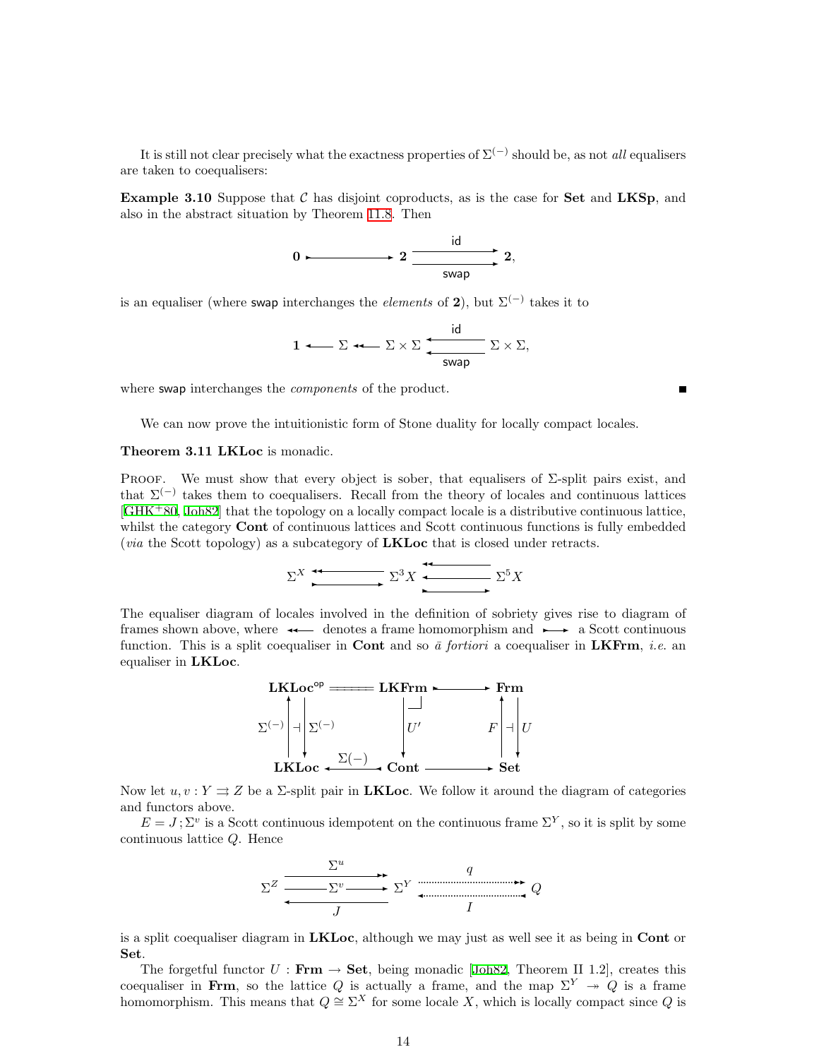It is still not clear precisely what the exactness properties of $\Sigma^{(-)}$ should be, as not *all* equalisers are taken to coequalisers:

**Example 3.10** Suppose that $\mathcal{C}$ has disjoint coproducts, as is the case for **Set** and **LKSp**, and also in the abstract situation by Theorem 11.8. Then

$$\mathbf{0} \rightarrowtail \mathbf{2} \underset{\mathsf{swap}}{\overset{\mathsf{id}}{\rightrightarrows}} \mathbf{2},$$

is an equaliser (where swap interchanges the *elements* of $\mathbf{2}$), but $\Sigma^{(-)}$ takes it to

$$\mathbf{1} \longleftarrow \Sigma \twoheadleftarrow \Sigma\times\Sigma \underset{\mathsf{swap}}{\overset{\mathsf{id}}{\leftleftarrows}} \Sigma\times\Sigma,$$

where swap interchanges the *components* of the product. ∎

We can now prove the intuitionistic form of Stone duality for locally compact locales.

**Theorem 3.11** **LKLoc** is monadic.

PROOF. We must show that every object is sober, that equalisers of $\Sigma$-split pairs exist, and that $\Sigma^{(-)}$ takes them to coequalisers. Recall from the theory of locales and continuous lattices [GHK⁺80, Joh82] that the topology on a locally compact locale is a distributive continuous lattice, whilst the category **Cont** of continuous lattices and Scott continuous functions is fully embedded (*via* the Scott topology) as a subcategory of **LKLoc** that is closed under retracts.

$$\Sigma^X \rightleftarrows \Sigma^3 X \leftleftarrows\!\!\!\!\rightarrow \Sigma^5 X$$

The equaliser diagram of locales involved in the definition of sobriety gives rise to diagram of frames shown above, where $\twoheadleftarrow$ denotes a frame homomorphism and $\rightarrowtail$ a Scott continuous function. This is a split coequaliser in **Cont** and so *ā fortiori* a coequaliser in **LKFrm**, *i.e.* an equaliser in **LKLoc**.

$$\begin{array}{ccccc}
\mathbf{LKLoc}^{\mathsf{op}} & = & \mathbf{LKFrm} & \rightarrowtail & \mathbf{Frm} \\
\Sigma^{(-)}\uparrow \dashv \downarrow\Sigma^{(-)} & & \downarrow U' & & F\uparrow \dashv \downarrow U \\
\mathbf{LKLoc} & \xleftarrow{\Sigma(-)} & \mathbf{Cont} & \longrightarrow & \mathbf{Set}
\end{array}$$

Now let $u, v : Y \rightrightarrows Z$ be a $\Sigma$-split pair in **LKLoc**. We follow it around the diagram of categories and functors above.

$E = J\,;\Sigma^v$ is a Scott continuous idempotent on the continuous frame $\Sigma^Y$, so it is split by some continuous lattice $Q$. Hence

$$\Sigma^Z \underset{J}{\overset{\Sigma^u,\ \Sigma^v}{\rightleftarrows}} \Sigma^Y \underset{I}{\overset{q}{\rightleftarrows}} Q$$

is a split coequaliser diagram in **LKLoc**, although we may just as well see it as being in **Cont** or **Set**.

The forgetful functor $U : \mathbf{Frm} \to \mathbf{Set}$, being monadic [Joh82, Theorem II 1.2], creates this coequaliser in **Frm**, so the lattice $Q$ is actually a frame, and the map $\Sigma^Y \twoheadrightarrow Q$ is a frame homomorphism. This means that $Q \cong \Sigma^X$ for some locale $X$, which is locally compact since $Q$ is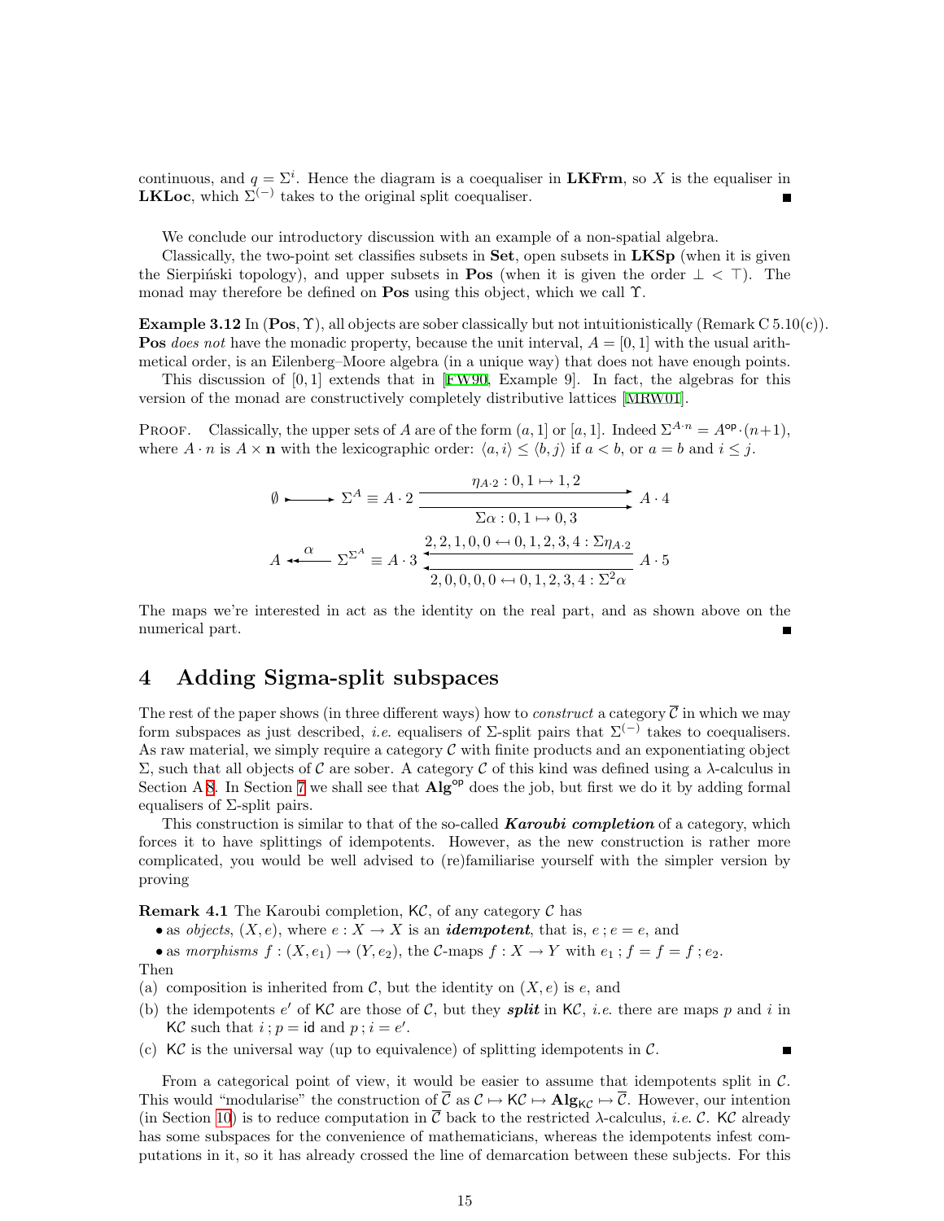continuous, and $q = \Sigma^i$. Hence the diagram is a coequaliser in **LKFrm**, so $X$ is the equaliser in **LKLoc**, which $\Sigma^{(-)}$ takes to the original split coequaliser. ∎

We conclude our introductory discussion with an example of a non-spatial algebra.

Classically, the two-point set classifies subsets in **Set**, open subsets in **LKSp** (when it is given the Sierpiński topology), and upper subsets in **Pos** (when it is given the order $\bot < \top$). The monad may therefore be defined on **Pos** using this object, which we call $\Upsilon$.

**Example 3.12** In $(\mathbf{Pos}, \Upsilon)$, all objects are sober classically but not intuitionistically (Remark C 5.10(c)). **Pos** *does not* have the monadic property, because the unit interval, $A = [0,1]$ with the usual arithmetical order, is an Eilenberg–Moore algebra (in a unique way) that does not have enough points.

This discussion of $[0,1]$ extends that in [FW90, Example 9]. In fact, the algebras for this version of the monad are constructively completely distributive lattices [MRW01].

PROOF. Classically, the upper sets of $A$ are of the form $(a,1]$ or $[a,1]$. Indeed $\Sigma^{A\cdot n} = A^{\mathsf{op}}\cdot(n+1)$, where $A\cdot n$ is $A\times\mathbf{n}$ with the lexicographic order: $\langle a,i\rangle \le \langle b,j\rangle$ if $a<b$, or $a=b$ and $i\le j$.

$$\emptyset \rightarrowtail \Sigma^A \equiv A\cdot 2 \;\underset{\Sigma\alpha\,:\,0,1\mapsto 0,3}{\overset{\eta_{A\cdot 2}\,:\,0,1\mapsto 1,2}{\rightrightarrows}}\; A\cdot 4$$

$$A \overset{\alpha}{\twoheadleftarrow} \Sigma^{\Sigma^A} \equiv A\cdot 3 \;\underset{2,0,0,0,0\,\leftarrow\!\shortmid\, 0,1,2,3,4\,:\,\Sigma^2\alpha}{\overset{2,2,1,0,0\,\leftarrow\!\shortmid\, 0,1,2,3,4\,:\,\Sigma\eta_{A\cdot 2}}{\leftleftarrows}}\; A\cdot 5$$

The maps we're interested in act as the identity on the real part, and as shown above on the numerical part. ∎

# 4 Adding Sigma-split subspaces

The rest of the paper shows (in three different ways) how to *construct* a category $\overline{\mathcal{C}}$ in which we may form subspaces as just described, *i.e.* equalisers of $\Sigma$-split pairs that $\Sigma^{(-)}$ takes to coequalisers. As raw material, we simply require a category $\mathcal{C}$ with finite products and an exponentiating object $\Sigma$, such that all objects of $\mathcal{C}$ are sober. A category $\mathcal{C}$ of this kind was defined using a $\lambda$-calculus in Section A 8. In Section 7 we shall see that $\mathbf{Alg}^{\mathsf{op}}$ does the job, but first we do it by adding formal equalisers of $\Sigma$-split pairs.

This construction is similar to that of the so-called ***Karoubi completion*** of a category, which forces it to have splittings of idempotents. However, as the new construction is rather more complicated, you would be well advised to (re)familiarise yourself with the simpler version by proving

**Remark 4.1** The Karoubi completion, $\mathsf{K}\mathcal{C}$, of any category $\mathcal{C}$ has

- as *objects*, $(X, e)$, where $e : X \to X$ is an ***idempotent***, that is, $e\,;e = e$, and
- as *morphisms* $f : (X, e_1) \to (Y, e_2)$, the $\mathcal{C}$-maps $f : X \to Y$ with $e_1\,; f = f = f\,; e_2$.

Then

(a) composition is inherited from $\mathcal{C}$, but the identity on $(X, e)$ is $e$, and

(b) the idempotents $e'$ of $\mathsf{K}\mathcal{C}$ are those of $\mathcal{C}$, but they ***split*** in $\mathsf{K}\mathcal{C}$, *i.e.* there are maps $p$ and $i$ in $\mathsf{K}\mathcal{C}$ such that $i\,; p = \mathsf{id}$ and $p\,; i = e'$.

(c) $\mathsf{K}\mathcal{C}$ is the universal way (up to equivalence) of splitting idempotents in $\mathcal{C}$. ∎

From a categorical point of view, it would be easier to assume that idempotents split in $\mathcal{C}$. This would "modularise" the construction of $\overline{\mathcal{C}}$ as $\mathcal{C} \mapsto \mathsf{K}\mathcal{C} \mapsto \mathbf{Alg}_{\mathsf{K}\mathcal{C}} \mapsto \overline{\mathcal{C}}$. However, our intention (in Section 10) is to reduce computation in $\overline{\mathcal{C}}$ back to the restricted $\lambda$-calculus, *i.e.* $\mathcal{C}$. $\mathsf{K}\mathcal{C}$ already has some subspaces for the convenience of mathematicians, whereas the idempotents infest computations in it, so it has already crossed the line of demarcation between these subjects. For this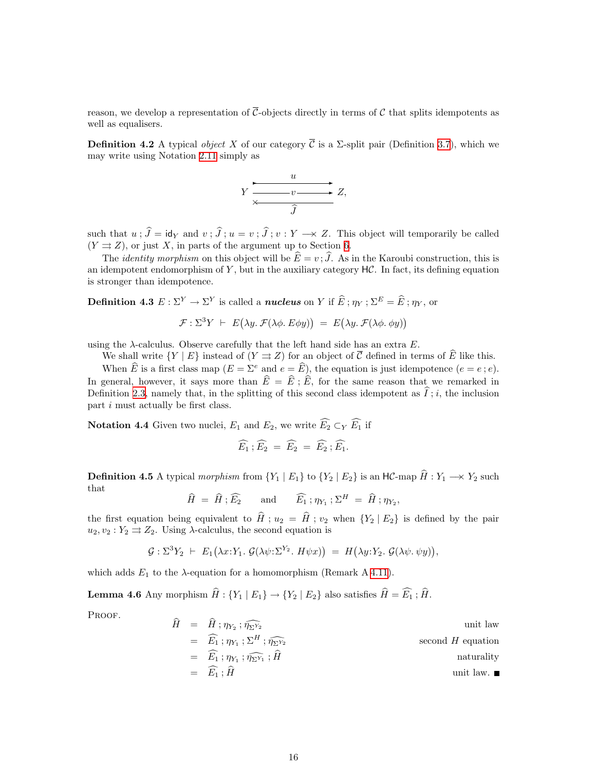reason, we develop a representation of $\overline{\mathcal{C}}$-objects directly in terms of $\mathcal{C}$ that splits idempotents as well as equalisers.

**Definition 4.2** A typical *object* $X$ of our category $\overline{\mathcal{C}}$ is a $\Sigma$-split pair (Definition 3.7), which we may write using Notation 2.11 simply as

$$Y \underset{\widehat{J}}{\overset{u}{\underset{v}{\rightrightarrows}}} Z,$$

such that $u\,;\widehat{J} = \mathsf{id}_Y$ and $v\,;\widehat{J}\,;u = v\,;\widehat{J}\,;v : Y \longrightarrow\!\!\!\!\!\times\; Z$. This object will temporarily be called $(Y \rightrightarrows Z)$, or just $X$, in parts of the argument up to Section 6.

The *identity morphism* on this object will be $\widehat{E} = v\,;\widehat{J}$. As in the Karoubi construction, this is an idempotent endomorphism of $Y$, but in the auxiliary category $\mathsf{H}\mathcal{C}$. In fact, its defining equation is stronger than idempotence.

**Definition 4.3** $E : \Sigma^Y \to \Sigma^Y$ is called a ***nucleus*** on $Y$ if $\widehat{E}\,;\eta_Y\,;\Sigma^E = \widehat{E}\,;\eta_Y$, or

$$\mathcal{F} : \Sigma^3 Y \;\vdash\; E\big(\lambda y.\,\mathcal{F}(\lambda\phi.\,E\phi y)\big) \;=\; E\big(\lambda y.\,\mathcal{F}(\lambda\phi.\,\phi y)\big)$$

using the $\lambda$-calculus. Observe carefully that the left hand side has an extra $E$.

We shall write $\{Y \mid E\}$ instead of $(Y \rightrightarrows Z)$ for an object of $\overline{\mathcal{C}}$ defined in terms of $\widehat{E}$ like this.

When $\widehat{E}$ is a first class map ($E = \Sigma^e$ and $e = \widehat{E}$), the equation is just idempotence ($e = e\,;e$). In general, however, it says more than $\widehat{E} = \widehat{E}\,;\widehat{E}$, for the same reason that we remarked in Definition 2.3, namely that, in the splitting of this second class idempotent as $\widehat{I}\,;i$, the inclusion part $i$ must actually be first class.

**Notation 4.4** Given two nuclei, $E_1$ and $E_2$, we write $\widehat{E_2} \subset_Y \widehat{E_1}$ if

$$\widehat{E_1}\,;\widehat{E_2} \;=\; \widehat{E_2} \;=\; \widehat{E_2}\,;\widehat{E_1}.$$

**Definition 4.5** A typical *morphism* from $\{Y_1 \mid E_1\}$ to $\{Y_2 \mid E_2\}$ is an $\mathsf{H}\mathcal{C}$-map $\widehat{H} : Y_1 \longrightarrow\!\!\!\!\!\times\; Y_2$ such that

$$\widehat{H} \;=\; \widehat{H}\,;\widehat{E_2} \qquad\text{and}\qquad \widehat{E_1}\,;\eta_{Y_1}\,;\Sigma^H \;=\; \widehat{H}\,;\eta_{Y_2},$$

the first equation being equivalent to $\widehat{H}\,;u_2 = \widehat{H}\,;v_2$ when $\{Y_2 \mid E_2\}$ is defined by the pair $u_2, v_2 : Y_2 \rightrightarrows Z_2$. Using $\lambda$-calculus, the second equation is

$$\mathcal{G} : \Sigma^3 Y_2 \;\vdash\; E_1\big(\lambda x{:}Y_1.\,\mathcal{G}(\lambda\psi{:}\Sigma^{Y_2}.\,H\psi x)\big) \;=\; H\big(\lambda y{:}Y_2.\,\mathcal{G}(\lambda\psi.\,\psi y)\big),$$

which adds $E_1$ to the $\lambda$-equation for a homomorphism (Remark A 4.11).

**Lemma 4.6** Any morphism $\widehat{H} : \{Y_1 \mid E_1\} \to \{Y_2 \mid E_2\}$ also satisfies $\widehat{H} = \widehat{E_1}\,;\widehat{H}$.

PROOF.

$$\begin{aligned}
\widehat{H} &= \widehat{H}\,;\eta_{Y_2}\,;\widehat{\eta_{\Sigma^{Y_2}}} && \text{unit law}\\
&= \widehat{E_1}\,;\eta_{Y_1}\,;\Sigma^H\,;\widehat{\eta_{\Sigma^{Y_2}}} && \text{second } H \text{ equation}\\
&= \widehat{E_1}\,;\eta_{Y_1}\,;\widehat{\eta_{\Sigma^{Y_1}}}\,;\widehat{H} && \text{naturality}\\
&= \widehat{E_1}\,;\widehat{H} && \text{unit law.} \;\blacksquare
\end{aligned}$$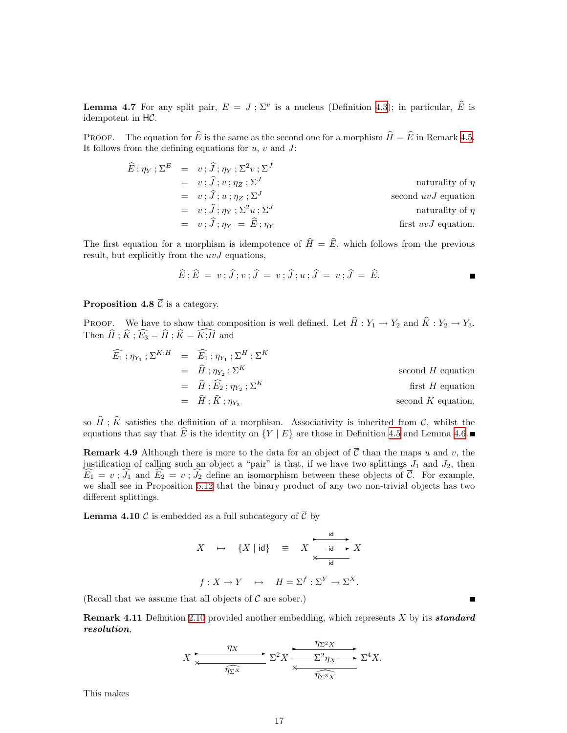**Lemma 4.7** For any split pair, $E = J ; \Sigma^v$ is a nucleus (Definition 4.3); in particular, $\widehat{E}$ is idempotent in $\mathsf{H}\mathcal{C}$.

Proof. The equation for $\widehat{E}$ is the same as the second one for a morphism $\widehat{H} = \widehat{E}$ in Remark 4.5. It follows from the defining equations for $u$, $v$ and $J$:

$$
\begin{array}{rcll}
\widehat{E} ; \eta_Y ; \Sigma^E & = & v ; \widehat{J} ; \eta_Y ; \Sigma^2 v ; \Sigma^J & \\
& = & v ; \widehat{J} ; v ; \eta_Z ; \Sigma^J & \text{naturality of } \eta \\
& = & v ; \widehat{J} ; u ; \eta_Z ; \Sigma^J & \text{second } uvJ \text{ equation} \\
& = & v ; \widehat{J} ; \eta_Y ; \Sigma^2 u ; \Sigma^J & \text{naturality of } \eta \\
& = & v ; \widehat{J} ; \eta_Y \;=\; \widehat{E} ; \eta_Y & \text{first } uvJ \text{ equation.}
\end{array}
$$

The first equation for a morphism is idempotence of $\widehat{H} = \widehat{E}$, which follows from the previous result, but explicitly from the $uvJ$ equations,

$$\widehat{E} ; \widehat{E} \;=\; v ; \widehat{J} ; v ; \widehat{J} \;=\; v ; \widehat{J} ; u ; \widehat{J} \;=\; v ; \widehat{J} \;=\; \widehat{E}.$$

■

**Proposition 4.8** $\overline{\mathcal{C}}$ is a category.

Proof. We have to show that composition is well defined. Let $\widehat{H} : Y_1 \to Y_2$ and $\widehat{K} : Y_2 \to Y_3$. Then $\widehat{H} ; \widehat{K} ; \widehat{E_3} = \widehat{H} ; \widehat{K} = \widehat{K;H}$ and

$$
\begin{array}{rcll}
\widehat{E_1} ; \eta_{Y_1} ; \Sigma^{K;H} & = & \widehat{E_1} ; \eta_{Y_1} ; \Sigma^H ; \Sigma^K & \\
& = & \widehat{H} ; \eta_{Y_2} ; \Sigma^K & \text{second } H \text{ equation} \\
& = & \widehat{H} ; \widehat{E_2} ; \eta_{Y_2} ; \Sigma^K & \text{first } H \text{ equation} \\
& = & \widehat{H} ; \widehat{K} ; \eta_{Y_3} & \text{second } K \text{ equation,}
\end{array}
$$

so $\widehat{H} ; \widehat{K}$ satisfies the definition of a morphism. Associativity is inherited from $\mathcal{C}$, whilst the equations that say that $\widehat{E}$ is the identity on $\{Y \mid E\}$ are those in Definition 4.5 and Lemma 4.6. ■

**Remark 4.9** Although there is more to the data for an object of $\overline{\mathcal{C}}$ than the maps $u$ and $v$, the justification of calling such an object a "pair" is that, if we have two splittings $J_1$ and $J_2$, then $\widehat{E_1} = v ; \widehat{J_1}$ and $\widehat{E_2} = v ; \widehat{J_2}$ define an isomorphism between these objects of $\overline{\mathcal{C}}$. For example, we shall see in Proposition 5.12 that the binary product of any two non-trivial objects has two different splittings.

**Lemma 4.10** $\mathcal{C}$ is embedded as a full subcategory of $\overline{\mathcal{C}}$ by

$$X \quad \mapsto \quad \{X \mid \mathsf{id}\} \quad \equiv \quad X \overset{\mathsf{id}}{\underset{\mathsf{id}}{\rightrightarrows}} X \quad (\text{with splitting } \mathsf{id} : X \to X)$$

$$f : X \to Y \quad \mapsto \quad H = \Sigma^f : \Sigma^Y \to \Sigma^X.$$

(Recall that we assume that all objects of $\mathcal{C}$ are sober.) ■

**Remark 4.11** Definition 2.10 provided another embedding, which represents $X$ by its ***standard resolution***,

$$X \underset{\widehat{\eta_{\Sigma^X}}}{\overset{\eta_X}{\rightleftarrows}} \Sigma^2 X \;\overset{\eta_{\Sigma^2 X}}{\underset{\Sigma^2 \eta_X}{\rightrightarrows}}\; \Sigma^4 X \quad (\text{with splitting } \widehat{\eta_{\Sigma^3 X}} : \Sigma^4 X \to \Sigma^2 X).$$

This makes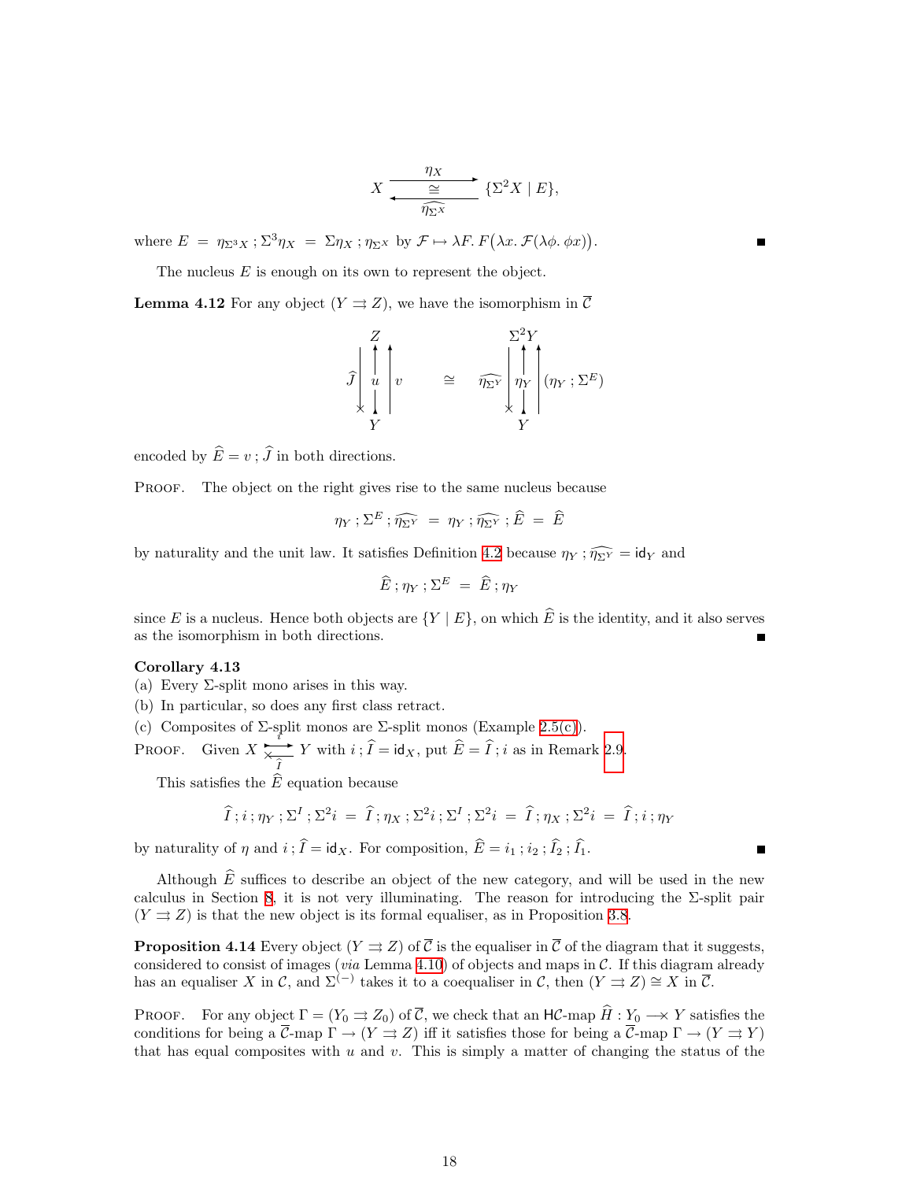$$X \underset{\widehat{\eta_{\Sigma^X}}}{\overset{\eta_X}{\underset{\cong}{\rightleftarrows}}} \{\Sigma^2 X \mid E\},$$

where $E = \eta_{\Sigma^3 X} \,;\, \Sigma^3\eta_X = \Sigma\eta_X \,;\, \eta_{\Sigma^X}$ by $\mathcal{F} \mapsto \lambda F.\, F\big(\lambda x.\, \mathcal{F}(\lambda\phi.\, \phi x)\big)$. ■

The nucleus $E$ is enough on its own to represent the object.

**Lemma 4.12** For any object $(Y \rightrightarrows Z)$, we have the isomorphism in $\overline{\mathcal{C}}$

$$\begin{array}{c} Z \\ \widehat{J}\Big\downarrow \Big\uparrow u \Big\uparrow v \\ Y \end{array} \quad \cong \quad \begin{array}{c} \Sigma^2 Y \\ \widehat{\eta_{\Sigma^Y}}\Big\downarrow \Big\uparrow \eta_Y \Big\uparrow (\eta_Y \,;\, \Sigma^E) \\ Y \end{array}$$

encoded by $\widehat{E} = v \,;\, \widehat{J}$ in both directions.

PROOF. The object on the right gives rise to the same nucleus because

$$\eta_Y \,;\, \Sigma^E \,;\, \widehat{\eta_{\Sigma^Y}} \;=\; \eta_Y \,;\, \widehat{\eta_{\Sigma^Y}} \,;\, \widehat{E} \;=\; \widehat{E}$$

by naturality and the unit law. It satisfies Definition 4.2 because $\eta_Y \,;\, \widehat{\eta_{\Sigma^Y}} = \mathsf{id}_Y$ and

$$\widehat{E} \,;\, \eta_Y \,;\, \Sigma^E \;=\; \widehat{E} \,;\, \eta_Y$$

since $E$ is a nucleus. Hence both objects are $\{Y \mid E\}$, on which $\widehat{E}$ is the identity, and it also serves as the isomorphism in both directions. ■

**Corollary 4.13**
(a) Every $\Sigma$-split mono arises in this way.
(b) In particular, so does any first class retract.
(c) Composites of $\Sigma$-split monos are $\Sigma$-split monos (Example 2.5(c)).

PROOF. Given $X \underset{\widehat{I}}{\overset{i}{\rightleftarrows}} Y$ with $i \,;\, \widehat{I} = \mathsf{id}_X$, put $\widehat{E} = \widehat{I} \,;\, i$ as in Remark 2.9.

This satisfies the $\widehat{E}$ equation because

$$\widehat{I} \,;\, i \,;\, \eta_Y \,;\, \Sigma^I \,;\, \Sigma^2 i \;=\; \widehat{I} \,;\, \eta_X \,;\, \Sigma^2 i \,;\, \Sigma^I \,;\, \Sigma^2 i \;=\; \widehat{I} \,;\, \eta_X \,;\, \Sigma^2 i \;=\; \widehat{I} \,;\, i \,;\, \eta_Y$$

by naturality of $\eta$ and $i \,;\, \widehat{I} = \mathsf{id}_X$. For composition, $\widehat{E} = i_1 \,;\, i_2 \,;\, \widehat{I}_2 \,;\, \widehat{I}_1$. ■

Although $\widehat{E}$ suffices to describe an object of the new category, and will be used in the new calculus in Section 8, it is not very illuminating. The reason for introducing the $\Sigma$-split pair $(Y \rightrightarrows Z)$ is that the new object is its formal equaliser, as in Proposition 3.8.

**Proposition 4.14** Every object $(Y \rightrightarrows Z)$ of $\overline{\mathcal{C}}$ is the equaliser in $\overline{\mathcal{C}}$ of the diagram that it suggests, considered to consist of images (*via* Lemma 4.10) of objects and maps in $\mathcal{C}$. If this diagram already has an equaliser $X$ in $\mathcal{C}$, and $\Sigma^{(-)}$ takes it to a coequaliser in $\mathcal{C}$, then $(Y \rightrightarrows Z) \cong X$ in $\overline{\mathcal{C}}$.

PROOF. For any object $\Gamma = (Y_0 \rightrightarrows Z_0)$ of $\overline{\mathcal{C}}$, we check that an $\mathsf{H}\mathcal{C}$-map $\widehat{H} : Y_0 \longrightarrow\!\!\!\!\times\; Y$ satisfies the conditions for being a $\overline{\mathcal{C}}$-map $\Gamma \to (Y \rightrightarrows Z)$ iff it satisfies those for being a $\overline{\mathcal{C}}$-map $\Gamma \to (Y \rightrightarrows Y)$ that has equal composites with $u$ and $v$. This is simply a matter of changing the status of the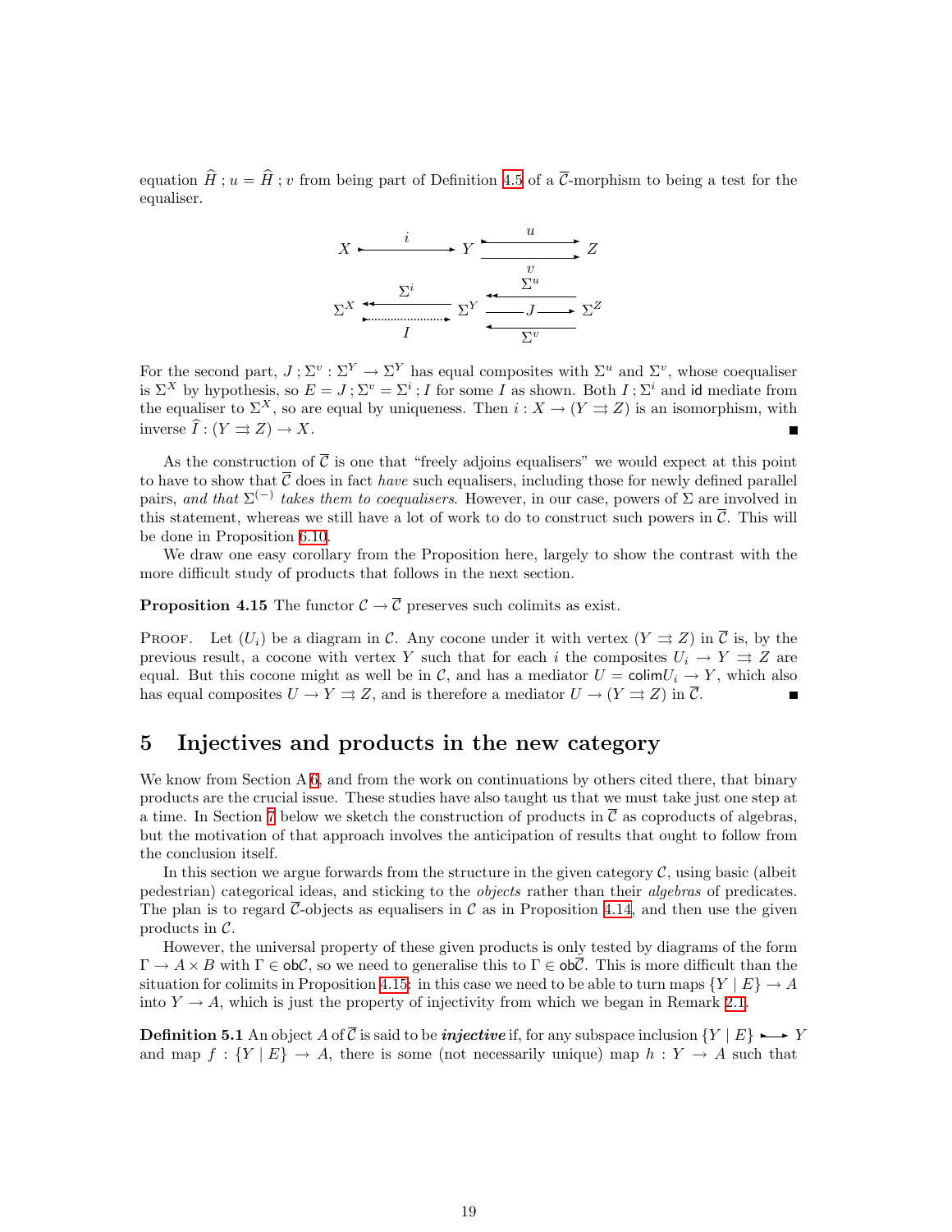equation $\widehat{H} \,; u = \widehat{H} \,; v$ from being part of Definition 4.5 of a $\overline{\mathcal{C}}$-morphism to being a test for the equaliser.

$$
\begin{array}{ccccc}
X & \xrightarrow{\quad i \quad} & Y & \overset{u}{\underset{v}{\rightrightarrows}} & Z \\
\Sigma^X & \underset{I}{\overset{\Sigma^i}{\leftrightarrows}} & \Sigma^Y & \overset{\Sigma^u}{\leftarrow} \; \xrightarrow{J} \; \underset{\Sigma^v}{\leftarrow} & \Sigma^Z
\end{array}
$$

For the second part, $J \,; \Sigma^v : \Sigma^Y \to \Sigma^Y$ has equal composites with $\Sigma^u$ and $\Sigma^v$, whose coequaliser is $\Sigma^X$ by hypothesis, so $E = J \,; \Sigma^v = \Sigma^i \,; I$ for some $I$ as shown. Both $I \,; \Sigma^i$ and $\mathsf{id}$ mediate from the equaliser to $\Sigma^X$, so are equal by uniqueness. Then $i : X \to (Y \rightrightarrows Z)$ is an isomorphism, with inverse $\widehat{I} : (Y \rightrightarrows Z) \to X$. ∎

As the construction of $\overline{\mathcal{C}}$ is one that "freely adjoins equalisers" we would expect at this point to have to show that $\overline{\mathcal{C}}$ does in fact *have* such equalisers, including those for newly defined parallel pairs, *and that* $\Sigma^{(-)}$ *takes them to coequalisers*. However, in our case, powers of $\Sigma$ are involved in this statement, whereas we still have a lot of work to do to construct such powers in $\overline{\mathcal{C}}$. This will be done in Proposition 6.10.

We draw one easy corollary from the Proposition here, largely to show the contrast with the more difficult study of products that follows in the next section.

**Proposition 4.15** The functor $\mathcal{C} \to \overline{\mathcal{C}}$ preserves such colimits as exist.

Proof. Let $(U_i)$ be a diagram in $\mathcal{C}$. Any cocone under it with vertex $(Y \rightrightarrows Z)$ in $\overline{\mathcal{C}}$ is, by the previous result, a cocone with vertex $Y$ such that for each $i$ the composites $U_i \to Y \rightrightarrows Z$ are equal. But this cocone might as well be in $\mathcal{C}$, and has a mediator $U = \mathsf{colim} U_i \to Y$, which also has equal composites $U \to Y \rightrightarrows Z$, and is therefore a mediator $U \to (Y \rightrightarrows Z)$ in $\overline{\mathcal{C}}$. ∎

## 5 Injectives and products in the new category

We know from Section A 6, and from the work on continuations by others cited there, that binary products are the crucial issue. These studies have also taught us that we must take just one step at a time. In Section 7 below we sketch the construction of products in $\overline{\mathcal{C}}$ as coproducts of algebras, but the motivation of that approach involves the anticipation of results that ought to follow from the conclusion itself.

In this section we argue forwards from the structure in the given category $\mathcal{C}$, using basic (albeit pedestrian) categorical ideas, and sticking to the *objects* rather than their *algebras* of predicates. The plan is to regard $\overline{\mathcal{C}}$-objects as equalisers in $\mathcal{C}$ as in Proposition 4.14, and then use the given products in $\mathcal{C}$.

However, the universal property of these given products is only tested by diagrams of the form $\Gamma \to A \times B$ with $\Gamma \in \mathsf{ob}\mathcal{C}$, so we need to generalise this to $\Gamma \in \mathsf{ob}\overline{\mathcal{C}}$. This is more difficult than the situation for colimits in Proposition 4.15: in this case we need to be able to turn maps $\{Y \mid E\} \to A$ into $Y \to A$, which is just the property of injectivity from which we began in Remark 2.1.

**Definition 5.1** An object $A$ of $\overline{\mathcal{C}}$ is said to be ***injective*** if, for any subspace inclusion $\{Y \mid E\} \rightarrowtail Y$ and map $f : \{Y \mid E\} \to A$, there is some (not necessarily unique) map $h : Y \to A$ such that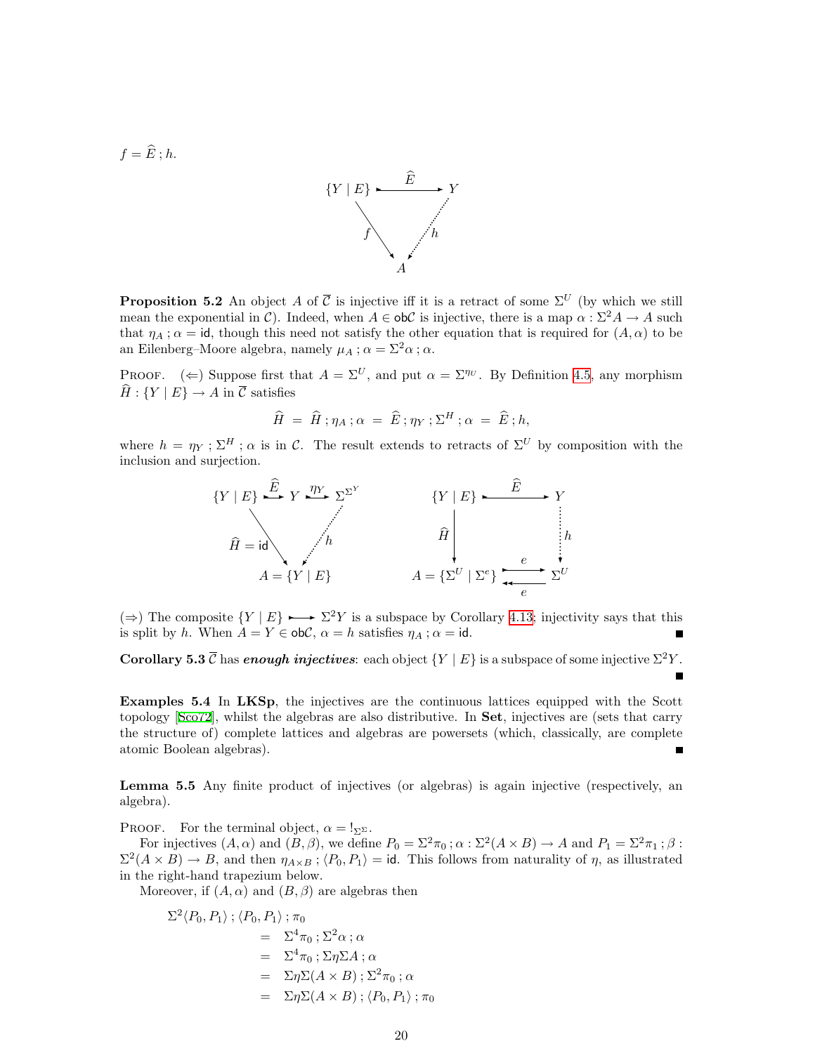$f = \widehat{E} \,;\, h$.

$$\begin{array}{ccc} \{Y \mid E\} & \xrightarrow{\widehat{E}} & Y \\ & {\scriptstyle f}\searrow \quad \swarrow{\scriptstyle h} & \\ & A & \end{array}$$

**Proposition 5.2** An object $A$ of $\overline{\mathcal{C}}$ is injective iff it is a retract of some $\Sigma^U$ (by which we still mean the exponential in $\mathcal{C}$). Indeed, when $A \in \mathsf{ob}\mathcal{C}$ is injective, there is a map $\alpha : \Sigma^2 A \to A$ such that $\eta_A \,;\, \alpha = \mathsf{id}$, though this need not satisfy the other equation that is required for $(A, \alpha)$ to be an Eilenberg–Moore algebra, namely $\mu_A \,;\, \alpha = \Sigma^2\alpha \,;\, \alpha$.

Proof. ($\Leftarrow$) Suppose first that $A = \Sigma^U$, and put $\alpha = \Sigma^{\eta_U}$. By Definition 4.5, any morphism $\widehat{H} : \{Y \mid E\} \to A$ in $\overline{\mathcal{C}}$ satisfies

$$\widehat{H} \;=\; \widehat{H} \,;\, \eta_A \,;\, \alpha \;=\; \widehat{E} \,;\, \eta_Y \,;\, \Sigma^H \,;\, \alpha \;=\; \widehat{E} \,;\, h,$$

where $h = \eta_Y \,;\, \Sigma^H \,;\, \alpha$ is in $\mathcal{C}$. The result extends to retracts of $\Sigma^U$ by composition with the inclusion and surjection.

$$\begin{array}{ccccc} \{Y \mid E\} & \xrightarrow{\widehat{E}} & Y & \xrightarrow{\eta_Y} & \Sigma^{\Sigma^Y} \\ & {\scriptstyle \widehat{H} = \mathsf{id}}\searrow & & \swarrow{\scriptstyle h} & \\ & & A = \{Y \mid E\} & & \end{array} \qquad \begin{array}{ccc} \{Y \mid E\} & \xrightarrow{\widehat{E}} & Y \\ {\scriptstyle \widehat{H}}\downarrow & & \downarrow{\scriptstyle h} \\ A = \{\Sigma^U \mid \Sigma^e\} & \underset{e}{\overset{e}{\rightleftarrows}} & \Sigma^U \end{array}$$

($\Rightarrow$) The composite $\{Y \mid E\} \rightarrowtail \Sigma^2 Y$ is a subspace by Corollary 4.13; injectivity says that this is split by $h$. When $A = Y \in \mathsf{ob}\mathcal{C}$, $\alpha = h$ satisfies $\eta_A \,;\, \alpha = \mathsf{id}$. ∎

**Corollary 5.3** $\overline{\mathcal{C}}$ has ***enough injectives***: each object $\{Y \mid E\}$ is a subspace of some injective $\Sigma^2 Y$. ∎

**Examples 5.4** In **LKSp**, the injectives are the continuous lattices equipped with the Scott topology [Sco72], whilst the algebras are also distributive. In **Set**, injectives are (sets that carry the structure of) complete lattices and algebras are powersets (which, classically, are complete atomic Boolean algebras). ∎

**Lemma 5.5** Any finite product of injectives (or algebras) is again injective (respectively, an algebra).

Proof. For the terminal object, $\alpha = !_{\Sigma\Sigma}$.

For injectives $(A, \alpha)$ and $(B, \beta)$, we define $P_0 = \Sigma^2\pi_0 \,;\, \alpha : \Sigma^2(A \times B) \to A$ and $P_1 = \Sigma^2\pi_1 \,;\, \beta : \Sigma^2(A \times B) \to B$, and then $\eta_{A\times B} \,;\, \langle P_0, P_1\rangle = \mathsf{id}$. This follows from naturality of $\eta$, as illustrated in the right-hand trapezium below.

Moreover, if $(A, \alpha)$ and $(B, \beta)$ are algebras then

$$\begin{aligned} &\Sigma^2\langle P_0, P_1\rangle \,;\, \langle P_0, P_1\rangle \,;\, \pi_0 \\ &\quad = \Sigma^4\pi_0 \,;\, \Sigma^2\alpha \,;\, \alpha \\ &\quad = \Sigma^4\pi_0 \,;\, \Sigma\eta\Sigma A \,;\, \alpha \\ &\quad = \Sigma\eta\Sigma(A \times B) \,;\, \Sigma^2\pi_0 \,;\, \alpha \\ &\quad = \Sigma\eta\Sigma(A \times B) \,;\, \langle P_0, P_1\rangle \,;\, \pi_0 \end{aligned}$$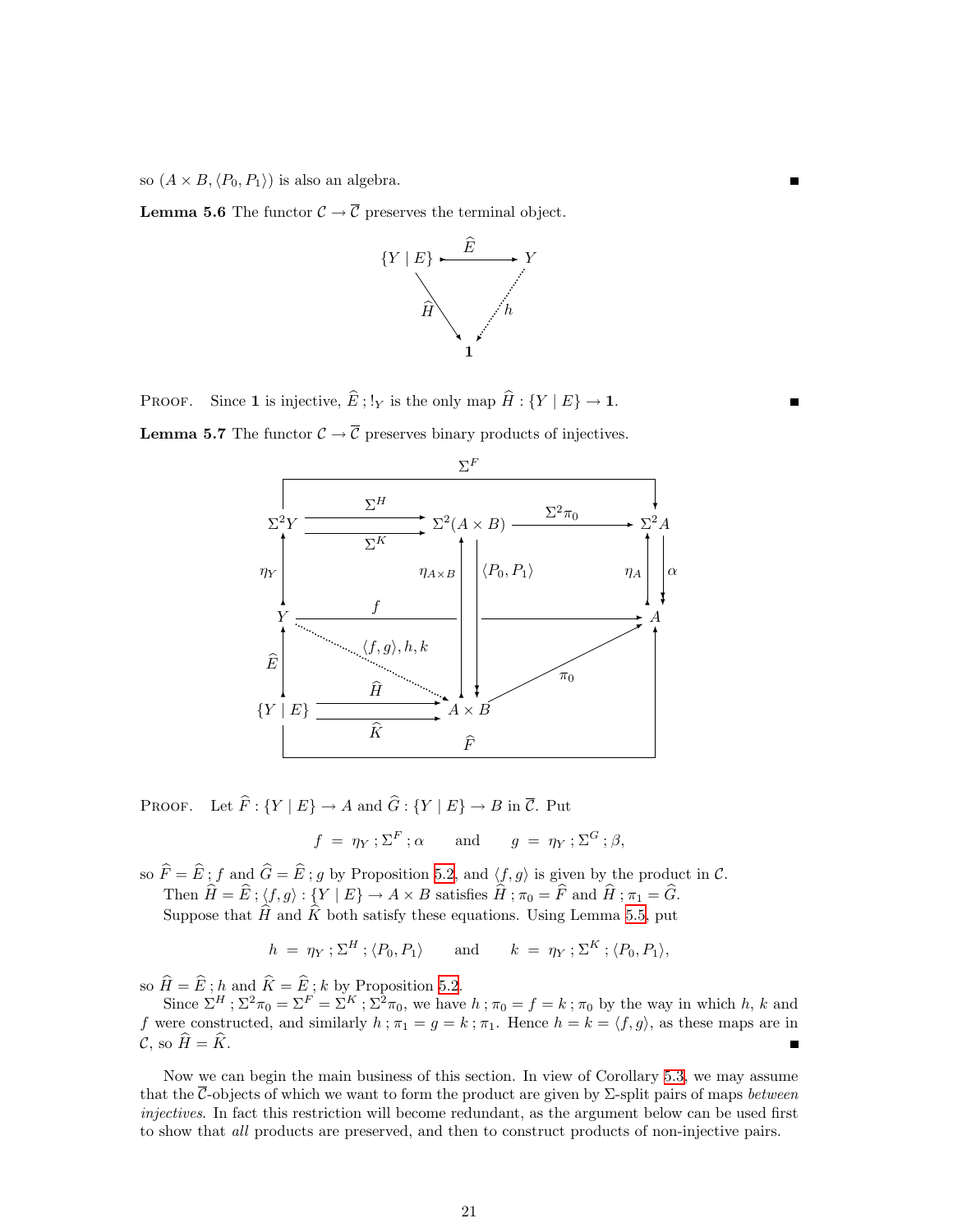so $(A \times B, \langle P_0, P_1 \rangle)$ is also an algebra. ∎

**Lemma 5.6** The functor $\mathcal{C} \to \overline{\mathcal{C}}$ preserves the terminal object.

$$\begin{array}{ccc} \{Y \mid E\} & \xrightarrow{\widehat{E}} & Y \\ & \searrow^{\widehat{H}} \quad \swarrow_{h} & \\ & \mathbf{1} & \end{array}$$

PROOF. Since $\mathbf{1}$ is injective, $\widehat{E}\,;!_Y$ is the only map $\widehat{H} : \{Y \mid E\} \to \mathbf{1}$. ∎

**Lemma 5.7** The functor $\mathcal{C} \to \overline{\mathcal{C}}$ preserves binary products of injectives.

PROOF. Let $\widehat{F} : \{Y \mid E\} \to A$ and $\widehat{G} : \{Y \mid E\} \to B$ in $\overline{\mathcal{C}}$. Put

$$f \;=\; \eta_Y\,;\Sigma^F\,;\alpha \qquad \text{and} \qquad g \;=\; \eta_Y\,;\Sigma^G\,;\beta,$$

so $\widehat{F} = \widehat{E}\,;f$ and $\widehat{G} = \widehat{E}\,;g$ by Proposition 5.2, and $\langle f, g\rangle$ is given by the product in $\mathcal{C}$.

Then $\widehat{H} = \widehat{E}\,;\langle f, g\rangle : \{Y \mid E\} \to A \times B$ satisfies $\widehat{H}\,;\pi_0 = \widehat{F}$ and $\widehat{H}\,;\pi_1 = \widehat{G}$.

Suppose that $\widehat{H}$ and $\widehat{K}$ both satisfy these equations. Using Lemma 5.5, put

$$h \;=\; \eta_Y\,;\Sigma^H\,;\langle P_0, P_1\rangle \qquad \text{and} \qquad k \;=\; \eta_Y\,;\Sigma^K\,;\langle P_0, P_1\rangle,$$

so $\widehat{H} = \widehat{E}\,;h$ and $\widehat{K} = \widehat{E}\,;k$ by Proposition 5.2.

Since $\Sigma^H\,;\Sigma^2\pi_0 = \Sigma^F = \Sigma^K\,;\Sigma^2\pi_0$, we have $h\,;\pi_0 = f = k\,;\pi_0$ by the way in which $h$, $k$ and $f$ were constructed, and similarly $h\,;\pi_1 = g = k\,;\pi_1$. Hence $h = k = \langle f, g\rangle$, as these maps are in $\mathcal{C}$, so $\widehat{H} = \widehat{K}$. ∎

Now we can begin the main business of this section. In view of Corollary 5.3, we may assume that the $\overline{\mathcal{C}}$-objects of which we want to form the product are given by $\Sigma$-split pairs of maps *between injectives*. In fact this restriction will become redundant, as the argument below can be used first to show that *all* products are preserved, and then to construct products of non-injective pairs.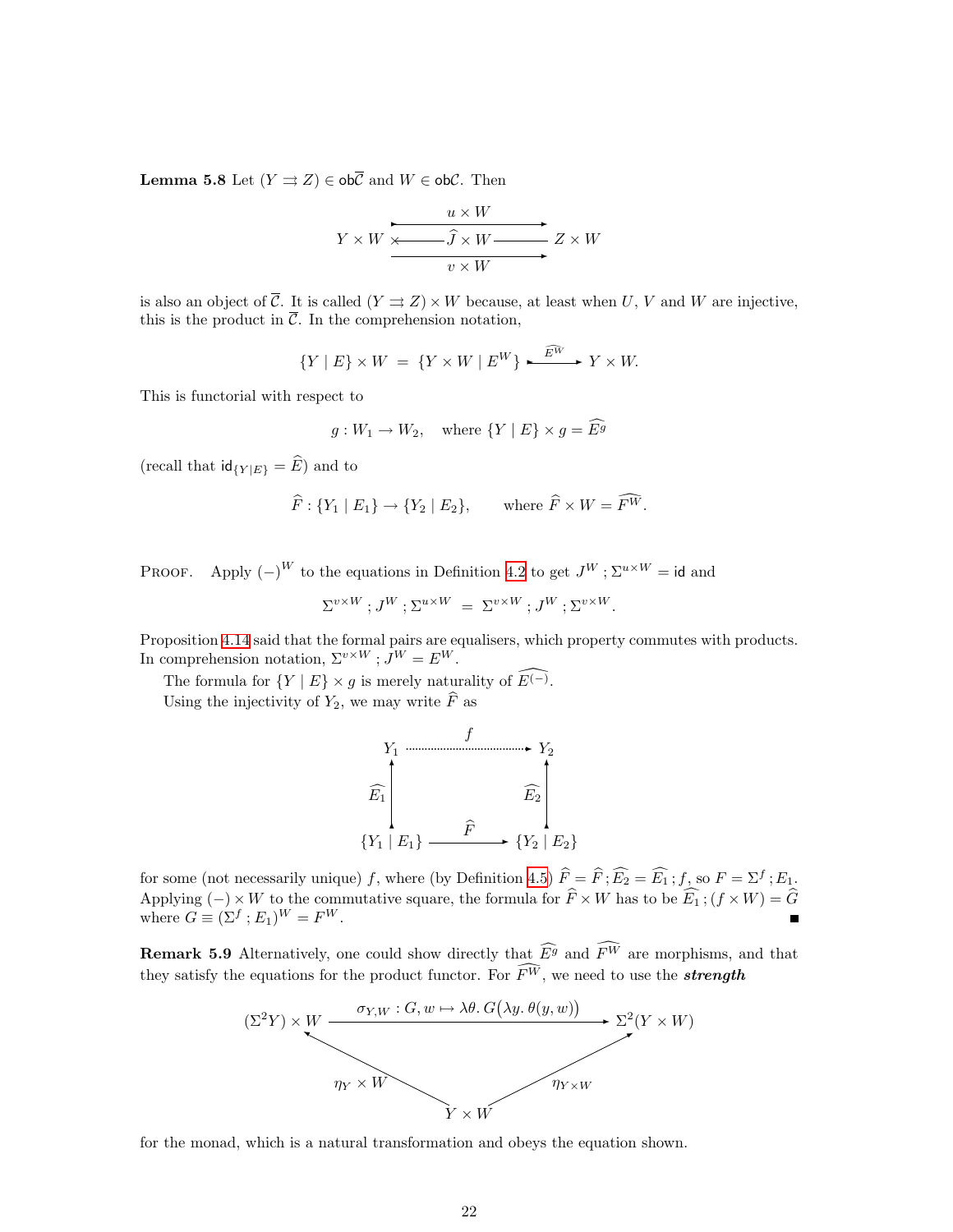**Lemma 5.8** Let $(Y \rightrightarrows Z) \in \mathsf{ob}\overline{\mathcal{C}}$ and $W \in \mathsf{ob}\mathcal{C}$. Then

$$Y \times W \;\; \overset{u \times W}{\underset{v \times W}{\rightrightarrows}} \;\; Z \times W \qquad \text{with } \widehat{J} \times W : Z \times W \rightarrowtail Y \times W$$

is also an object of $\overline{\mathcal{C}}$. It is called $(Y \rightrightarrows Z) \times W$ because, at least when $U$, $V$ and $W$ are injective, this is the product in $\overline{\mathcal{C}}$. In the comprehension notation,

$$\{Y \mid E\} \times W \;=\; \{Y \times W \mid E^W\} \xrightarrow{\widehat{E^W}} Y \times W.$$

This is functorial with respect to

$$g : W_1 \to W_2, \quad \text{where } \{Y \mid E\} \times g = \widehat{E^g}$$

(recall that $\mathsf{id}_{\{Y \mid E\}} = \widehat{E}$) and to

$$\widehat{F} : \{Y_1 \mid E_1\} \to \{Y_2 \mid E_2\}, \qquad \text{where } \widehat{F} \times W = \widehat{F^W}.$$

Proof. Apply $(-)^W$ to the equations in Definition 4.2 to get $J^W \,;\, \Sigma^{u \times W} = \mathsf{id}$ and

$$\Sigma^{v \times W} \,;\, J^W \,;\, \Sigma^{u \times W} \;=\; \Sigma^{v \times W} \,;\, J^W \,;\, \Sigma^{v \times W}.$$

Proposition 4.14 said that the formal pairs are equalisers, which property commutes with products. In comprehension notation, $\Sigma^{v \times W} \,;\, J^W = E^W$.

The formula for $\{Y \mid E\} \times g$ is merely naturality of $\widehat{E^{(-)}}$.

Using the injectivity of $Y_2$, we may write $\widehat{F}$ as

$$\begin{array}{ccc}
Y_1 & \overset{f}{\cdots\cdots\rightarrow} & Y_2 \\
\uparrow \widehat{E_1} & & \uparrow \widehat{E_2} \\
\{Y_1 \mid E_1\} & \xrightarrow{\widehat{F}} & \{Y_2 \mid E_2\}
\end{array}$$

for some (not necessarily unique) $f$, where (by Definition 4.5) $\widehat{F} = \widehat{F} \,;\, \widehat{E_2} = \widehat{E_1} \,;\, f$, so $F = \Sigma^f \,;\, E_1$. Applying $(-) \times W$ to the commutative square, the formula for $\widehat{F} \times W$ has to be $\widehat{E_1} \,;\, (f \times W) = \widehat{G}$ where $G \equiv (\Sigma^f \,;\, E_1)^W = F^W$. ∎

**Remark 5.9** Alternatively, one could show directly that $\widehat{E^g}$ and $\widehat{F^W}$ are morphisms, and that they satisfy the equations for the product functor. For $\widehat{F^W}$, we need to use the ***strength***

$$\begin{array}{ccc}
(\Sigma^2 Y) \times W & \xrightarrow{\sigma_{Y,W} \,:\, G, w \,\mapsto\, \lambda\theta.\, G\left(\lambda y.\, \theta(y, w)\right)} & \Sigma^2(Y \times W) \\
& \nwarrow_{\eta_Y \times W} \qquad \nearrow_{\eta_{Y \times W}} & \\
& Y \times W &
\end{array}$$

for the monad, which is a natural transformation and obeys the equation shown.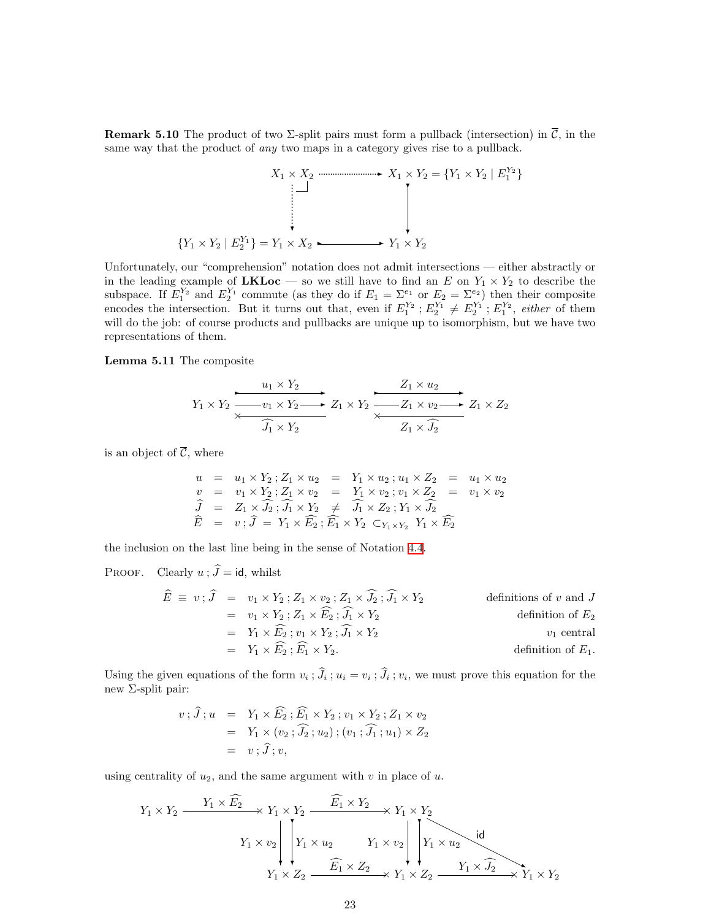**Remark 5.10** The product of two Σ-split pairs must form a pullback (intersection) in $\overline{\mathcal{C}}$, in the same way that the product of *any* two maps in a category gives rise to a pullback.

$$\begin{array}{ccc}
X_1 \times X_2 & \dashrightarrow & X_1 \times Y_2 = \{Y_1 \times Y_2 \mid E_1^{Y_2}\} \\
\vdots & & \downarrow \\
\{Y_1 \times Y_2 \mid E_2^{Y_1}\} = Y_1 \times X_2 & \longrightarrow & Y_1 \times Y_2
\end{array}$$

Unfortunately, our "comprehension" notation does not admit intersections — either abstractly or in the leading example of **LKLoc** — so we still have to find an $E$ on $Y_1 \times Y_2$ to describe the subspace. If $E_1^{Y_2}$ and $E_2^{Y_1}$ commute (as they do if $E_1 = \Sigma^{e_1}$ or $E_2 = \Sigma^{e_2}$) then their composite encodes the intersection. But it turns out that, even if $E_1^{Y_2} ; E_2^{Y_1} \neq E_2^{Y_1} ; E_1^{Y_2}$, *either* of them will do the job: of course products and pullbacks are unique up to isomorphism, but we have two representations of them.

**Lemma 5.11** The composite

$$Y_1 \times Y_2 \underset{\widehat{J_1} \times Y_2}{\overset{u_1 \times Y_2,\ v_1 \times Y_2}{\rightleftarrows}} Z_1 \times Y_2 \underset{Z_1 \times \widehat{J_2}}{\overset{Z_1 \times u_2,\ Z_1 \times v_2}{\rightleftarrows}} Z_1 \times Z_2$$

is an object of $\overline{\mathcal{C}}$, where

$$\begin{array}{rcl}
u & = & u_1 \times Y_2 \,;\, Z_1 \times u_2 \;=\; Y_1 \times u_2 \,;\, u_1 \times Z_2 \;=\; u_1 \times u_2 \\
v & = & v_1 \times Y_2 \,;\, Z_1 \times v_2 \;=\; Y_1 \times v_2 \,;\, v_1 \times Z_2 \;=\; v_1 \times v_2 \\
\widehat{J} & = & Z_1 \times \widehat{J_2} \,;\, \widehat{J_1} \times Y_2 \;\neq\; \widehat{J_1} \times Z_2 \,;\, Y_1 \times \widehat{J_2} \\
\widehat{E} & = & v \,;\, \widehat{J} \;=\; Y_1 \times \widehat{E_2} \,;\, \widehat{E_1} \times Y_2 \;\subset_{Y_1 \times Y_2}\; Y_1 \times \widehat{E_2}
\end{array}$$

the inclusion on the last line being in the sense of Notation 4.4.

Proof. Clearly $u \,;\, \widehat{J} = \mathsf{id}$, whilst

$$\begin{array}{rcll}
\widehat{E} \equiv v \,;\, \widehat{J} & = & v_1 \times Y_2 \,;\, Z_1 \times v_2 \,;\, Z_1 \times \widehat{J_2} \,;\, \widehat{J_1} \times Y_2 & \text{definitions of } v \text{ and } J \\
& = & v_1 \times Y_2 \,;\, Z_1 \times \widehat{E_2} \,;\, \widehat{J_1} \times Y_2 & \text{definition of } E_2 \\
& = & Y_1 \times \widehat{E_2} \,;\, v_1 \times Y_2 \,;\, \widehat{J_1} \times Y_2 & v_1 \text{ central} \\
& = & Y_1 \times \widehat{E_2} \,;\, \widehat{E_1} \times Y_2. & \text{definition of } E_1.
\end{array}$$

Using the given equations of the form $v_i \,;\, \widehat{J}_i \,;\, u_i = v_i \,;\, \widehat{J}_i \,;\, v_i$, we must prove this equation for the new Σ-split pair:

$$\begin{array}{rcl}
v \,;\, \widehat{J} \,;\, u & = & Y_1 \times \widehat{E_2} \,;\, \widehat{E_1} \times Y_2 \,;\, v_1 \times Y_2 \,;\, Z_1 \times v_2 \\
& = & Y_1 \times (v_2 \,;\, \widehat{J_2} \,;\, u_2) \,;\, (v_1 \,;\, \widehat{J_1} \,;\, u_1) \times Z_2 \\
& = & v \,;\, \widehat{J} \,;\, v,
\end{array}$$

using centrality of $u_2$, and the same argument with $v$ in place of $u$.

$$\begin{array}{ccccccc}
Y_1 \times Y_2 & \xrightarrow{Y_1 \times \widehat{E_2}} & Y_1 \times Y_2 & \xrightarrow{\widehat{E_1} \times Y_2} & Y_1 \times Y_2 & & \\
& & \downarrow Y_1 \times v_2 \ \downarrow Y_1 \times u_2 & & \downarrow Y_1 \times v_2 \ \downarrow Y_1 \times u_2 & \searrow \mathsf{id} & \\
& & Y_1 \times Z_2 & \xrightarrow{\widehat{E_1} \times Z_2} & Y_1 \times Z_2 & \xrightarrow{Y_1 \times \widehat{J_2}} & Y_1 \times Y_2
\end{array}$$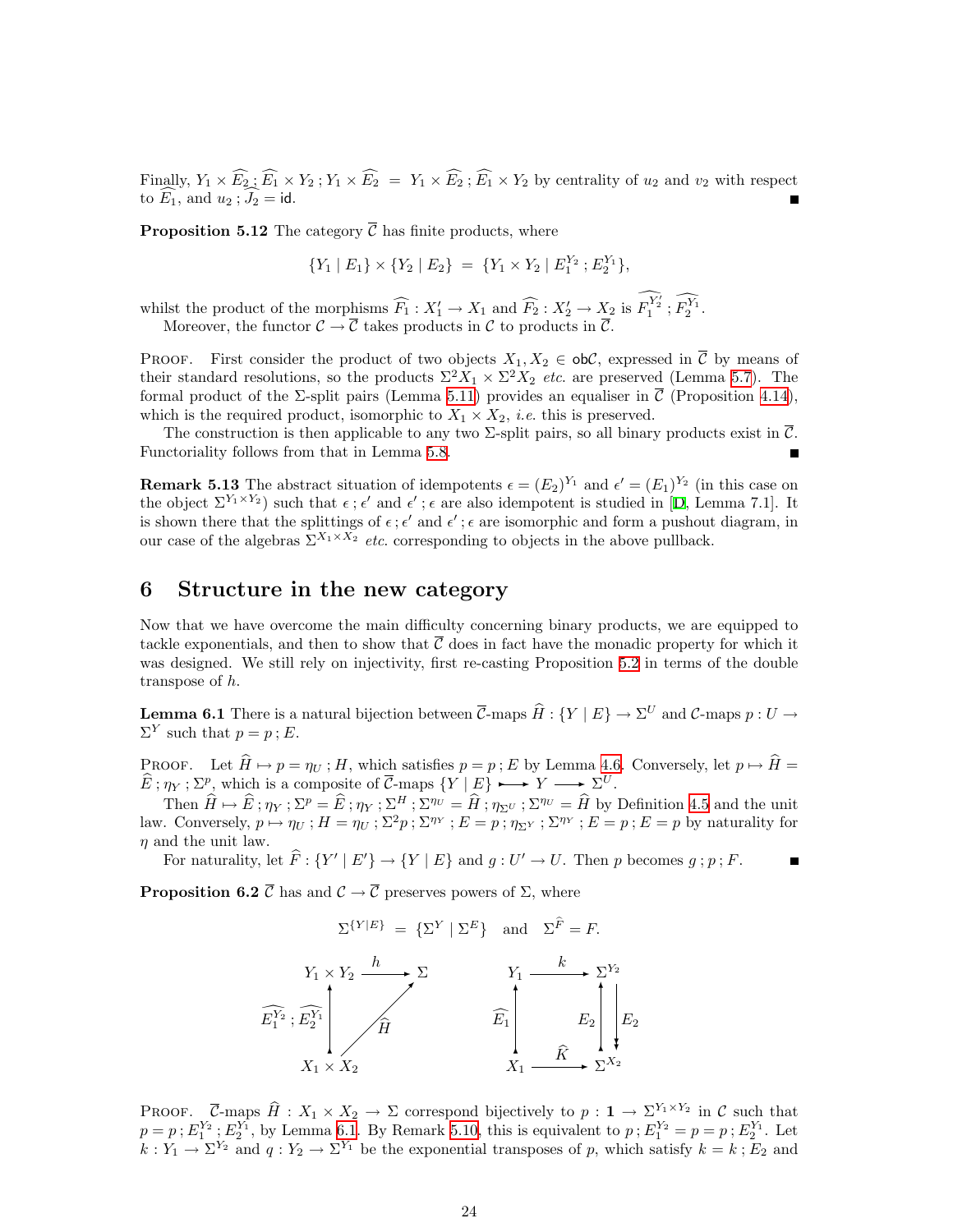Finally, $Y_1 \times \widehat{E_2} ; \widehat{E_1} \times Y_2 ; Y_1 \times \widehat{E_2} \;=\; Y_1 \times \widehat{E_2} ; \widehat{E_1} \times Y_2$ by centrality of $u_2$ and $v_2$ with respect to $\widehat{E_1}$, and $u_2 ; \widehat{J_2} = \mathsf{id}$. ∎

**Proposition 5.12** The category $\overline{\mathcal{C}}$ has finite products, where

$$\{Y_1 \mid E_1\} \times \{Y_2 \mid E_2\} \;=\; \{Y_1 \times Y_2 \mid E_1^{Y_2} ; E_2^{Y_1}\},$$

whilst the product of the morphisms $\widehat{F_1} : X_1' \to X_1$ and $\widehat{F_2} : X_2' \to X_2$ is $\widehat{F_1^{Y_2'}} ; \widehat{F_2^{Y_1}}$.

Moreover, the functor $\mathcal{C} \to \overline{\mathcal{C}}$ takes products in $\mathcal{C}$ to products in $\overline{\mathcal{C}}$.

Proof. First consider the product of two objects $X_1, X_2 \in \mathsf{ob}\mathcal{C}$, expressed in $\overline{\mathcal{C}}$ by means of their standard resolutions, so the products $\Sigma^2 X_1 \times \Sigma^2 X_2$ *etc.* are preserved (Lemma 5.7). The formal product of the $\Sigma$-split pairs (Lemma 5.11) provides an equaliser in $\overline{\mathcal{C}}$ (Proposition 4.14), which is the required product, isomorphic to $X_1 \times X_2$, *i.e.* this is preserved.

The construction is then applicable to any two $\Sigma$-split pairs, so all binary products exist in $\overline{\mathcal{C}}$. Functoriality follows from that in Lemma 5.8. ∎

**Remark 5.13** The abstract situation of idempotents $\epsilon = (E_2)^{Y_1}$ and $\epsilon' = (E_1)^{Y_2}$ (in this case on the object $\Sigma^{Y_1 \times Y_2}$) such that $\epsilon ; \epsilon'$ and $\epsilon' ; \epsilon$ are also idempotent is studied in [D, Lemma 7.1]. It is shown there that the splittings of $\epsilon ; \epsilon'$ and $\epsilon' ; \epsilon$ are isomorphic and form a pushout diagram, in our case of the algebras $\Sigma^{X_1 \times X_2}$ *etc.* corresponding to objects in the above pullback.

## 6 Structure in the new category

Now that we have overcome the main difficulty concerning binary products, we are equipped to tackle exponentials, and then to show that $\overline{\mathcal{C}}$ does in fact have the monadic property for which it was designed. We still rely on injectivity, first re-casting Proposition 5.2 in terms of the double transpose of $h$.

**Lemma 6.1** There is a natural bijection between $\overline{\mathcal{C}}$-maps $\widehat{H} : \{Y \mid E\} \to \Sigma^U$ and $\mathcal{C}$-maps $p : U \to \Sigma^Y$ such that $p = p ; E$.

Proof. Let $\widehat{H} \mapsto p = \eta_U ; H$, which satisfies $p = p ; E$ by Lemma 4.6. Conversely, let $p \mapsto \widehat{H} = \widehat{E} ; \eta_Y ; \Sigma^p$, which is a composite of $\overline{\mathcal{C}}$-maps $\{Y \mid E\} \rightarrowtail Y \longrightarrow \Sigma^U$.

Then $\widehat{H} \mapsto \widehat{E} ; \eta_Y ; \Sigma^p = \widehat{E} ; \eta_Y ; \Sigma^H ; \Sigma^{\eta_U} = \widehat{H} ; \eta_{\Sigma^U} ; \Sigma^{\eta_U} = \widehat{H}$ by Definition 4.5 and the unit law. Conversely, $p \mapsto \eta_U ; H = \eta_U ; \Sigma^2 p ; \Sigma^{\eta_Y} ; E = p ; \eta_{\Sigma^Y} ; \Sigma^{\eta_Y} ; E = p ; E = p$ by naturality for $\eta$ and the unit law.

For naturality, let $\widehat{F} : \{Y' \mid E'\} \to \{Y \mid E\}$ and $g : U' \to U$. Then $p$ becomes $g ; p ; F$. ∎

**Proposition 6.2** $\overline{\mathcal{C}}$ has and $\mathcal{C} \to \overline{\mathcal{C}}$ preserves powers of $\Sigma$, where

$$\Sigma^{\{Y \mid E\}} \;=\; \{\Sigma^Y \mid \Sigma^E\} \quad \text{and} \quad \Sigma^{\widehat{F}} = F.$$

$$\begin{array}{ccc} Y_1 \times Y_2 & \xrightarrow{\;h\;} & \Sigma \\ \big\uparrow {\scriptstyle \widehat{E_1^{Y_2}} ; \widehat{E_2^{Y_1}}} & \nearrow {\scriptstyle \widehat{H}} & \\ X_1 \times X_2 & & \end{array} \qquad \begin{array}{ccc} Y_1 & \xrightarrow{\;k\;} & \Sigma^{Y_2} \\ \big\uparrow {\scriptstyle \widehat{E_1}} & & \big\uparrow {\scriptstyle E_2} \;\big\downarrow {\scriptstyle E_2} \\ X_1 & \xrightarrow{\;\widehat{K}\;} & \Sigma^{X_2} \end{array}$$

Proof. $\overline{\mathcal{C}}$-maps $\widehat{H} : X_1 \times X_2 \to \Sigma$ correspond bijectively to $p : \mathbf{1} \to \Sigma^{Y_1 \times Y_2}$ in $\mathcal{C}$ such that $p = p ; E_1^{Y_2} ; E_2^{Y_1}$, by Lemma 6.1. By Remark 5.10, this is equivalent to $p ; E_1^{Y_2} = p = p ; E_2^{Y_1}$. Let $k : Y_1 \to \Sigma^{Y_2}$ and $q : Y_2 \to \Sigma^{Y_1}$ be the exponential transposes of $p$, which satisfy $k = k ; E_2$ and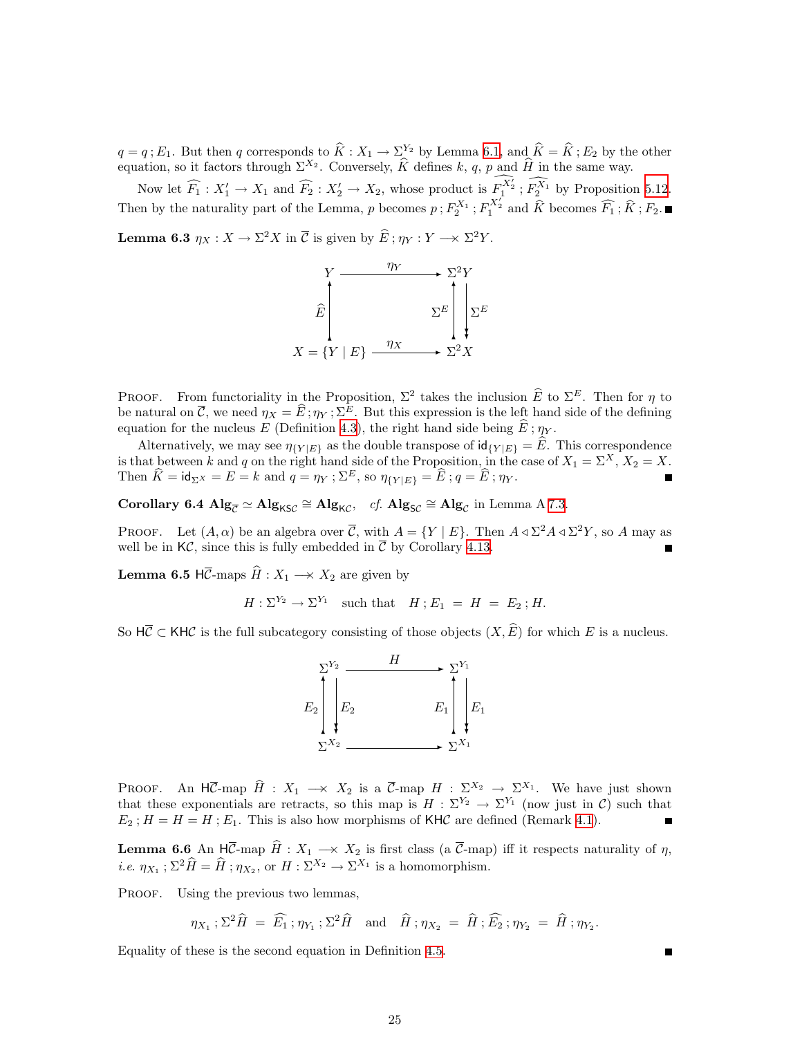$q = q\,;E_1$. But then $q$ corresponds to $\widehat{K} : X_1 \to \Sigma^{Y_2}$ by Lemma 6.1, and $\widehat{K} = \widehat{K}\,;E_2$ by the other equation, so it factors through $\Sigma^{X_2}$. Conversely, $\widehat{K}$ defines $k$, $q$, $p$ and $\widehat{H}$ in the same way.

Now let $\widehat{F_1} : X_1' \to X_1$ and $\widehat{F_2} : X_2' \to X_2$, whose product is $\widehat{F_1^{X_2'}\,;F_2^{X_1}}$ by Proposition 5.12. Then by the naturality part of the Lemma, $p$ becomes $p\,;F_2^{X_1}\,;F_1^{X_2'}$ and $\widehat{K}$ becomes $\widehat{F_1}\,;\widehat{K}\,;F_2$. ■

**Lemma 6.3** $\eta_X : X \to \Sigma^2 X$ in $\overline{\mathcal{C}}$ is given by $\widehat{E}\,;\eta_Y : Y \longrightarrow\!\!\!\!\times\ \Sigma^2 Y$.

$$
\begin{array}{ccc}
Y & \xrightarrow{\ \eta_Y\ } & \Sigma^2 Y \\
\uparrow \widehat{E} & & \Sigma^E \uparrow\ \downarrow \Sigma^E \\
X = \{Y \mid E\} & \xrightarrow{\ \eta_X\ } & \Sigma^2 X
\end{array}
$$

PROOF. From functoriality in the Proposition, $\Sigma^2$ takes the inclusion $\widehat{E}$ to $\Sigma^E$. Then for $\eta$ to be natural on $\overline{\mathcal{C}}$, we need $\eta_X = \widehat{E}\,;\eta_Y\,;\Sigma^E$. But this expression is the left hand side of the defining equation for the nucleus $E$ (Definition 4.3), the right hand side being $\widehat{E}\,;\eta_Y$.

Alternatively, we may see $\eta_{\{Y|E\}}$ as the double transpose of $\mathsf{id}_{\{Y|E\}} = \widehat{E}$. This correspondence is that between $k$ and $q$ on the right hand side of the Proposition, in the case of $X_1 = \Sigma^X$, $X_2 = X$. Then $\widehat{K} = \mathsf{id}_{\Sigma^X} = E = k$ and $q = \eta_Y\,;\Sigma^E$, so $\eta_{\{Y|E\}} = \widehat{E}\,;q = \widehat{E}\,;\eta_Y$. ■

**Corollary 6.4** $\mathbf{Alg}_{\overline{\mathcal{C}}} \simeq \mathbf{Alg}_{\mathsf{KS}\mathcal{C}} \cong \mathbf{Alg}_{\mathsf{K}\mathcal{C}}$, *cf.* $\mathbf{Alg}_{\mathsf{S}\mathcal{C}} \cong \mathbf{Alg}_{\mathcal{C}}$ in Lemma A 7.3.

PROOF. Let $(A, \alpha)$ be an algebra over $\overline{\mathcal{C}}$, with $A = \{Y \mid E\}$. Then $A \lhd \Sigma^2 A \lhd \Sigma^2 Y$, so $A$ may as well be in $\mathsf{K}\mathcal{C}$, since this is fully embedded in $\overline{\mathcal{C}}$ by Corollary 4.13. ■

**Lemma 6.5** $\mathsf{H}\overline{\mathcal{C}}$-maps $\widehat{H} : X_1 \longrightarrow\!\!\!\!\times\ X_2$ are given by

$$H : \Sigma^{Y_2} \to \Sigma^{Y_1} \quad \text{such that} \quad H\,;E_1 \ = \ H \ = \ E_2\,;H.$$

So $\mathsf{H}\overline{\mathcal{C}} \subset \mathsf{KH}\mathcal{C}$ is the full subcategory consisting of those objects $(X, \widehat{E})$ for which $E$ is a nucleus.

$$
\begin{array}{ccc}
\Sigma^{Y_2} & \xrightarrow{\ H\ } & \Sigma^{Y_1} \\
E_2 \uparrow\ \downarrow E_2 & & E_1 \uparrow\ \downarrow E_1 \\
\Sigma^{X_2} & \longrightarrow & \Sigma^{X_1}
\end{array}
$$

PROOF. An $\mathsf{H}\overline{\mathcal{C}}$-map $\widehat{H} : X_1 \longrightarrow\!\!\!\!\times\ X_2$ is a $\overline{\mathcal{C}}$-map $H : \Sigma^{X_2} \to \Sigma^{X_1}$. We have just shown that these exponentials are retracts, so this map is $H : \Sigma^{Y_2} \to \Sigma^{Y_1}$ (now just in $\mathcal{C}$) such that $E_2\,;H = H = H\,;E_1$. This is also how morphisms of $\mathsf{KH}\mathcal{C}$ are defined (Remark 4.1). ■

**Lemma 6.6** An $\mathsf{H}\overline{\mathcal{C}}$-map $\widehat{H} : X_1 \longrightarrow\!\!\!\!\times\ X_2$ is first class (a $\overline{\mathcal{C}}$-map) iff it respects naturality of $\eta$, *i.e.* $\eta_{X_1}\,;\Sigma^2\widehat{H} = \widehat{H}\,;\eta_{X_2}$, or $H : \Sigma^{X_2} \to \Sigma^{X_1}$ is a homomorphism.

PROOF. Using the previous two lemmas,

$$\eta_{X_1}\,;\Sigma^2\widehat{H} \ = \ \widehat{E_1}\,;\eta_{Y_1}\,;\Sigma^2\widehat{H} \quad \text{and} \quad \widehat{H}\,;\eta_{X_2} \ = \ \widehat{H}\,;\widehat{E_2}\,;\eta_{Y_2} \ = \ \widehat{H}\,;\eta_{Y_2}.$$

Equality of these is the second equation in Definition 4.5. ■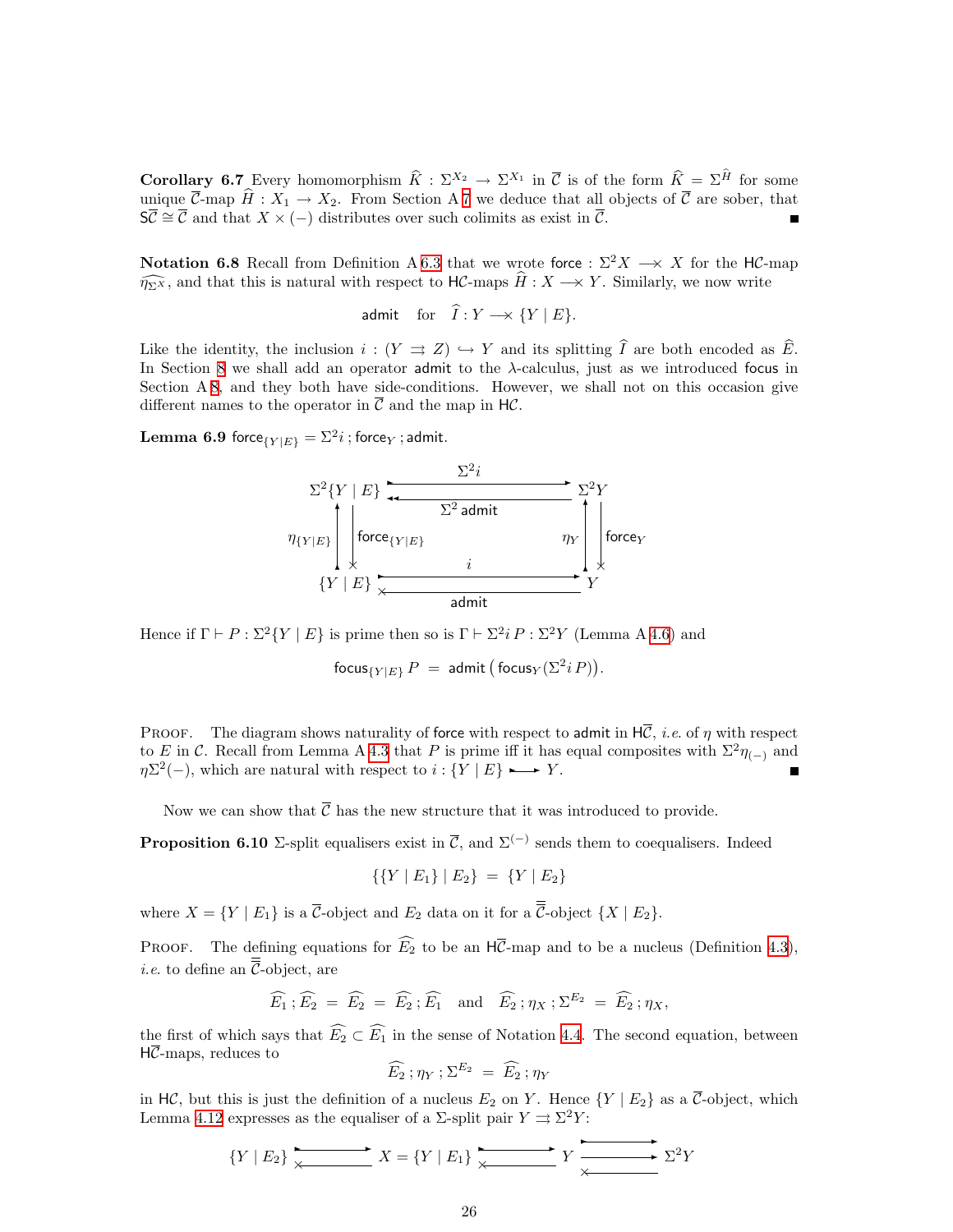**Corollary 6.7** Every homomorphism $\widehat{K} : \Sigma^{X_2} \to \Sigma^{X_1}$ in $\overline{\mathcal{C}}$ is of the form $\widehat{K} = \Sigma^{\widehat{H}}$ for some unique $\overline{\mathcal{C}}$-map $\widehat{H} : X_1 \to X_2$. From Section A 7 we deduce that all objects of $\overline{\mathcal{C}}$ are sober, that $\mathsf{S}\overline{\mathcal{C}} \cong \overline{\mathcal{C}}$ and that $X \times (-)$ distributes over such colimits as exist in $\overline{\mathcal{C}}$. ■

**Notation 6.8** Recall from Definition A 6.3 that we wrote $\mathsf{force} : \Sigma^2 X \longrightarrow\!\!\!\!\!\times\; X$ for the $\mathsf{H}\mathcal{C}$-map $\widehat{\eta_{\Sigma^X}}$, and that this is natural with respect to $\mathsf{H}\mathcal{C}$-maps $\widehat{H} : X \longrightarrow\!\!\!\!\!\times\; Y$. Similarly, we now write

$$\mathsf{admit} \quad \text{for} \quad \widehat{I} : Y \longrightarrow\!\!\!\!\!\times\; \{Y \mid E\}.$$

Like the identity, the inclusion $i : (Y \rightrightarrows Z) \hookrightarrow Y$ and its splitting $\widehat{I}$ are both encoded as $\widehat{E}$. In Section 8 we shall add an operator $\mathsf{admit}$ to the $\lambda$-calculus, just as we introduced $\mathsf{focus}$ in Section A 8, and they both have side-conditions. However, we shall not on this occasion give different names to the operator in $\overline{\mathcal{C}}$ and the map in $\mathsf{H}\mathcal{C}$.

**Lemma 6.9** $\mathsf{force}_{\{Y\mid E\}} = \Sigma^2 i \,;\, \mathsf{force}_Y \,;\, \mathsf{admit}$.

$$\begin{array}{ccc}
\Sigma^2\{Y \mid E\} & \underset{\Sigma^2\,\mathsf{admit}}{\overset{\Sigma^2 i}{\rightleftarrows}} & \Sigma^2 Y \\
\eta_{\{Y\mid E\}} \uparrow \;\downarrow \mathsf{force}_{\{Y\mid E\}} & & \eta_Y \uparrow \;\downarrow \mathsf{force}_Y \\
\{Y \mid E\} & \underset{\mathsf{admit}}{\overset{i}{\rightleftarrows}} & Y
\end{array}$$

Hence if $\Gamma \vdash P : \Sigma^2\{Y \mid E\}$ is prime then so is $\Gamma \vdash \Sigma^2 i\, P : \Sigma^2 Y$ (Lemma A 4.6) and

$$\mathsf{focus}_{\{Y\mid E\}}\, P \;=\; \mathsf{admit}\left(\mathsf{focus}_Y(\Sigma^2 i\, P)\right).$$

Proof. The diagram shows naturality of $\mathsf{force}$ with respect to $\mathsf{admit}$ in $\mathsf{H}\overline{\mathcal{C}}$, *i.e.* of $\eta$ with respect to $E$ in $\mathcal{C}$. Recall from Lemma A 4.3 that $P$ is prime iff it has equal composites with $\Sigma^2\eta_{(-)}$ and $\eta\Sigma^2(-)$, which are natural with respect to $i : \{Y \mid E\} \rightarrowtail Y$. ■

Now we can show that $\overline{\mathcal{C}}$ has the new structure that it was introduced to provide.

**Proposition 6.10** $\Sigma$-split equalisers exist in $\overline{\mathcal{C}}$, and $\Sigma^{(-)}$ sends them to coequalisers. Indeed

$$\{\{Y \mid E_1\} \mid E_2\} \;=\; \{Y \mid E_2\}$$

where $X = \{Y \mid E_1\}$ is a $\overline{\mathcal{C}}$-object and $E_2$ data on it for a $\overline{\overline{\mathcal{C}}}$-object $\{X \mid E_2\}$.

Proof. The defining equations for $\widehat{E_2}$ to be an $\mathsf{H}\overline{\mathcal{C}}$-map and to be a nucleus (Definition 4.3), *i.e.* to define an $\overline{\overline{\mathcal{C}}}$-object, are

$$\widehat{E_1} \,;\, \widehat{E_2} \;=\; \widehat{E_2} \;=\; \widehat{E_2} \,;\, \widehat{E_1} \quad \text{and} \quad \widehat{E_2} \,;\, \eta_X \,;\, \Sigma^{E_2} \;=\; \widehat{E_2} \,;\, \eta_X,$$

the first of which says that $\widehat{E_2} \subset \widehat{E_1}$ in the sense of Notation 4.4. The second equation, between $\mathsf{H}\overline{\mathcal{C}}$-maps, reduces to

$$\widehat{E_2} \,;\, \eta_Y \,;\, \Sigma^{E_2} \;=\; \widehat{E_2} \,;\, \eta_Y$$

in $\mathsf{H}\mathcal{C}$, but this is just the definition of a nucleus $E_2$ on $Y$. Hence $\{Y \mid E_2\}$ as a $\overline{\mathcal{C}}$-object, which Lemma 4.12 expresses as the equaliser of a $\Sigma$-split pair $Y \rightrightarrows \Sigma^2 Y$:

$$\{Y \mid E_2\} \rightleftarrows X = \{Y \mid E_1\} \rightleftarrows Y \rightrightarrows \Sigma^2 Y$$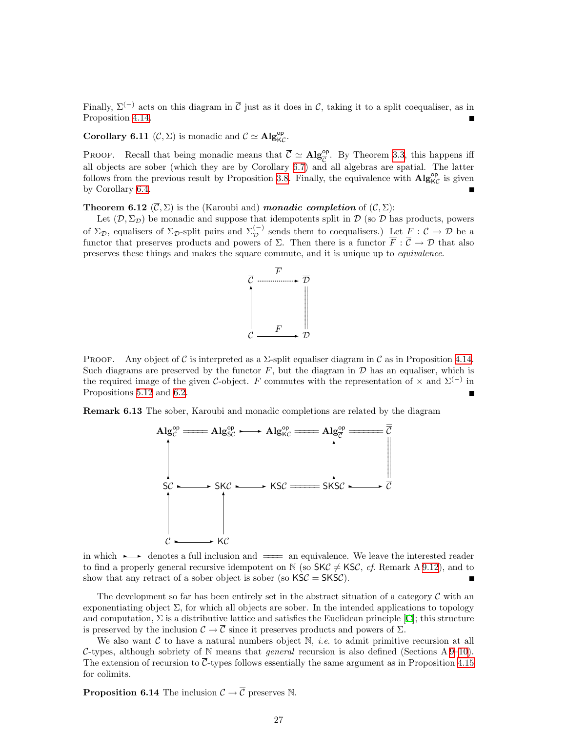Finally, $\Sigma^{(-)}$ acts on this diagram in $\overline{\mathcal{C}}$ just as it does in $\mathcal{C}$, taking it to a split coequaliser, as in Proposition 4.14. ∎

**Corollary 6.11** $(\overline{\mathcal{C}}, \Sigma)$ is monadic and $\overline{\mathcal{C}} \simeq \mathbf{Alg}^{\mathsf{op}}_{\mathsf{K}\mathcal{C}}$.

Proof. Recall that being monadic means that $\overline{\mathcal{C}} \simeq \mathbf{Alg}^{\mathsf{op}}_{\overline{\mathcal{C}}}$. By Theorem 3.3, this happens iff all objects are sober (which they are by Corollary 6.7) and all algebras are spatial. The latter follows from the previous result by Proposition 3.8. Finally, the equivalence with $\mathbf{Alg}^{\mathsf{op}}_{\mathsf{K}\mathcal{C}}$ is given by Corollary 6.4. ∎

**Theorem 6.12** $(\overline{\mathcal{C}}, \Sigma)$ is the (Karoubi and) ***monadic completion*** of $(\mathcal{C}, \Sigma)$:

Let $(\mathcal{D}, \Sigma_{\mathcal{D}})$ be monadic and suppose that idempotents split in $\mathcal{D}$ (so $\mathcal{D}$ has products, powers of $\Sigma_{\mathcal{D}}$, equalisers of $\Sigma_{\mathcal{D}}$-split pairs and $\Sigma_{\mathcal{D}}^{(-)}$ sends them to coequalisers.) Let $F : \mathcal{C} \to \mathcal{D}$ be a functor that preserves products and powers of $\Sigma$. Then there is a functor $\overline{F} : \overline{\mathcal{C}} \to \mathcal{D}$ that also preserves these things and makes the square commute, and it is unique up to *equivalence*.

$$
\begin{array}{ccc}
\overline{\mathcal{C}} & \overset{\overline{F}}{\cdots\cdots\rightarrow} & \mathcal{D} \\
\uparrow & & \| \\
\mathcal{C} & \xrightarrow{F} & \mathcal{D}
\end{array}
$$

Proof. Any object of $\overline{\mathcal{C}}$ is interpreted as a $\Sigma$-split equaliser diagram in $\mathcal{C}$ as in Proposition 4.14. Such diagrams are preserved by the functor $F$, but the diagram in $\mathcal{D}$ has an equaliser, which is the required image of the given $\mathcal{C}$-object. $F$ commutes with the representation of $\times$ and $\Sigma^{(-)}$ in Propositions 5.12 and 6.2. ∎

**Remark 6.13** The sober, Karoubi and monadic completions are related by the diagram

$$
\begin{array}{ccccccccc}
\mathbf{Alg}^{\mathsf{op}}_{\mathcal{C}} & = & \mathbf{Alg}^{\mathsf{op}}_{\mathsf{S}\mathcal{C}} & \rightarrowtail & \mathbf{Alg}^{\mathsf{op}}_{\mathsf{K}\mathcal{C}} & = & \mathbf{Alg}^{\mathsf{op}}_{\overline{\mathcal{C}}} & = & \overline{\overline{\mathcal{C}}} \\
\updownarrow & & & & & & \uparrow & & \| \\
\mathsf{S}\mathcal{C} & \rightarrowtail & \mathsf{SK}\mathcal{C} & \rightarrowtail & \mathsf{KS}\mathcal{C} & = & \mathsf{SKS}\mathcal{C} & \rightarrowtail & \overline{\mathcal{C}} \\
\uparrow & & \uparrow & & & & & & \\
\mathcal{C} & \rightarrowtail & \mathsf{K}\mathcal{C} & & & & & &
\end{array}
$$

in which $\rightarrowtail$ denotes a full inclusion and $=$ an equivalence. We leave the interested reader to find a properly general recursive idempotent on $\mathbb{N}$ (so $\mathsf{SK}\mathcal{C} \neq \mathsf{KS}\mathcal{C}$, *cf.* Remark A 9.12), and to show that any retract of a sober object is sober (so $\mathsf{KS}\mathcal{C} = \mathsf{SKS}\mathcal{C}$). ∎

The development so far has been entirely set in the abstract situation of a category $\mathcal{C}$ with an exponentiating object $\Sigma$, for which all objects are sober. In the intended applications to topology and computation, $\Sigma$ is a distributive lattice and satisfies the Euclidean principle [C]; this structure is preserved by the inclusion $\mathcal{C} \to \overline{\mathcal{C}}$ since it preserves products and powers of $\Sigma$.

We also want $\mathcal{C}$ to have a natural numbers object $\mathbb{N}$, *i.e.* to admit primitive recursion at all $\mathcal{C}$-types, although sobriety of $\mathbb{N}$ means that *general* recursion is also defined (Sections A 9–10). The extension of recursion to $\overline{\mathcal{C}}$-types follows essentially the same argument as in Proposition 4.15 for colimits.

**Proposition 6.14** The inclusion $\mathcal{C} \to \overline{\mathcal{C}}$ preserves $\mathbb{N}$.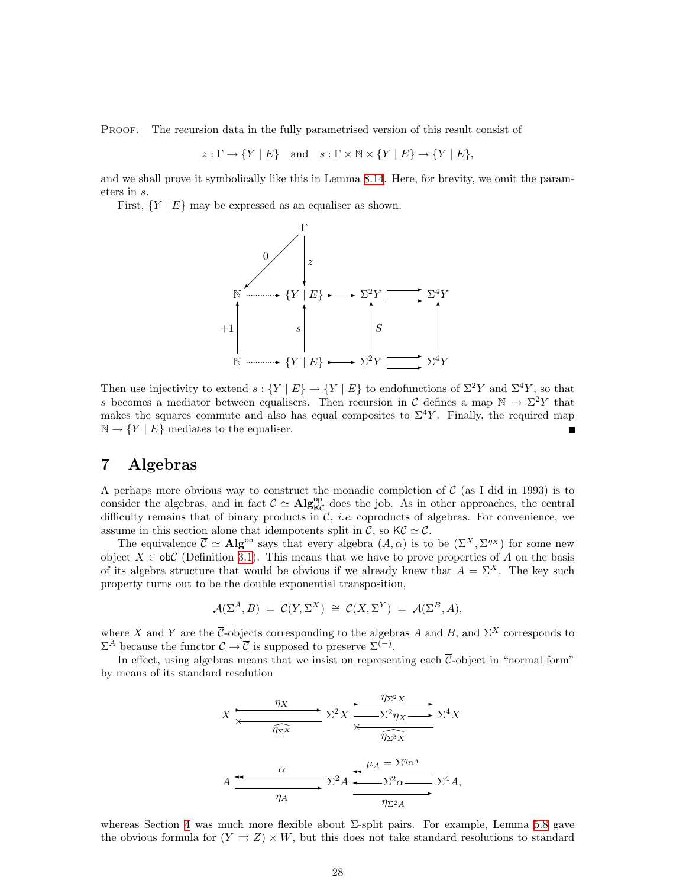PROOF. The recursion data in the fully parametrised version of this result consist of

$$z : \Gamma \to \{Y \mid E\} \quad \text{and} \quad s : \Gamma \times \mathbb{N} \times \{Y \mid E\} \to \{Y \mid E\},$$

and we shall prove it symbolically like this in Lemma 8.14. Here, for brevity, we omit the parameters in $s$.

First, $\{Y \mid E\}$ may be expressed as an equaliser as shown.

$$\begin{array}{ccccccc}
 & & \Gamma & & & & \\
 & \swarrow^{0} & \downarrow z & & & & \\
\mathbb{N} & \cdots\cdots\to & \{Y \mid E\} & \rightarrowtail & \Sigma^2 Y & \rightrightarrows & \Sigma^4 Y \\
\uparrow {+1} & & \uparrow s & & \uparrow S & & \uparrow \\
\mathbb{N} & \cdots\cdots\to & \{Y \mid E\} & \rightarrowtail & \Sigma^2 Y & \rightrightarrows & \Sigma^4 Y
\end{array}$$

Then use injectivity to extend $s : \{Y \mid E\} \to \{Y \mid E\}$ to endofunctions of $\Sigma^2 Y$ and $\Sigma^4 Y$, so that $s$ becomes a mediator between equalisers. Then recursion in $\mathcal{C}$ defines a map $\mathbb{N} \to \Sigma^2 Y$ that makes the squares commute and also has equal composites to $\Sigma^4 Y$. Finally, the required map $\mathbb{N} \to \{Y \mid E\}$ mediates to the equaliser. ∎

# 7 Algebras

A perhaps more obvious way to construct the monadic completion of $\mathcal{C}$ (as I did in 1993) is to consider the algebras, and in fact $\overline{\mathcal{C}} \simeq \mathbf{Alg}^{\mathsf{op}}_{\mathsf{K}\mathcal{C}}$ does the job. As in other approaches, the central difficulty remains that of binary products in $\overline{\mathcal{C}}$, *i.e.* coproducts of algebras. For convenience, we assume in this section alone that idempotents split in $\mathcal{C}$, so $\mathsf{K}\mathcal{C} \simeq \mathcal{C}$.

The equivalence $\overline{\mathcal{C}} \simeq \mathbf{Alg}^{\mathsf{op}}$ says that every algebra $(A, \alpha)$ is to be $(\Sigma^X, \Sigma^{\eta_X})$ for some new object $X \in \mathsf{ob}\overline{\mathcal{C}}$ (Definition 3.1). This means that we have to prove properties of $A$ on the basis of its algebra structure that would be obvious if we already knew that $A = \Sigma^X$. The key such property turns out to be the double exponential transposition,

$$\mathcal{A}(\Sigma^A, B) \;=\; \overline{\mathcal{C}}(Y, \Sigma^X) \;\cong\; \overline{\mathcal{C}}(X, \Sigma^Y) \;=\; \mathcal{A}(\Sigma^B, A),$$

where $X$ and $Y$ are the $\overline{\mathcal{C}}$-objects corresponding to the algebras $A$ and $B$, and $\Sigma^X$ corresponds to $\Sigma^A$ because the functor $\mathcal{C} \to \overline{\mathcal{C}}$ is supposed to preserve $\Sigma^{(-)}$.

In effect, using algebras means that we insist on representing each $\overline{\mathcal{C}}$-object in "normal form" by means of its standard resolution

$$X \;\underset{\widehat{\eta_{\Sigma^X}}}{\overset{\eta_X}{\rightleftarrows}}\; \Sigma^2 X \;\underset{\widehat{\eta_{\Sigma^3 X}}}{\overset{\eta_{\Sigma^2 X}}{\rightleftarrows}}\!\!\xrightarrow{\Sigma^2 \eta_X}\; \Sigma^4 X$$

$$A \;\underset{\eta_A}{\overset{\alpha}{\twoheadleftarrow\!\!\!\rightarrow}}\; \Sigma^2 A \;\underset{\eta_{\Sigma^2 A}}{\overset{\mu_A = \Sigma^{\eta_{\Sigma^A}}}{\twoheadleftarrow\!\!\!\rightarrow}}\!\!\xleftarrow{\Sigma^2 \alpha}\; \Sigma^4 A,$$

whereas Section 4 was much more flexible about $\Sigma$-split pairs. For example, Lemma 5.8 gave the obvious formula for $(Y \rightrightarrows Z) \times W$, but this does not take standard resolutions to standard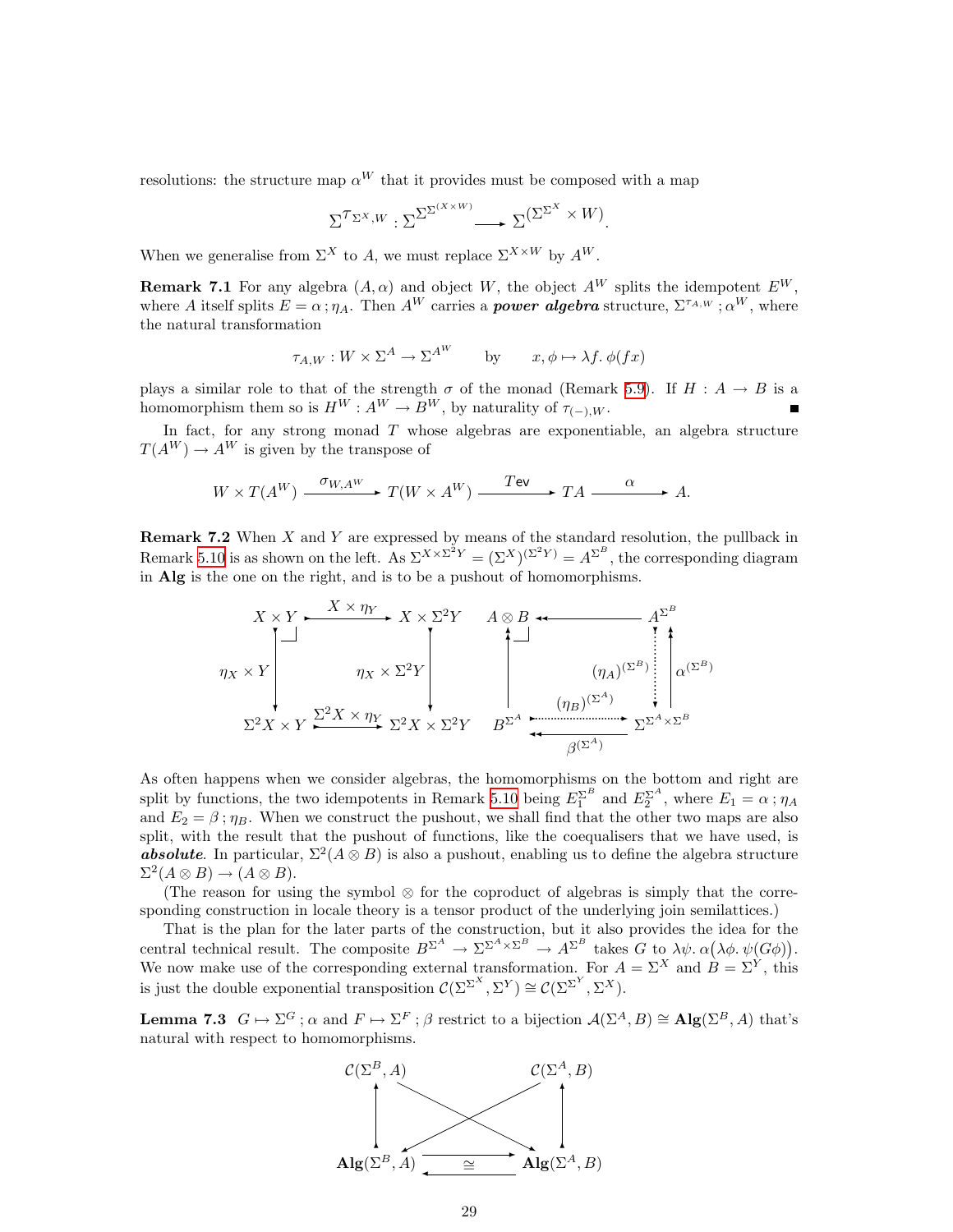resolutions: the structure map $\alpha^W$ that it provides must be composed with a map

$$\Sigma^{\tau_{\Sigma^X,W}} : \Sigma^{\Sigma^{\Sigma^{(X\times W)}}} \longrightarrow \Sigma^{(\Sigma^{\Sigma^X} \times W)}.$$

When we generalise from $\Sigma^X$ to $A$, we must replace $\Sigma^{X\times W}$ by $A^W$.

**Remark 7.1** For any algebra $(A, \alpha)$ and object $W$, the object $A^W$ splits the idempotent $E^W$, where $A$ itself splits $E = \alpha\,;\eta_A$. Then $A^W$ carries a ***power algebra*** structure, $\Sigma^{\tau_{A,W}}\,;\alpha^W$, where the natural transformation

$$\tau_{A,W} : W \times \Sigma^A \to \Sigma^{A^W} \qquad \text{by} \qquad x, \phi \mapsto \lambda f.\, \phi(fx)$$

plays a similar role to that of the strength $\sigma$ of the monad (Remark 5.9). If $H : A \to B$ is a homomorphism them so is $H^W : A^W \to B^W$, by naturality of $\tau_{(-),W}$. ∎

In fact, for any strong monad $T$ whose algebras are exponentiable, an algebra structure $T(A^W) \to A^W$ is given by the transpose of

$$W \times T(A^W) \xrightarrow{\ \sigma_{W,A^W}\ } T(W \times A^W) \xrightarrow{\ T\mathsf{ev}\ } TA \xrightarrow{\ \alpha\ } A.$$

**Remark 7.2** When $X$ and $Y$ are expressed by means of the standard resolution, the pullback in Remark 5.10 is as shown on the left. As $\Sigma^{X\times\Sigma^2 Y} = (\Sigma^X)^{(\Sigma^2 Y)} = A^{\Sigma^B}$, the corresponding diagram in **Alg** is the one on the right, and is to be a pushout of homomorphisms.

$$\begin{array}{ccc}
X\times Y & \xrightarrow{X\times\eta_Y} & X\times\Sigma^2 Y\\
\downarrow{\scriptstyle \eta_X\times Y} & & \downarrow{\scriptstyle \eta_X\times\Sigma^2 Y}\\
\Sigma^2X\times Y & \xrightarrow{\Sigma^2X\times\eta_Y} & \Sigma^2X\times\Sigma^2Y
\end{array}
\qquad
\begin{array}{ccc}
A\otimes B & \longleftarrow & A^{\Sigma^B}\\
\uparrow & & {\scriptstyle (\eta_A)^{(\Sigma^B)}}\downarrow\ \uparrow{\scriptstyle \alpha^{(\Sigma^B)}}\\
B^{\Sigma^A} & \overset{(\eta_B)^{(\Sigma^A)}}{\underset{\beta^{(\Sigma^A)}}{\rightleftarrows}} & \Sigma^{\Sigma^A\times\Sigma^B}
\end{array}$$

As often happens when we consider algebras, the homomorphisms on the bottom and right are split by functions, the two idempotents in Remark 5.10 being $E_1^{\Sigma^B}$ and $E_2^{\Sigma^A}$, where $E_1 = \alpha\,;\eta_A$ and $E_2 = \beta\,;\eta_B$. When we construct the pushout, we shall find that the other two maps are also split, with the result that the pushout of functions, like the coequalisers that we have used, is ***absolute***. In particular, $\Sigma^2(A\otimes B)$ is also a pushout, enabling us to define the algebra structure $\Sigma^2(A\otimes B) \to (A\otimes B)$.

(The reason for using the symbol $\otimes$ for the coproduct of algebras is simply that the corresponding construction in locale theory is a tensor product of the underlying join semilattices.)

That is the plan for the later parts of the construction, but it also provides the idea for the central technical result. The composite $B^{\Sigma^A} \to \Sigma^{\Sigma^A\times\Sigma^B} \to A^{\Sigma^B}$ takes $G$ to $\lambda\psi.\,\alpha\big(\lambda\phi.\,\psi(G\phi)\big)$. We now make use of the corresponding external transformation. For $A = \Sigma^X$ and $B = \Sigma^Y$, this is just the double exponential transposition $\mathcal{C}(\Sigma^{\Sigma^X}, \Sigma^Y) \cong \mathcal{C}(\Sigma^{\Sigma^Y}, \Sigma^X)$.

**Lemma 7.3** $G \mapsto \Sigma^G\,;\alpha$ and $F \mapsto \Sigma^F\,;\beta$ restrict to a bijection $\mathcal{A}(\Sigma^A, B) \cong \mathbf{Alg}(\Sigma^B, A)$ that's natural with respect to homomorphisms.

$$\begin{array}{ccc}
\mathcal{C}(\Sigma^B, A) & & \mathcal{C}(\Sigma^A, B)\\
\uparrow & \times & \uparrow\\
\mathbf{Alg}(\Sigma^B, A) & \cong & \mathbf{Alg}(\Sigma^A, B)
\end{array}$$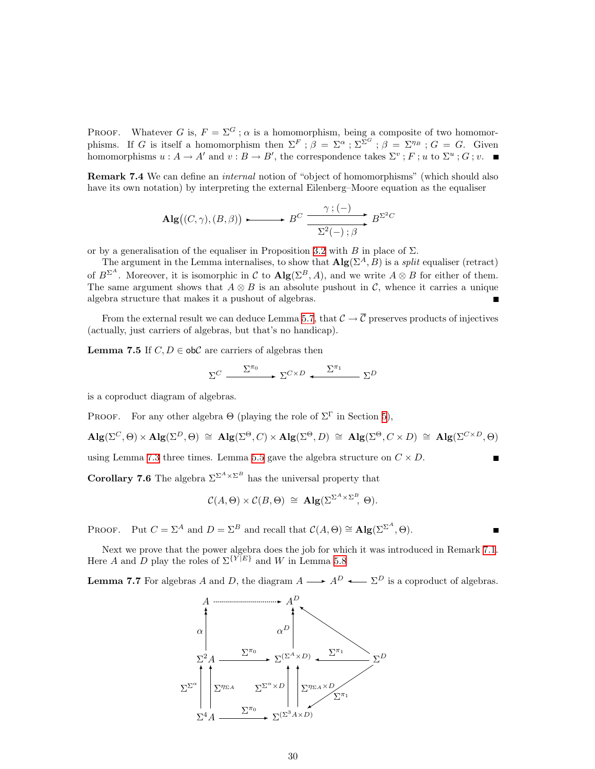PROOF. Whatever $G$ is, $F = \Sigma^G ; \alpha$ is a homomorphism, being a composite of two homomorphisms. If $G$ is itself a homomorphism then $\Sigma^F ; \beta = \Sigma^\alpha ; \Sigma^{\Sigma^G} ; \beta = \Sigma^{\eta_B} ; G = G$. Given homomorphisms $u : A \to A'$ and $v : B \to B'$, the correspondence takes $\Sigma^v ; F ; u$ to $\Sigma^u ; G ; v$. ∎

**Remark 7.4** We can define an *internal* notion of "object of homomorphisms" (which should also have its own notation) by interpreting the external Eilenberg–Moore equation as the equaliser

$$\mathbf{Alg}\big((C,\gamma),(B,\beta)\big) \rightarrowtail B^C \underset{\Sigma^2(-)\,;\,\beta}{\overset{\gamma\,;\,(-)}{\rightrightarrows}} B^{\Sigma^2 C}$$

or by a generalisation of the equaliser in Proposition 3.2 with $B$ in place of $\Sigma$.

The argument in the Lemma internalises, to show that $\mathbf{Alg}(\Sigma^A, B)$ is a *split* equaliser (retract) of $B^{\Sigma^A}$. Moreover, it is isomorphic in $\mathcal{C}$ to $\mathbf{Alg}(\Sigma^B, A)$, and we write $A \otimes B$ for either of them. The same argument shows that $A \otimes B$ is an absolute pushout in $\mathcal{C}$, whence it carries a unique algebra structure that makes it a pushout of algebras. ∎

From the external result we can deduce Lemma 5.7, that $\mathcal{C} \to \overline{\mathcal{C}}$ preserves products of injectives (actually, just carriers of algebras, but that's no handicap).

**Lemma 7.5** If $C, D \in \mathsf{ob}\mathcal{C}$ are carriers of algebras then

$$\Sigma^C \xrightarrow{\ \Sigma^{\pi_0}\ } \Sigma^{C\times D} \xleftarrow{\ \Sigma^{\pi_1}\ } \Sigma^D$$

is a coproduct diagram of algebras.

PROOF. For any other algebra $\Theta$ (playing the role of $\Sigma^\Gamma$ in Section 5),

$$\mathbf{Alg}(\Sigma^C,\Theta)\times\mathbf{Alg}(\Sigma^D,\Theta) \;\cong\; \mathbf{Alg}(\Sigma^\Theta, C)\times\mathbf{Alg}(\Sigma^\Theta, D) \;\cong\; \mathbf{Alg}(\Sigma^\Theta, C\times D) \;\cong\; \mathbf{Alg}(\Sigma^{C\times D},\Theta)$$

using Lemma 7.3 three times. Lemma 5.5 gave the algebra structure on $C \times D$. ∎

**Corollary 7.6** The algebra $\Sigma^{\Sigma^A\times\Sigma^B}$ has the universal property that

$$\mathcal{C}(A,\Theta)\times\mathcal{C}(B,\Theta) \;\cong\; \mathbf{Alg}(\Sigma^{\Sigma^A\times\Sigma^B},\,\Theta).$$

PROOF. Put $C = \Sigma^A$ and $D = \Sigma^B$ and recall that $\mathcal{C}(A,\Theta) \cong \mathbf{Alg}(\Sigma^{\Sigma^A},\Theta)$. ∎

Next we prove that the power algebra does the job for which it was introduced in Remark 7.1. Here $A$ and $D$ play the roles of $\Sigma^{\{Y|E\}}$ and $W$ in Lemma 5.8

**Lemma 7.7** For algebras $A$ and $D$, the diagram $A \longrightarrow A^D \longleftarrow \Sigma^D$ is a coproduct of algebras.

$$\begin{array}{ccccc}
A & \cdots\cdots\to & A^D & \nwarrow & \\
\uparrow \alpha & & \uparrow \alpha^D & & \\
\Sigma^2 A & \xrightarrow{\Sigma^{\pi_0}} & \Sigma^{(\Sigma^A\times D)} & \xleftarrow{\Sigma^{\pi_1}} & \Sigma^D \\
\Sigma^{\Sigma^\alpha}\uparrow\ \uparrow\Sigma^{\eta_{\Sigma A}} & & \Sigma^{\Sigma^\alpha\times D}\uparrow\ \uparrow\Sigma^{\eta_{\Sigma A}\times D} & \swarrow \Sigma^{\pi_1} & \\
\Sigma^4 A & \xrightarrow{\Sigma^{\pi_0}} & \Sigma^{(\Sigma^3 A\times D)} & &
\end{array}$$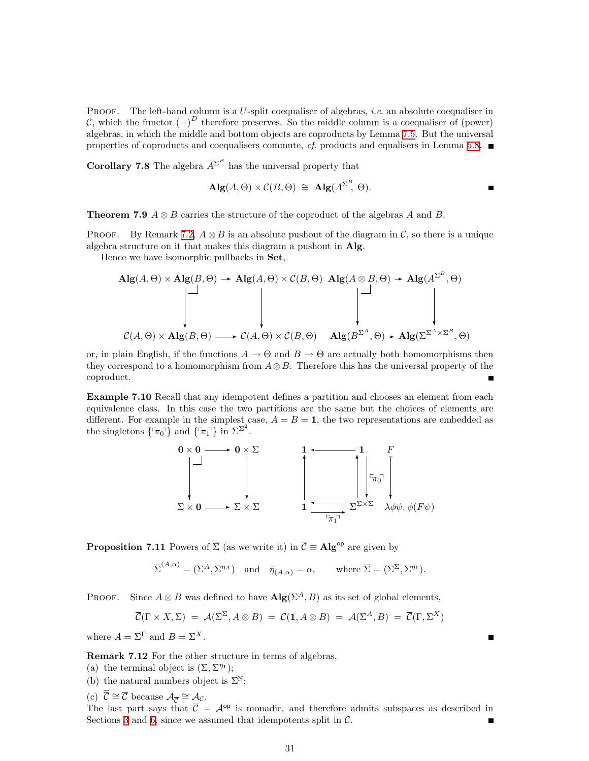PROOF. The left-hand column is a $U$-split coequaliser of algebras, *i.e.* an absolute coequaliser in $\mathcal{C}$, which the functor $(-)^D$ therefore preserves. So the middle column is a coequaliser of (power) algebras, in which the middle and bottom objects are coproducts by Lemma 7.5. But the universal properties of coproducts and coequalisers commute, *cf.* products and equalisers in Lemma 5.8. ∎

**Corollary 7.8** The algebra $A^{\Sigma^B}$ has the universal property that

$$\mathbf{Alg}(A,\Theta)\times\mathcal{C}(B,\Theta)\ \cong\ \mathbf{Alg}(A^{\Sigma^B},\ \Theta).$$ ∎

**Theorem 7.9** $A\otimes B$ carries the structure of the coproduct of the algebras $A$ and $B$.

PROOF. By Remark 7.2, $A\otimes B$ is an absolute pushout of the diagram in $\mathcal{C}$, so there is a unique algebra structure on it that makes this diagram a pushout in $\mathbf{Alg}$.

Hence we have isomorphic pullbacks in $\mathbf{Set}$,

$$\begin{array}{ccc}
\mathbf{Alg}(A,\Theta)\times\mathbf{Alg}(B,\Theta) & \longrightarrow & \mathbf{Alg}(A,\Theta)\times\mathcal{C}(B,\Theta)\\
\downarrow & & \downarrow\\
\mathcal{C}(A,\Theta)\times\mathbf{Alg}(B,\Theta) & \longrightarrow & \mathcal{C}(A,\Theta)\times\mathcal{C}(B,\Theta)
\end{array}
\qquad
\begin{array}{ccc}
\mathbf{Alg}(A\otimes B,\Theta) & \longrightarrow & \mathbf{Alg}(A^{\Sigma^B},\Theta)\\
\downarrow & & \downarrow\\
\mathbf{Alg}(B^{\Sigma^A},\Theta) & \longrightarrow & \mathbf{Alg}(\Sigma^{\Sigma^A\times\Sigma^B},\Theta)
\end{array}$$

or, in plain English, if the functions $A\to\Theta$ and $B\to\Theta$ are actually both homomorphisms then they correspond to a homomorphism from $A\otimes B$. Therefore this has the universal property of the coproduct. ∎

**Example 7.10** Recall that any idempotent defines a partition and chooses an element from each equivalence class. In this case the two partitions are the same but the choices of elements are different. For example in the simplest case, $A=B=\mathbf{1}$, the two representations are embedded as the singletons $\{\ulcorner\pi_0\urcorner\}$ and $\{\ulcorner\pi_1\urcorner\}$ in $\Sigma^{\Sigma^{\mathbf{2}}}$.

$$\begin{array}{ccc}
\mathbf{0}\times\mathbf{0} & \longrightarrow & \mathbf{0}\times\Sigma\\
\downarrow & & \downarrow\\
\Sigma\times\mathbf{0} & \longrightarrow & \Sigma\times\Sigma
\end{array}
\qquad
\begin{array}{ccc}
\mathbf{1} & \longleftarrow & \mathbf{1}\\
\uparrow & & \uparrow\ \downarrow \ulcorner\pi_0\urcorner\\
\mathbf{1} & \underset{\ulcorner\pi_1\urcorner}{\overset{\longleftarrow}{\longrightarrow}} & \Sigma^{\Sigma\times\Sigma}
\end{array}
\qquad
\begin{array}{c}
F\\
\downarrow\\
\lambda\phi\psi.\ \phi(F\psi)
\end{array}$$

**Proposition 7.11** Powers of $\overline{\Sigma}$ (as we write it) in $\overline{\mathcal{C}}\equiv\mathbf{Alg}^{\mathsf{op}}$ are given by

$$\overline{\Sigma}^{(A,\alpha)}=(\Sigma^A,\Sigma^{\eta_A})\quad\text{and}\quad\bar{\eta}_{(A,\alpha)}=\alpha,\qquad\text{where }\overline{\Sigma}=(\Sigma^\Sigma,\Sigma^{\eta_1}).$$

PROOF. Since $A\otimes B$ was defined to have $\mathbf{Alg}(\Sigma^A,B)$ as its set of global elements,

$$\overline{\mathcal{C}}(\Gamma\times X,\Sigma)\ =\ \mathcal{A}(\Sigma^\Sigma,A\otimes B)\ =\ \mathcal{C}(\mathbf{1},A\otimes B)\ =\ \mathcal{A}(\Sigma^A,B)\ =\ \overline{\mathcal{C}}(\Gamma,\Sigma^X)$$

where $A=\Sigma^\Gamma$ and $B=\Sigma^X$. ∎

**Remark 7.12** For the other structure in terms of algebras,
(a) the terminal object is $(\Sigma,\Sigma^{\eta_1})$;
(b) the natural numbers object is $\Sigma^{\mathbb{N}}$;
(c) $\overline{\overline{\mathcal{C}}}\cong\overline{\mathcal{C}}$ because $\mathcal{A}_{\overline{\mathcal{C}}}\cong\mathcal{A}_{\mathcal{C}}$.
The last part says that $\overline{\mathcal{C}}=\mathcal{A}^{\mathsf{op}}$ is monadic, and therefore admits subspaces as described in Sections 3 and 6, since we assumed that idempotents split in $\mathcal{C}$. ∎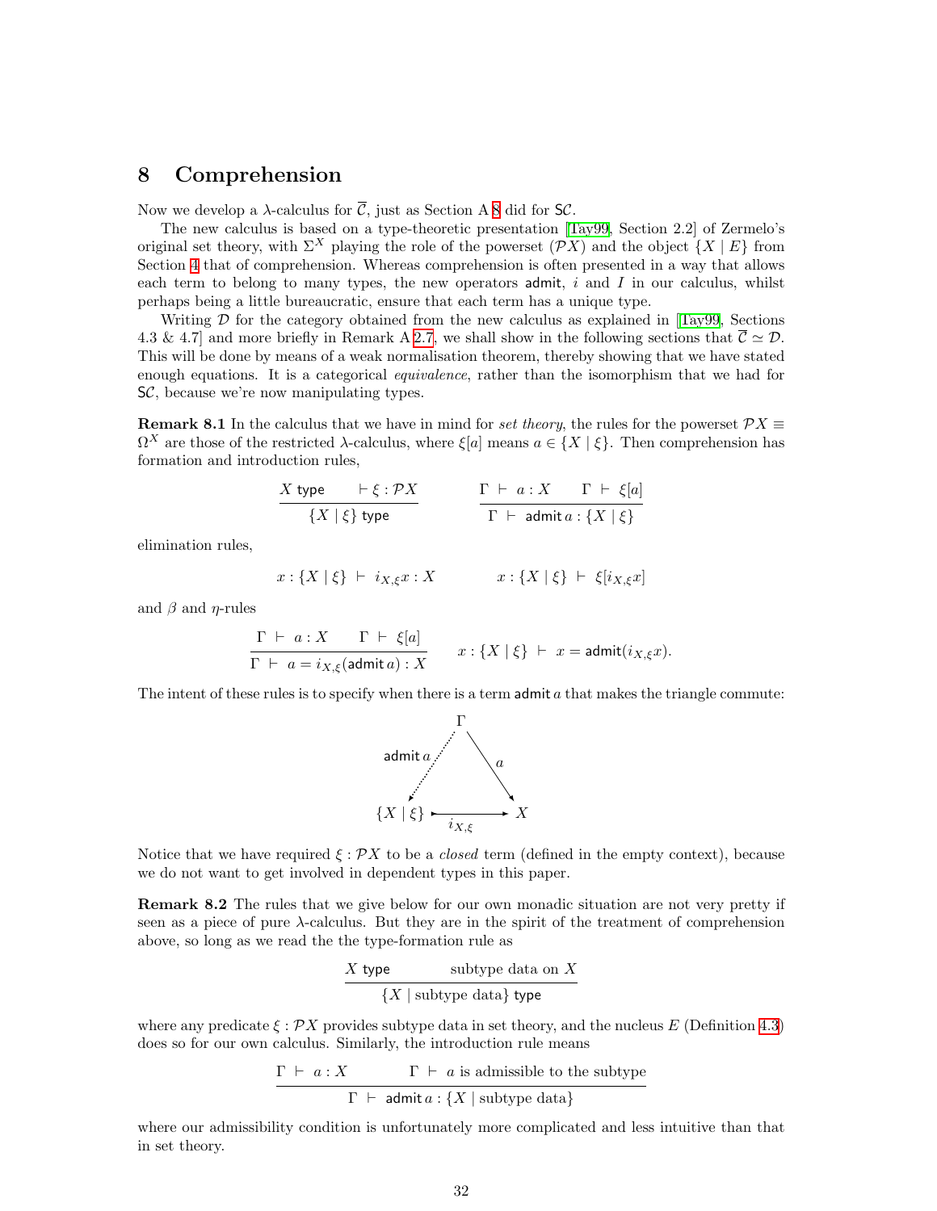## 8 Comprehension

Now we develop a $\lambda$-calculus for $\overline{\mathcal{C}}$, just as Section A 8 did for $\mathsf{S}\mathcal{C}$.

The new calculus is based on a type-theoretic presentation [Tay99, Section 2.2] of Zermelo's original set theory, with $\Sigma^X$ playing the role of the powerset $(\mathcal{P}X)$ and the object $\{X \mid E\}$ from Section 4 that of comprehension. Whereas comprehension is often presented in a way that allows each term to belong to many types, the new operators $\mathsf{admit}$, $i$ and $I$ in our calculus, whilst perhaps being a little bureaucratic, ensure that each term has a unique type.

Writing $\mathcal{D}$ for the category obtained from the new calculus as explained in [Tay99, Sections 4.3 & 4.7] and more briefly in Remark A 2.7, we shall show in the following sections that $\overline{\mathcal{C}} \simeq \mathcal{D}$. This will be done by means of a weak normalisation theorem, thereby showing that we have stated enough equations. It is a categorical *equivalence*, rather than the isomorphism that we had for $\mathsf{S}\mathcal{C}$, because we're now manipulating types.

**Remark 8.1** In the calculus that we have in mind for *set theory*, the rules for the powerset $\mathcal{P}X \equiv \Omega^X$ are those of the restricted $\lambda$-calculus, where $\xi[a]$ means $a \in \{X \mid \xi\}$. Then comprehension has formation and introduction rules,

$$\frac{X\ \mathsf{type} \qquad \vdash \xi : \mathcal{P}X}{\{X \mid \xi\}\ \mathsf{type}} \qquad\qquad \frac{\Gamma \ \vdash\ a : X \qquad \Gamma\ \vdash\ \xi[a]}{\Gamma\ \vdash\ \mathsf{admit}\, a : \{X \mid \xi\}}$$

elimination rules,

$$x : \{X \mid \xi\}\ \vdash\ i_{X,\xi} x : X \qquad\qquad x : \{X \mid \xi\}\ \vdash\ \xi[i_{X,\xi} x]$$

and $\beta$ and $\eta$-rules

$$\frac{\Gamma\ \vdash\ a : X \qquad \Gamma\ \vdash\ \xi[a]}{\Gamma\ \vdash\ a = i_{X,\xi}(\mathsf{admit}\, a) : X} \qquad x : \{X \mid \xi\}\ \vdash\ x = \mathsf{admit}(i_{X,\xi} x).$$

The intent of these rules is to specify when there is a term $\mathsf{admit}\, a$ that makes the triangle commute:

$$\begin{array}{ccc} & \Gamma & \\ {\scriptstyle \mathsf{admit}\, a} \swarrow & & \searrow {\scriptstyle a} \\ \{X \mid \xi\} & \xrightarrow[i_{X,\xi}]{} & X \end{array}$$

Notice that we have required $\xi : \mathcal{P}X$ to be a *closed* term (defined in the empty context), because we do not want to get involved in dependent types in this paper.

**Remark 8.2** The rules that we give below for our own monadic situation are not very pretty if seen as a piece of pure $\lambda$-calculus. But they are in the spirit of the treatment of comprehension above, so long as we read the the type-formation rule as

$$\frac{X\ \mathsf{type} \qquad \text{subtype data on } X}{\{X \mid \text{subtype data}\}\ \mathsf{type}}$$

where any predicate $\xi : \mathcal{P}X$ provides subtype data in set theory, and the nucleus $E$ (Definition 4.3) does so for our own calculus. Similarly, the introduction rule means

$$\frac{\Gamma\ \vdash\ a : X \qquad \Gamma\ \vdash\ a \text{ is admissible to the subtype}}{\Gamma\ \vdash\ \mathsf{admit}\, a : \{X \mid \text{subtype data}\}}$$

where our admissibility condition is unfortunately more complicated and less intuitive than that in set theory.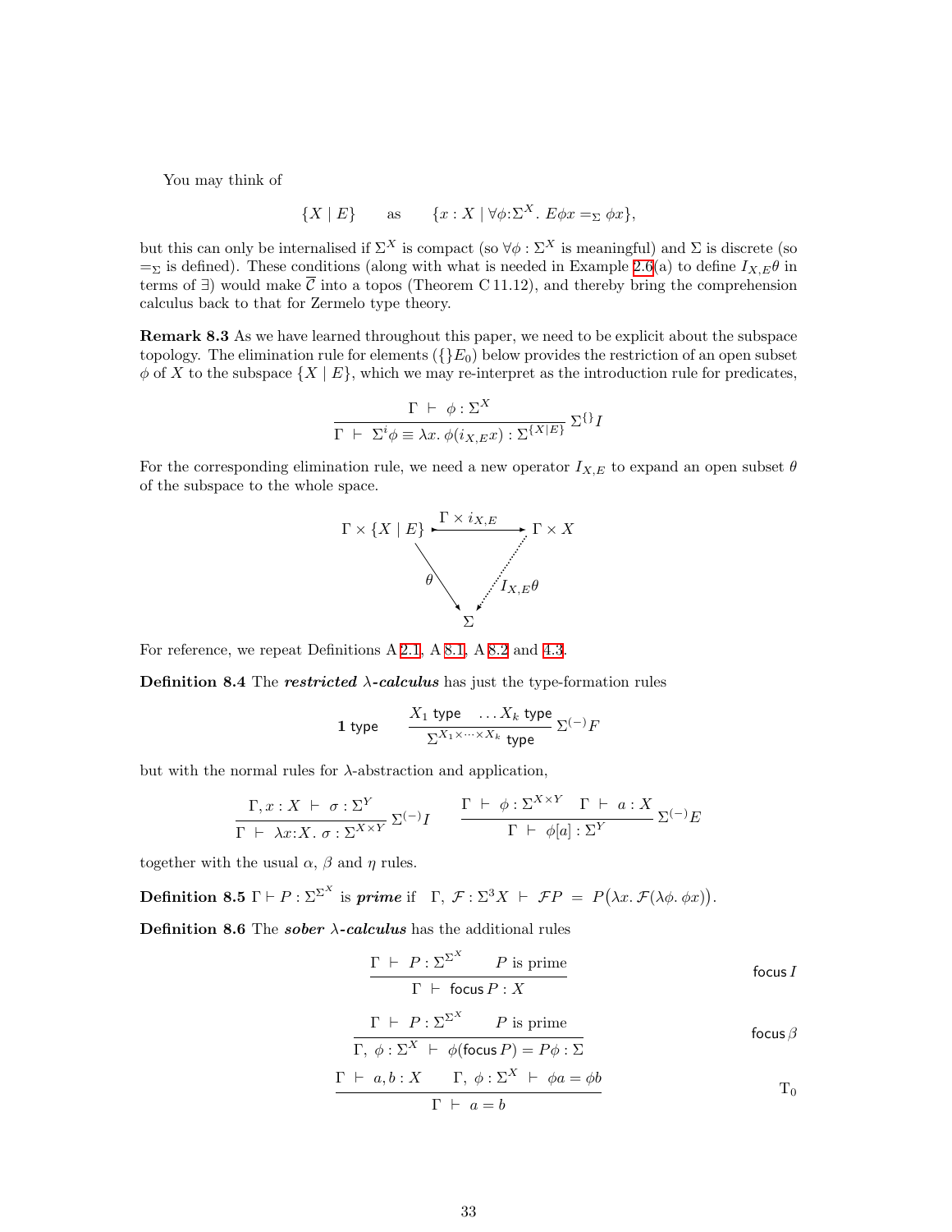You may think of

$$\{X \mid E\} \qquad \text{as} \qquad \{x : X \mid \forall \phi{:}\Sigma^X.\ E\phi x =_\Sigma \phi x\},$$

but this can only be internalised if $\Sigma^X$ is compact (so $\forall \phi : \Sigma^X$ is meaningful) and $\Sigma$ is discrete (so $=_\Sigma$ is defined). These conditions (along with what is needed in Example 2.6(a) to define $I_{X,E}\theta$ in terms of $\exists$) would make $\overline{\mathcal{C}}$ into a topos (Theorem C 11.12), and thereby bring the comprehension calculus back to that for Zermelo type theory.

**Remark 8.3** As we have learned throughout this paper, we need to be explicit about the subspace topology. The elimination rule for elements ($\{\}E_0$) below provides the restriction of an open subset $\phi$ of $X$ to the subspace $\{X \mid E\}$, which we may re-interpret as the introduction rule for predicates,

$$\frac{\Gamma \ \vdash\ \phi : \Sigma^X}{\Gamma \ \vdash\ \Sigma^i \phi \equiv \lambda x.\ \phi(i_{X,E} x) : \Sigma^{\{X \mid E\}}}\ \Sigma^{\{\}} I$$

For the corresponding elimination rule, we need a new operator $I_{X,E}$ to expand an open subset $\theta$ of the subspace to the whole space.

$$\begin{array}{ccc}
\Gamma \times \{X \mid E\} & \xrightarrow{\ \Gamma \times i_{X,E}\ } & \Gamma \times X \\
 & \searrow^{\theta} \qquad \swarrow^{I_{X,E}\theta} & \\
 & \Sigma &
\end{array}$$

For reference, we repeat Definitions A 2.1, A 8.1, A 8.2 and 4.3.

**Definition 8.4** The ***restricted* $\lambda$*-calculus*** has just the type-formation rules

$$\mathbf{1}\ \mathsf{type} \qquad \frac{X_1\ \mathsf{type} \quad \ldots X_k\ \mathsf{type}}{\Sigma^{X_1 \times \cdots \times X_k}\ \mathsf{type}}\ \Sigma^{(-)}F$$

but with the normal rules for $\lambda$-abstraction and application,

$$\frac{\Gamma, x : X \ \vdash\ \sigma : \Sigma^Y}{\Gamma \ \vdash\ \lambda x{:}X.\ \sigma : \Sigma^{X \times Y}}\ \Sigma^{(-)} I \qquad \frac{\Gamma \ \vdash\ \phi : \Sigma^{X \times Y} \quad \Gamma \ \vdash\ a : X}{\Gamma \ \vdash\ \phi[a] : \Sigma^Y}\ \Sigma^{(-)} E$$

together with the usual $\alpha$, $\beta$ and $\eta$ rules.

**Definition 8.5** $\Gamma \vdash P : \Sigma^{\Sigma^X}$ is ***prime*** if $\quad \Gamma,\ \mathcal{F} : \Sigma^3 X \ \vdash\ \mathcal{F}P \ = \ P\big(\lambda x.\ \mathcal{F}(\lambda \phi.\ \phi x)\big)$.

**Definition 8.6** The ***sober* $\lambda$*-calculus*** has the additional rules

$$\frac{\Gamma \ \vdash\ P : \Sigma^{\Sigma^X} \qquad P \text{ is prime}}{\Gamma \ \vdash\ \mathsf{focus}\, P : X} \qquad \mathsf{focus}\, I$$

$$\frac{\Gamma \ \vdash\ P : \Sigma^{\Sigma^X} \qquad P \text{ is prime}}{\Gamma,\ \phi : \Sigma^X \ \vdash\ \phi(\mathsf{focus}\, P) = P\phi : \Sigma} \qquad \mathsf{focus}\, \beta$$

$$\frac{\Gamma \ \vdash\ a, b : X \qquad \Gamma,\ \phi : \Sigma^X \ \vdash\ \phi a = \phi b}{\Gamma \ \vdash\ a = b} \qquad \mathrm{T}_0$$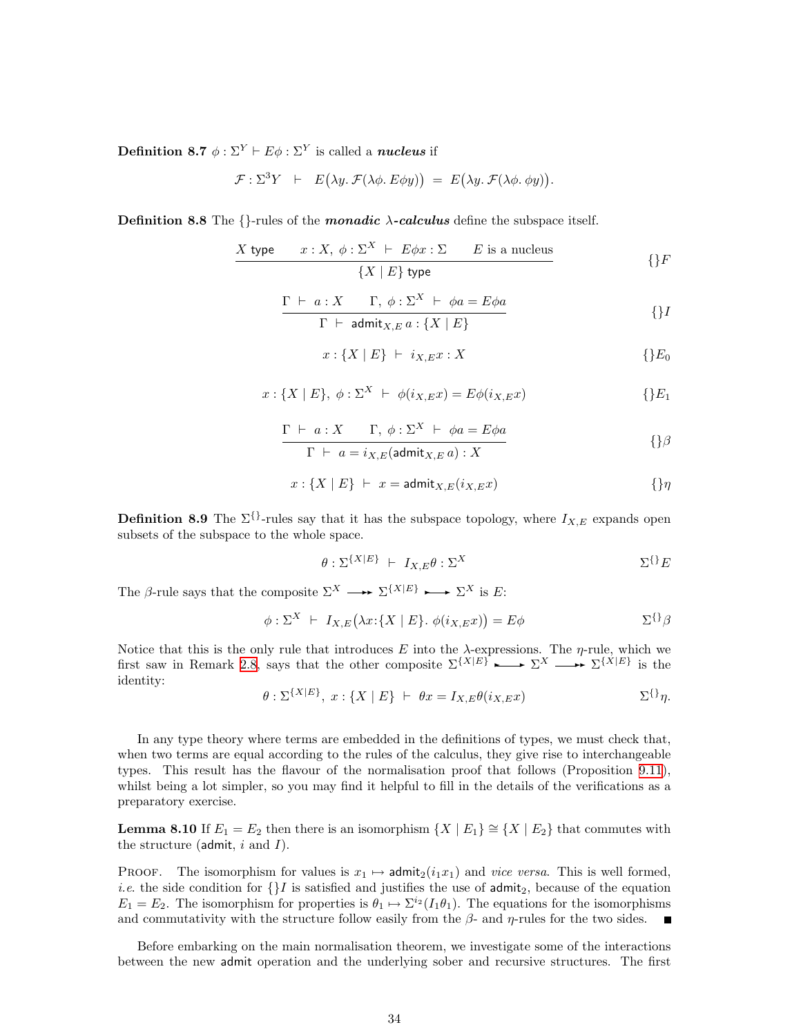**Definition 8.7** $\phi : \Sigma^Y \vdash E\phi : \Sigma^Y$ is called a ***nucleus*** if

$$\mathcal{F} : \Sigma^3 Y \;\;\vdash\;\; E\big(\lambda y.\, \mathcal{F}(\lambda\phi.\, E\phi y)\big) \;=\; E\big(\lambda y.\, \mathcal{F}(\lambda\phi.\, \phi y)\big).$$

**Definition 8.8** The $\{\}$-rules of the ***monadic $\lambda$-calculus*** define the subspace itself.

$$\frac{X\ \mathsf{type} \qquad x : X,\, \phi : \Sigma^X \;\vdash\; E\phi x : \Sigma \qquad E \text{ is a nucleus}}{\{X \mid E\}\ \mathsf{type}} \qquad \{\}F$$

$$\frac{\Gamma \;\vdash\; a : X \qquad \Gamma,\, \phi : \Sigma^X \;\vdash\; \phi a = E\phi a}{\Gamma \;\vdash\; \mathsf{admit}_{X,E}\, a : \{X \mid E\}} \qquad \{\}I$$

$$x : \{X \mid E\} \;\vdash\; i_{X,E} x : X \qquad \{\}E_0$$

$$x : \{X \mid E\},\, \phi : \Sigma^X \;\vdash\; \phi(i_{X,E} x) = E\phi(i_{X,E} x) \qquad \{\}E_1$$

$$\frac{\Gamma \;\vdash\; a : X \qquad \Gamma,\, \phi : \Sigma^X \;\vdash\; \phi a = E\phi a}{\Gamma \;\vdash\; a = i_{X,E}(\mathsf{admit}_{X,E}\, a) : X} \qquad \{\}\beta$$

$$x : \{X \mid E\} \;\vdash\; x = \mathsf{admit}_{X,E}(i_{X,E} x) \qquad \{\}\eta$$

**Definition 8.9** The $\Sigma^{\{\}}$-rules say that it has the subspace topology, where $I_{X,E}$ expands open subsets of the subspace to the whole space.

$$\theta : \Sigma^{\{X|E\}} \;\vdash\; I_{X,E}\theta : \Sigma^X \qquad \Sigma^{\{\}}E$$

The $\beta$-rule says that the composite $\Sigma^X \twoheadrightarrow \Sigma^{\{X|E\}} \rightarrowtail \Sigma^X$ is $E$:

$$\phi : \Sigma^X \;\vdash\; I_{X,E}\big(\lambda x{:}\{X \mid E\}.\ \phi(i_{X,E} x)\big) = E\phi \qquad \Sigma^{\{\}}\beta$$

Notice that this is the only rule that introduces $E$ into the $\lambda$-expressions. The $\eta$-rule, which we first saw in Remark 2.8, says that the other composite $\Sigma^{\{X|E\}} \rightarrowtail \Sigma^X \twoheadrightarrow \Sigma^{\{X|E\}}$ is the identity:

$$\theta : \Sigma^{\{X|E\}},\, x : \{X \mid E\} \;\vdash\; \theta x = I_{X,E}\theta(i_{X,E} x) \qquad \Sigma^{\{\}}\eta.$$

In any type theory where terms are embedded in the definitions of types, we must check that, when two terms are equal according to the rules of the calculus, they give rise to interchangeable types. This result has the flavour of the normalisation proof that follows (Proposition 9.11), whilst being a lot simpler, so you may find it helpful to fill in the details of the verifications as a preparatory exercise.

**Lemma 8.10** If $E_1 = E_2$ then there is an isomorphism $\{X \mid E_1\} \cong \{X \mid E_2\}$ that commutes with the structure ($\mathsf{admit}$, $i$ and $I$).

Proof. The isomorphism for values is $x_1 \mapsto \mathsf{admit}_2(i_1 x_1)$ and *vice versa*. This is well formed, *i.e.* the side condition for $\{\}I$ is satisfied and justifies the use of $\mathsf{admit}_2$, because of the equation $E_1 = E_2$. The isomorphism for properties is $\theta_1 \mapsto \Sigma^{i_2}(I_1\theta_1)$. The equations for the isomorphisms and commutativity with the structure follow easily from the $\beta$- and $\eta$-rules for the two sides. ∎

Before embarking on the main normalisation theorem, we investigate some of the interactions between the new $\mathsf{admit}$ operation and the underlying sober and recursive structures. The first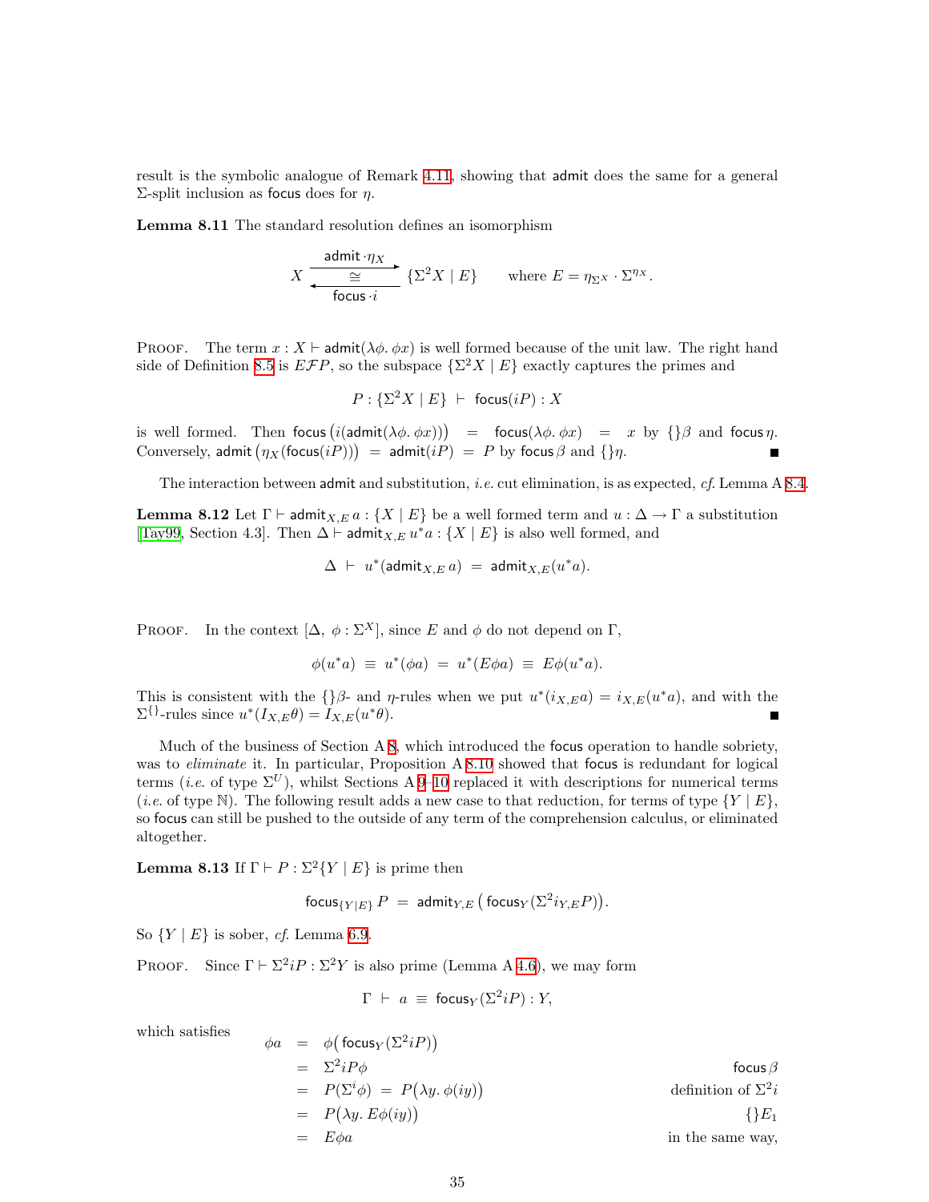result is the symbolic analogue of Remark 4.11, showing that $\mathsf{admit}$ does the same for a general $\Sigma$-split inclusion as $\mathsf{focus}$ does for $\eta$.

**Lemma 8.11** The standard resolution defines an isomorphism

$$X \underset{\mathsf{focus}\cdot i}{\overset{\mathsf{admit}\cdot\eta_X}{\underset{\longleftarrow}{\overset{\longrightarrow}{\cong}}}} \{\Sigma^2 X \mid E\} \qquad \text{where } E = \eta_{\Sigma^X}\cdot\Sigma^{\eta_X}.$$

PROOF. The term $x : X \vdash \mathsf{admit}(\lambda\phi.\,\phi x)$ is well formed because of the unit law. The right hand side of Definition 8.5 is $E\mathcal{F}P$, so the subspace $\{\Sigma^2 X \mid E\}$ exactly captures the primes and

$$P : \{\Sigma^2 X \mid E\} \;\vdash\; \mathsf{focus}(iP) : X$$

is well formed. Then $\mathsf{focus}\big(i(\mathsf{admit}(\lambda\phi.\,\phi x))\big) \;=\; \mathsf{focus}(\lambda\phi.\,\phi x) \;=\; x$ by $\{\}\beta$ and $\mathsf{focus}\,\eta$. Conversely, $\mathsf{admit}\big(\eta_X(\mathsf{focus}(iP))\big) \;=\; \mathsf{admit}(iP) \;=\; P$ by $\mathsf{focus}\,\beta$ and $\{\}\eta$. ∎

The interaction between $\mathsf{admit}$ and substitution, *i.e.* cut elimination, is as expected, *cf.* Lemma A 8.4.

**Lemma 8.12** Let $\Gamma \vdash \mathsf{admit}_{X,E}\,a : \{X \mid E\}$ be a well formed term and $u : \Delta \to \Gamma$ a substitution [Tay99, Section 4.3]. Then $\Delta \vdash \mathsf{admit}_{X,E}\,u^*a : \{X \mid E\}$ is also well formed, and

$$\Delta \;\vdash\; u^*(\mathsf{admit}_{X,E}\,a) \;=\; \mathsf{admit}_{X,E}(u^*a).$$

PROOF. In the context $[\Delta,\ \phi : \Sigma^X]$, since $E$ and $\phi$ do not depend on $\Gamma$,

$$\phi(u^*a) \;\equiv\; u^*(\phi a) \;=\; u^*(E\phi a) \;\equiv\; E\phi(u^*a).$$

This is consistent with the $\{\}\beta$- and $\eta$-rules when we put $u^*(i_{X,E}a) = i_{X,E}(u^*a)$, and with the $\Sigma^{\{\}}$-rules since $u^*(I_{X,E}\theta) = I_{X,E}(u^*\theta)$. ∎

Much of the business of Section A 8, which introduced the $\mathsf{focus}$ operation to handle sobriety, was to *eliminate* it. In particular, Proposition A 8.10 showed that $\mathsf{focus}$ is redundant for logical terms (*i.e.* of type $\Sigma^U$), whilst Sections A 9–10 replaced it with descriptions for numerical terms (*i.e.* of type $\mathbb{N}$). The following result adds a new case to that reduction, for terms of type $\{Y \mid E\}$, so $\mathsf{focus}$ can still be pushed to the outside of any term of the comprehension calculus, or eliminated altogether.

**Lemma 8.13** If $\Gamma \vdash P : \Sigma^2\{Y \mid E\}$ is prime then

$$\mathsf{focus}_{\{Y\mid E\}}\,P \;=\; \mathsf{admit}_{Y,E}\big(\mathsf{focus}_Y(\Sigma^2 i_{Y,E}P)\big).$$

So $\{Y \mid E\}$ is sober, *cf.* Lemma 6.9.

PROOF. Since $\Gamma \vdash \Sigma^2 iP : \Sigma^2 Y$ is also prime (Lemma A 4.6), we may form

$$\Gamma \;\vdash\; a \;\equiv\; \mathsf{focus}_Y(\Sigma^2 iP) : Y,$$

which satisfies

$$\begin{aligned}
\phi a \;&=\; \phi\big(\mathsf{focus}_Y(\Sigma^2 iP)\big) \\
&=\; \Sigma^2 iP\phi && \mathsf{focus}\,\beta \\
&=\; P(\Sigma^i\phi) \;=\; P\big(\lambda y.\,\phi(iy)\big) && \text{definition of } \Sigma^2 i \\
&=\; P\big(\lambda y.\,E\phi(iy)\big) && \{\}E_1 \\
&=\; E\phi a && \text{in the same way,}
\end{aligned}$$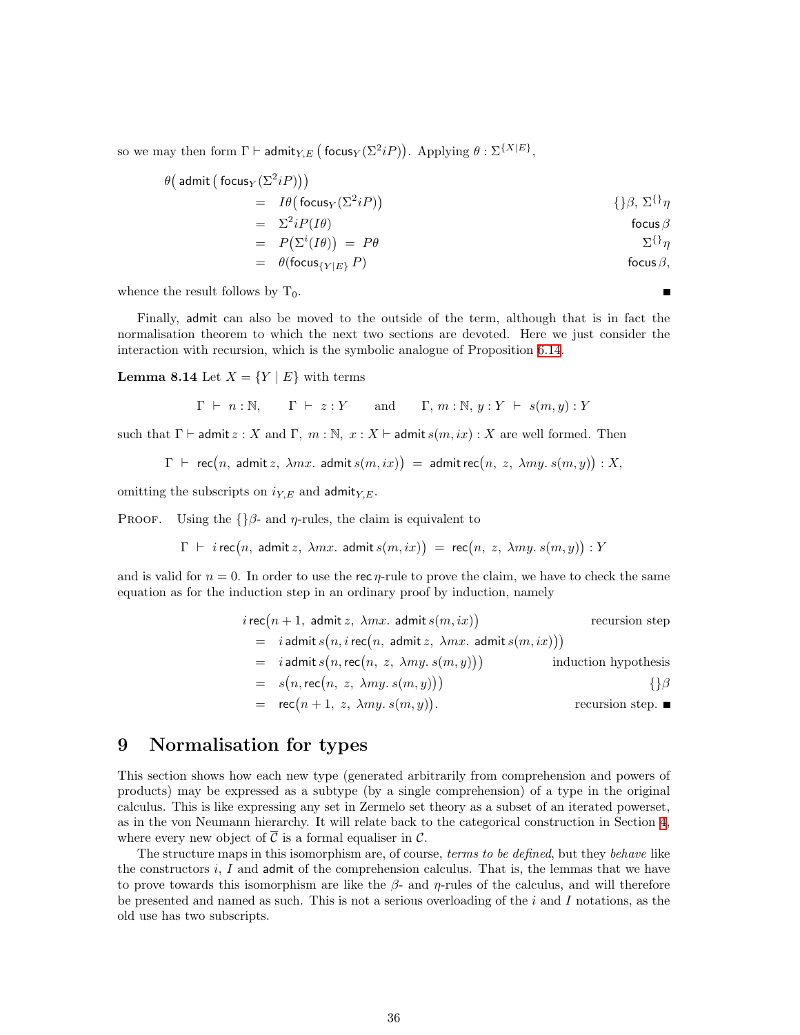so we may then form $\Gamma \vdash \mathsf{admit}_{Y,E}\left(\mathsf{focus}_Y(\Sigma^2 iP)\right)$. Applying $\theta : \Sigma^{\{X|E\}}$,

$$
\begin{array}{rll}
\theta\big(\,\mathsf{admit}\,\big(\,\mathsf{focus}_Y(\Sigma^2 iP)\big)\big) & & \\
\quad = & I\theta\big(\,\mathsf{focus}_Y(\Sigma^2 iP)\big) & \{\}\beta,\ \Sigma^{\{\}}\eta \\
\quad = & \Sigma^2 iP(I\theta) & \mathsf{focus}\,\beta \\
\quad = & P\big(\Sigma^i(I\theta)\big)\ =\ P\theta & \Sigma^{\{\}}\eta \\
\quad = & \theta(\mathsf{focus}_{\{Y|E\}}\,P) & \mathsf{focus}\,\beta,
\end{array}
$$

whence the result follows by $T_0$. ∎

Finally, admit can also be moved to the outside of the term, although that is in fact the normalisation theorem to which the next two sections are devoted. Here we just consider the interaction with recursion, which is the symbolic analogue of Proposition 6.14.

**Lemma 8.14** Let $X = \{Y \mid E\}$ with terms

$$\Gamma \ \vdash\ n : \mathbb{N}, \qquad \Gamma \ \vdash\ z : Y \qquad \text{and} \qquad \Gamma,\, m : \mathbb{N},\, y : Y \ \vdash\ s(m,y) : Y$$

such that $\Gamma \vdash \mathsf{admit}\, z : X$ and $\Gamma,\ m : \mathbb{N},\ x : X \vdash \mathsf{admit}\, s(m, ix) : X$ are well formed. Then

$$\Gamma \ \vdash\ \mathsf{rec}\big(n,\ \mathsf{admit}\, z,\ \lambda mx.\ \mathsf{admit}\, s(m,ix)\big) \ =\ \mathsf{admit}\,\mathsf{rec}\big(n,\ z,\ \lambda my.\ s(m,y)\big) : X,$$

omitting the subscripts on $i_{Y,E}$ and $\mathsf{admit}_{Y,E}$.

PROOF. Using the $\{\}\beta$- and $\eta$-rules, the claim is equivalent to

$$\Gamma \ \vdash\ i\,\mathsf{rec}\big(n,\ \mathsf{admit}\, z,\ \lambda mx.\ \mathsf{admit}\, s(m,ix)\big) \ =\ \mathsf{rec}\big(n,\ z,\ \lambda my.\ s(m,y)\big) : Y$$

and is valid for $n = 0$. In order to use the $\mathsf{rec}\,\eta$-rule to prove the claim, we have to check the same equation as for the induction step in an ordinary proof by induction, namely

$$
\begin{array}{rll}
i\,\mathsf{rec}\big(n+1,\ \mathsf{admit}\, z,\ \lambda mx.\ \mathsf{admit}\, s(m,ix)\big) & & \text{recursion step} \\
\quad = & i\,\mathsf{admit}\, s\big(n, i\,\mathsf{rec}\big(n,\ \mathsf{admit}\, z,\ \lambda mx.\ \mathsf{admit}\, s(m,ix)\big)\big) & \\
\quad = & i\,\mathsf{admit}\, s\big(n, \mathsf{rec}\big(n,\ z,\ \lambda my.\ s(m,y)\big)\big) & \text{induction hypothesis} \\
\quad = & s\big(n, \mathsf{rec}\big(n,\ z,\ \lambda my.\ s(m,y)\big)\big) & \{\}\beta \\
\quad = & \mathsf{rec}\big(n+1,\ z,\ \lambda my.\ s(m,y)\big). & \text{recursion step.}
\end{array}
$$
∎

## 9 Normalisation for types

This section shows how each new type (generated arbitrarily from comprehension and powers of products) may be expressed as a subtype (by a single comprehension) of a type in the original calculus. This is like expressing any set in Zermelo set theory as a subset of an iterated powerset, as in the von Neumann hierarchy. It will relate back to the categorical construction in Section 4, where every new object of $\overline{\mathcal{C}}$ is a formal equaliser in $\mathcal{C}$.

The structure maps in this isomorphism are, of course, *terms to be defined*, but they *behave* like the constructors $i$, $I$ and admit of the comprehension calculus. That is, the lemmas that we have to prove towards this isomorphism are like the $\beta$- and $\eta$-rules of the calculus, and will therefore be presented and named as such. This is not a serious overloading of the $i$ and $I$ notations, as the old use has two subscripts.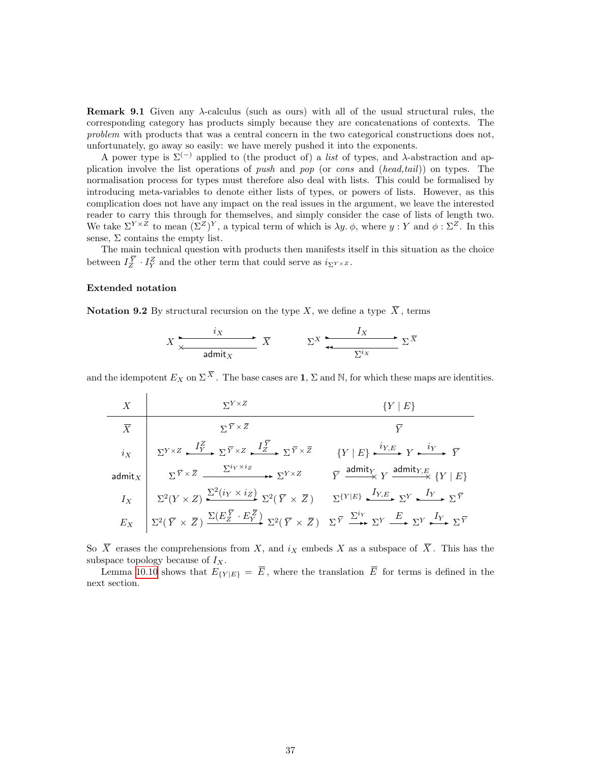**Remark 9.1** Given any λ-calculus (such as ours) with all of the usual structural rules, the corresponding category has products simply because they are concatenations of contexts. The *problem* with products that was a central concern in the two categorical constructions does not, unfortunately, go away so easily: we have merely pushed it into the exponents.

A power type is $\Sigma^{(-)}$ applied to (the product of) a *list* of types, and λ-abstraction and application involve the list operations of *push* and *pop* (or *cons* and (*head,tail*)) on types. The normalisation process for types must therefore also deal with lists. This could be formalised by introducing meta-variables to denote either lists of types, or powers of lists. However, as this complication does not have any impact on the real issues in the argument, we leave the interested reader to carry this through for themselves, and simply consider the case of lists of length two. We take $\Sigma^{Y\times Z}$ to mean $(\Sigma^Z)^Y$, a typical term of which is $\lambda y.\,\phi$, where $y:Y$ and $\phi:\Sigma^Z$. In this sense, $\Sigma$ contains the empty list.

The main technical question with products then manifests itself in this situation as the choice between $I_Z^{\overline{Y}}\cdot I_Y^Z$ and the other term that could serve as $i_{\Sigma^{Y\times Z}}$.

### Extended notation

**Notation 9.2** By structural recursion on the type $X$, we define a type $\overline{X}$, terms

$$X \underset{\mathsf{admit}_X}{\overset{i_X}{\rightleftarrows}} \overline{X} \qquad\qquad \Sigma^X \underset{\Sigma^{i_X}}{\overset{I_X}{\rightleftarrows}} \Sigma^{\overline{X}}$$

and the idempotent $E_X$ on $\Sigma^{\overline{X}}$. The base cases are $\mathbf{1}$, $\Sigma$ and $\mathbb{N}$, for which these maps are identities.

| $X$ | $\Sigma^{Y\times Z}$ | $\{Y \mid E\}$ |
|---|---|---|
| $\overline{X}$ | $\Sigma^{\overline{Y}\times\overline{Z}}$ | $\overline{Y}$ |
| $i_X$ | $\Sigma^{Y\times Z} \xrightarrow{I_Y^Z} \Sigma^{\overline{Y}\times Z} \xrightarrow{I_Z^{\overline{Y}}} \Sigma^{\overline{Y}\times\overline{Z}}$ | $\{Y\mid E\} \xrightarrow{i_{Y,E}} Y \xrightarrow{i_Y} \overline{Y}$ |
| $\mathsf{admit}_X$ | $\Sigma^{\overline{Y}\times\overline{Z}} \xrightarrow{\Sigma^{i_Y\times i_Z}} \Sigma^{Y\times Z}$ | $\overline{Y} \xrightarrow{\mathsf{admit}_Y} Y \xrightarrow{\mathsf{admit}_{Y,E}} \{Y\mid E\}$ |
| $I_X$ | $\Sigma^2(Y\times Z) \xrightarrow{\Sigma^2(i_Y\times i_Z)} \Sigma^2(\overline{Y}\times\overline{Z})$ | $\Sigma^{\{Y\mid E\}} \xrightarrow{I_{Y,E}} \Sigma^Y \xrightarrow{I_Y} \Sigma^{\overline{Y}}$ |
| $E_X$ | $\Sigma^2(\overline{Y}\times\overline{Z}) \xrightarrow{\Sigma(E_Z^{\overline{Y}}\cdot E_Y^{\overline{Z}})} \Sigma^2(\overline{Y}\times\overline{Z})$ | $\Sigma^{\overline{Y}} \xrightarrow{\Sigma^{i_Y}} \Sigma^Y \xrightarrow{E} \Sigma^Y \xrightarrow{I_Y} \Sigma^{\overline{Y}}$ |

So $\overline{X}$ erases the comprehensions from $X$, and $i_X$ embeds $X$ as a subspace of $\overline{X}$. This has the subspace topology because of $I_X$.

Lemma 10.10 shows that $E_{\{Y\mid E\}} = \overline{E}$, where the translation $\overline{E}$ for terms is defined in the next section.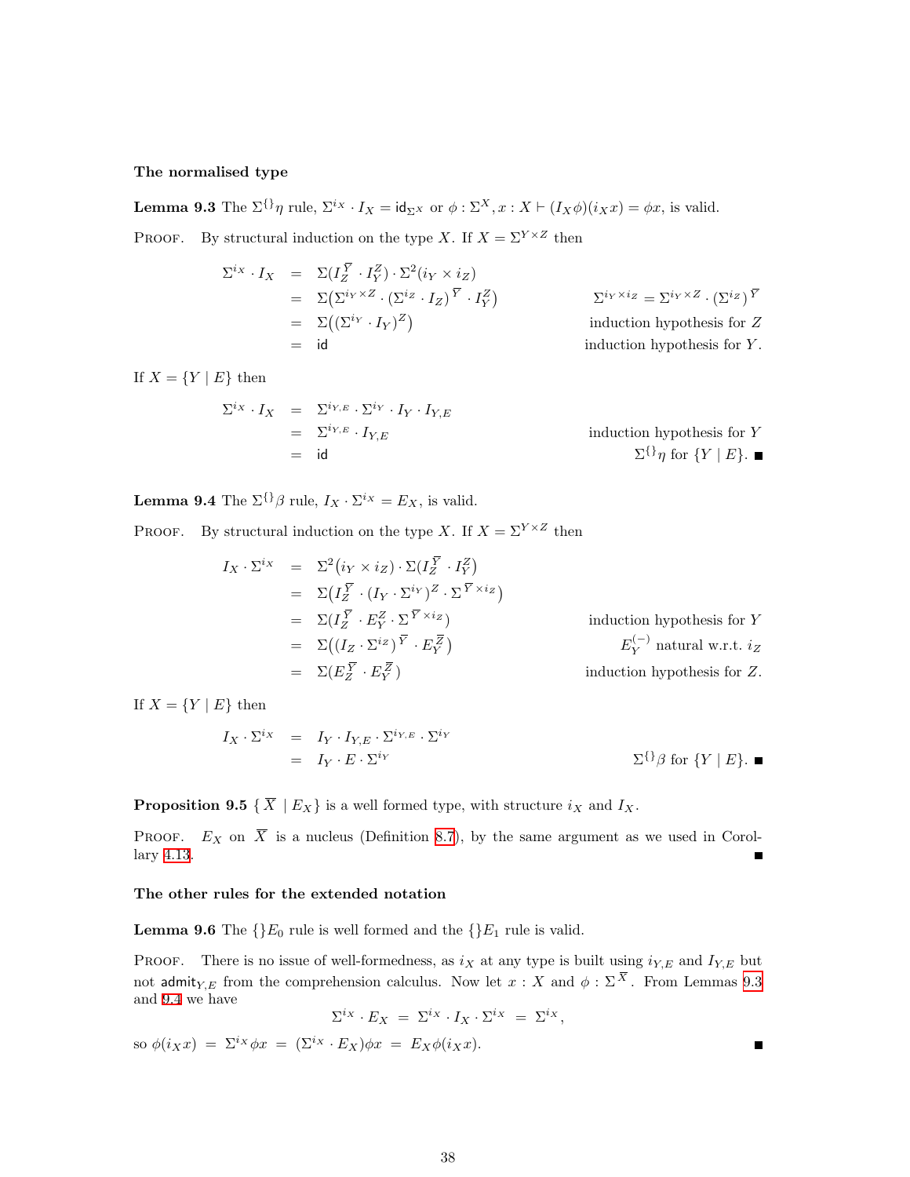### The normalised type

**Lemma 9.3** The $\Sigma^{\{\}}\eta$ rule, $\Sigma^{i_X} \cdot I_X = \mathsf{id}_{\Sigma^X}$ or $\phi : \Sigma^X, x : X \vdash (I_X\phi)(i_X x) = \phi x$, is valid.

PROOF. By structural induction on the type $X$. If $X = \Sigma^{Y \times Z}$ then

$$
\begin{aligned}
\Sigma^{i_X} \cdot I_X &= \Sigma(I_Z^{\overline{Y}} \cdot I_Y^Z) \cdot \Sigma^2(i_Y \times i_Z) \\
&= \Sigma\big(\Sigma^{i_Y \times Z} \cdot (\Sigma^{i_Z} \cdot I_Z)^{\overline{Y}} \cdot I_Y^Z\big) && \Sigma^{i_Y \times i_Z} = \Sigma^{i_Y \times Z} \cdot (\Sigma^{i_Z})^{\overline{Y}} \\
&= \Sigma\big((\Sigma^{i_Y} \cdot I_Y)^Z\big) && \text{induction hypothesis for } Z \\
&= \mathsf{id} && \text{induction hypothesis for } Y.
\end{aligned}
$$

If $X = \{Y \mid E\}$ then

$$
\begin{aligned}
\Sigma^{i_X} \cdot I_X &= \Sigma^{i_{Y,E}} \cdot \Sigma^{i_Y} \cdot I_Y \cdot I_{Y,E} \\
&= \Sigma^{i_{Y,E}} \cdot I_{Y,E} && \text{induction hypothesis for } Y \\
&= \mathsf{id} && \Sigma^{\{\}}\eta \text{ for } \{Y \mid E\}. \blacksquare
\end{aligned}
$$

**Lemma 9.4** The $\Sigma^{\{\}}\beta$ rule, $I_X \cdot \Sigma^{i_X} = E_X$, is valid.

PROOF. By structural induction on the type $X$. If $X = \Sigma^{Y \times Z}$ then

$$
\begin{aligned}
I_X \cdot \Sigma^{i_X} &= \Sigma^2\big(i_Y \times i_Z\big) \cdot \Sigma\big(I_Z^{\overline{Y}} \cdot I_Y^Z\big) \\
&= \Sigma\big(I_Z^{\overline{Y}} \cdot (I_Y \cdot \Sigma^{i_Y})^Z \cdot \Sigma^{\overline{Y} \times i_Z}\big) \\
&= \Sigma\big(I_Z^{\overline{Y}} \cdot E_Y^Z \cdot \Sigma^{\overline{Y} \times i_Z}\big) && \text{induction hypothesis for } Y \\
&= \Sigma\big((I_Z \cdot \Sigma^{i_Z})^{\overline{Y}} \cdot E_Y^{\overline{Z}}\big) && E_Y^{(-)} \text{ natural w.r.t. } i_Z \\
&= \Sigma\big(E_Z^{\overline{Y}} \cdot E_Y^{\overline{Z}}\big) && \text{induction hypothesis for } Z.
\end{aligned}
$$

If $X = \{Y \mid E\}$ then

$$
\begin{aligned}
I_X \cdot \Sigma^{i_X} &= I_Y \cdot I_{Y,E} \cdot \Sigma^{i_{Y,E}} \cdot \Sigma^{i_Y} \\
&= I_Y \cdot E \cdot \Sigma^{i_Y} && \Sigma^{\{\}}\beta \text{ for } \{Y \mid E\}. \blacksquare
\end{aligned}
$$

**Proposition 9.5** $\{\, \overline{X} \mid E_X\}$ is a well formed type, with structure $i_X$ and $I_X$.

PROOF. $E_X$ on $\overline{X}$ is a nucleus (Definition 8.7), by the same argument as we used in Corollary 4.13. $\blacksquare$

### The other rules for the extended notation

**Lemma 9.6** The $\{\}E_0$ rule is well formed and the $\{\}E_1$ rule is valid.

PROOF. There is no issue of well-formedness, as $i_X$ at any type is built using $i_{Y,E}$ and $I_{Y,E}$ but not $\mathsf{admit}_{Y,E}$ from the comprehension calculus. Now let $x : X$ and $\phi : \Sigma^{\overline{X}}$. From Lemmas 9.3 and 9.4 we have

$$\Sigma^{i_X} \cdot E_X \;=\; \Sigma^{i_X} \cdot I_X \cdot \Sigma^{i_X} \;=\; \Sigma^{i_X},$$

so $\phi(i_X x) \;=\; \Sigma^{i_X}\phi x \;=\; (\Sigma^{i_X} \cdot E_X)\phi x \;=\; E_X\phi(i_X x)$. $\blacksquare$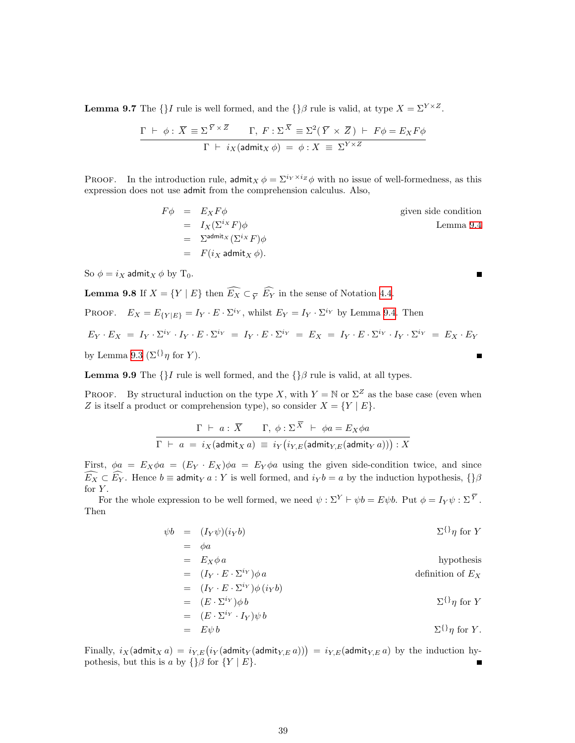**Lemma 9.7** The $\{\}I$ rule is well formed, and the $\{\}\beta$ rule is valid, at type $X = \Sigma^{Y\times Z}$.

$$\frac{\Gamma \;\vdash\; \phi : \overline{X} \equiv \Sigma^{\overline{Y}\times\overline{Z}} \qquad \Gamma,\; F : \Sigma^{\overline{X}} \equiv \Sigma^2(\overline{Y}\;\times\;\overline{Z}) \;\vdash\; F\phi = E_X F\phi}{\Gamma \;\vdash\; i_X(\mathsf{admit}_X\,\phi) \;=\; \phi : X \;\equiv\; \Sigma^{Y\times Z}}$$

Proof. In the introduction rule, $\mathsf{admit}_X\,\phi = \Sigma^{i_Y\times i_Z}\phi$ with no issue of well-formedness, as this expression does not use $\mathsf{admit}$ from the comprehension calculus. Also,

$$\begin{array}{rcll}
F\phi & = & E_X F\phi & \text{given side condition} \\
 & = & I_X(\Sigma^{i_X}F)\phi & \text{Lemma 9.4} \\
 & = & \Sigma^{\mathsf{admit}_X}(\Sigma^{i_X}F)\phi & \\
 & = & F(i_X\,\mathsf{admit}_X\,\phi). &
\end{array}$$

So $\phi = i_X\,\mathsf{admit}_X\,\phi$ by $\mathrm{T}_0$. ∎

**Lemma 9.8** If $X = \{Y \mid E\}$ then $\widehat{E_X} \subset_{\overline{Y}} \widehat{E_Y}$ in the sense of Notation 4.4.

Proof. $E_X = E_{\{Y|E\}} = I_Y \cdot E \cdot \Sigma^{i_Y}$, whilst $E_Y = I_Y \cdot \Sigma^{i_Y}$ by Lemma 9.4. Then

$$E_Y\cdot E_X \;=\; I_Y\cdot\Sigma^{i_Y}\cdot I_Y\cdot E\cdot\Sigma^{i_Y} \;=\; I_Y\cdot E\cdot\Sigma^{i_Y} \;=\; E_X \;=\; I_Y\cdot E\cdot\Sigma^{i_Y}\cdot I_Y\cdot\Sigma^{i_Y} \;=\; E_X\cdot E_Y$$

by Lemma 9.3 ($\Sigma^{\{\}}\eta$ for $Y$). ∎

**Lemma 9.9** The $\{\}I$ rule is well formed, and the $\{\}\beta$ rule is valid, at all types.

Proof. By structural induction on the type $X$, with $Y = \mathbb{N}$ or $\Sigma^Z$ as the base case (even when $Z$ is itself a product or comprehension type), so consider $X = \{Y \mid E\}$.

$$\frac{\Gamma \;\vdash\; a : \overline{X} \qquad \Gamma,\; \phi : \Sigma^{\overline{X}} \;\vdash\; \phi a = E_X\phi a}{\Gamma \;\vdash\; a \;=\; i_X(\mathsf{admit}_X\,a) \;\equiv\; i_Y\big(i_{Y,E}(\mathsf{admit}_{Y,E}(\mathsf{admit}_Y\,a))\big) : X}$$

First, $\phi a = E_X\phi a = (E_Y\cdot E_X)\phi a = E_Y\phi a$ using the given side-condition twice, and since $\widehat{E_X} \subset \widehat{E_Y}$. Hence $b \equiv \mathsf{admit}_Y\,a : Y$ is well formed, and $i_Y b = a$ by the induction hypothesis, $\{\}\beta$ for $Y$.

For the whole expression to be well formed, we need $\psi : \Sigma^Y \vdash \psi b = E\psi b$. Put $\phi = I_Y\psi : \Sigma^{\overline{Y}}$. Then

$$\begin{array}{rcll}
\psi b & = & (I_Y\psi)(i_Y b) & \Sigma^{\{\}}\eta \text{ for } Y \\
 & = & \phi a & \\
 & = & E_X\phi\, a & \text{hypothesis} \\
 & = & (I_Y\cdot E\cdot\Sigma^{i_Y})\phi\, a & \text{definition of } E_X \\
 & = & (I_Y\cdot E\cdot\Sigma^{i_Y})\phi\,(i_Y b) & \\
 & = & (E\cdot\Sigma^{i_Y})\phi\, b & \Sigma^{\{\}}\eta \text{ for } Y \\
 & = & (E\cdot\Sigma^{i_Y}\cdot I_Y)\psi\, b & \\
 & = & E\psi\, b & \Sigma^{\{\}}\eta \text{ for } Y.
\end{array}$$

Finally, $i_X(\mathsf{admit}_X\,a) = i_{Y,E}\big(i_Y(\mathsf{admit}_Y(\mathsf{admit}_{Y,E}\,a))\big) = i_{Y,E}(\mathsf{admit}_{Y,E}\,a)$ by the induction hypothesis, but this is $a$ by $\{\}\beta$ for $\{Y \mid E\}$. ∎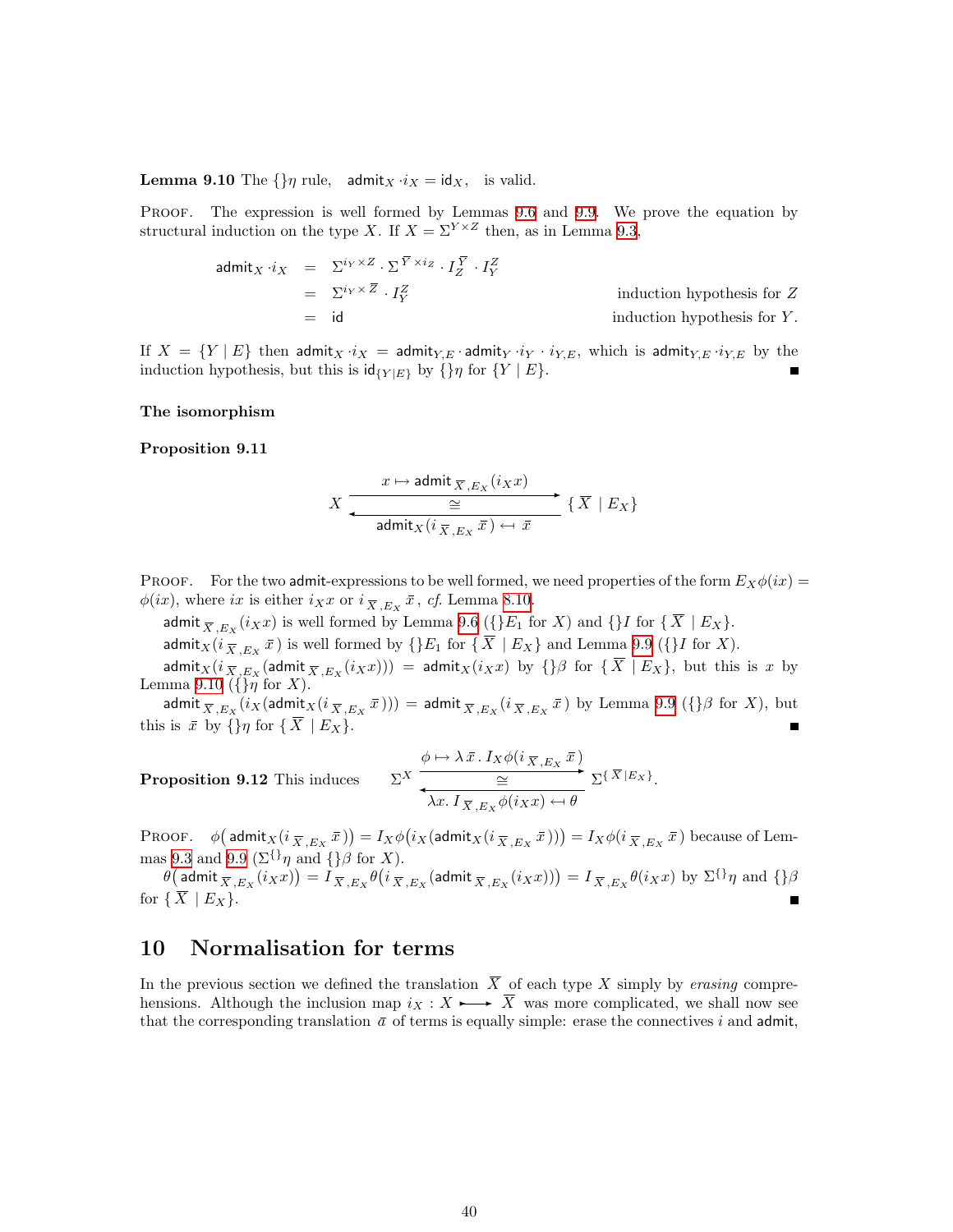**Lemma 9.10** The $\{\}\eta$ rule, $\quad \mathsf{admit}_X \cdot i_X = \mathsf{id}_X, \quad$ is valid.

PROOF. The expression is well formed by Lemmas 9.6 and 9.9. We prove the equation by structural induction on the type $X$. If $X = \Sigma^{Y\times Z}$ then, as in Lemma 9.3,

$$
\begin{array}{rcll}
\mathsf{admit}_X \cdot i_X & = & \Sigma^{i_Y \times Z} \cdot \Sigma^{\overline{Y} \times i_Z} \cdot I_Z^{\overline{Y}} \cdot I_Y^Z & \\
& = & \Sigma^{i_Y \times \overline{Z}} \cdot I_Y^Z & \text{induction hypothesis for } Z \\
& = & \mathsf{id} & \text{induction hypothesis for } Y.
\end{array}
$$

If $X = \{Y \mid E\}$ then $\mathsf{admit}_X \cdot i_X = \mathsf{admit}_{Y,E} \cdot \mathsf{admit}_Y \cdot i_Y \cdot i_{Y,E}$, which is $\mathsf{admit}_{Y,E} \cdot i_{Y,E}$ by the induction hypothesis, but this is $\mathsf{id}_{\{Y|E\}}$ by $\{\}\eta$ for $\{Y \mid E\}$. ■

**The isomorphism**

**Proposition 9.11**

$$
X \;\underset{\mathsf{admit}_X(i_{\overline{X},E_X}\,\bar{x}) \;\leftarrow\!\shortmid\; \bar{x}}{\overset{x \,\mapsto\, \mathsf{admit}_{\overline{X},E_X}(i_X x)}{\rightleftarrows}}\; \{\,\overline{X} \mid E_X\}
$$

(with the isomorphism marked $\cong$).

PROOF. For the two $\mathsf{admit}$-expressions to be well formed, we need properties of the form $E_X\phi(ix) = \phi(ix)$, where $ix$ is either $i_X x$ or $i_{\overline{X},E_X}\,\bar{x}$, *cf.* Lemma 8.10.

$\mathsf{admit}_{\overline{X},E_X}(i_X x)$ is well formed by Lemma 9.6 ($\{\}E_1$ for $X$) and $\{\}I$ for $\{\,\overline{X} \mid E_X\}$.

$\mathsf{admit}_X(i_{\overline{X},E_X}\,\bar{x})$ is well formed by $\{\}E_1$ for $\{\,\overline{X} \mid E_X\}$ and Lemma 9.9 ($\{\}I$ for $X$).

$\mathsf{admit}_X(i_{\overline{X},E_X}(\mathsf{admit}_{\overline{X},E_X}(i_X x))) = \mathsf{admit}_X(i_X x)$ by $\{\}\beta$ for $\{\,\overline{X} \mid E_X\}$, but this is $x$ by Lemma 9.10 ($\{\}\eta$ for $X$).

$\mathsf{admit}_{\overline{X},E_X}(i_X(\mathsf{admit}_X(i_{\overline{X},E_X}\,\bar{x}))) = \mathsf{admit}_{\overline{X},E_X}(i_{\overline{X},E_X}\,\bar{x})$ by Lemma 9.9 ($\{\}\beta$ for $X$), but this is $\bar{x}$ by $\{\}\eta$ for $\{\,\overline{X} \mid E_X\}$. ■

**Proposition 9.12** This induces

$$
\Sigma^X \;\underset{\lambda x.\, I_{\overline{X},E_X}\phi(i_X x) \;\leftarrow\!\shortmid\; \theta}{\overset{\phi \,\mapsto\, \lambda\bar{x}\,.\, I_X\phi(i_{\overline{X},E_X}\,\bar{x})}{\rightleftarrows}}\; \Sigma^{\{\,\overline{X} | E_X\}}.
$$

(with the isomorphism marked $\cong$).

PROOF. $\phi\big(\mathsf{admit}_X(i_{\overline{X},E_X}\,\bar{x})\big) = I_X\phi\big(i_X(\mathsf{admit}_X(i_{\overline{X},E_X}\,\bar{x}))\big) = I_X\phi(i_{\overline{X},E_X}\,\bar{x})$ because of Lemmas 9.3 and 9.9 ($\Sigma^{\{\}}\eta$ and $\{\}\beta$ for $X$).

$\theta\big(\mathsf{admit}_{\overline{X},E_X}(i_X x)\big) = I_{\overline{X},E_X}\theta\big(i_{\overline{X},E_X}(\mathsf{admit}_{\overline{X},E_X}(i_X x))\big) = I_{\overline{X},E_X}\theta(i_X x)$ by $\Sigma^{\{\}}\eta$ and $\{\}\beta$ for $\{\,\overline{X} \mid E_X\}$. ■

## 10 Normalisation for terms

In the previous section we defined the translation $\overline{X}$ of each type $X$ simply by *erasing* comprehensions. Although the inclusion map $i_X : X \rightarrowtail \overline{X}$ was more complicated, we shall now see that the corresponding translation $\bar{a}$ of terms is equally simple: erase the connectives $i$ and $\mathsf{admit}$,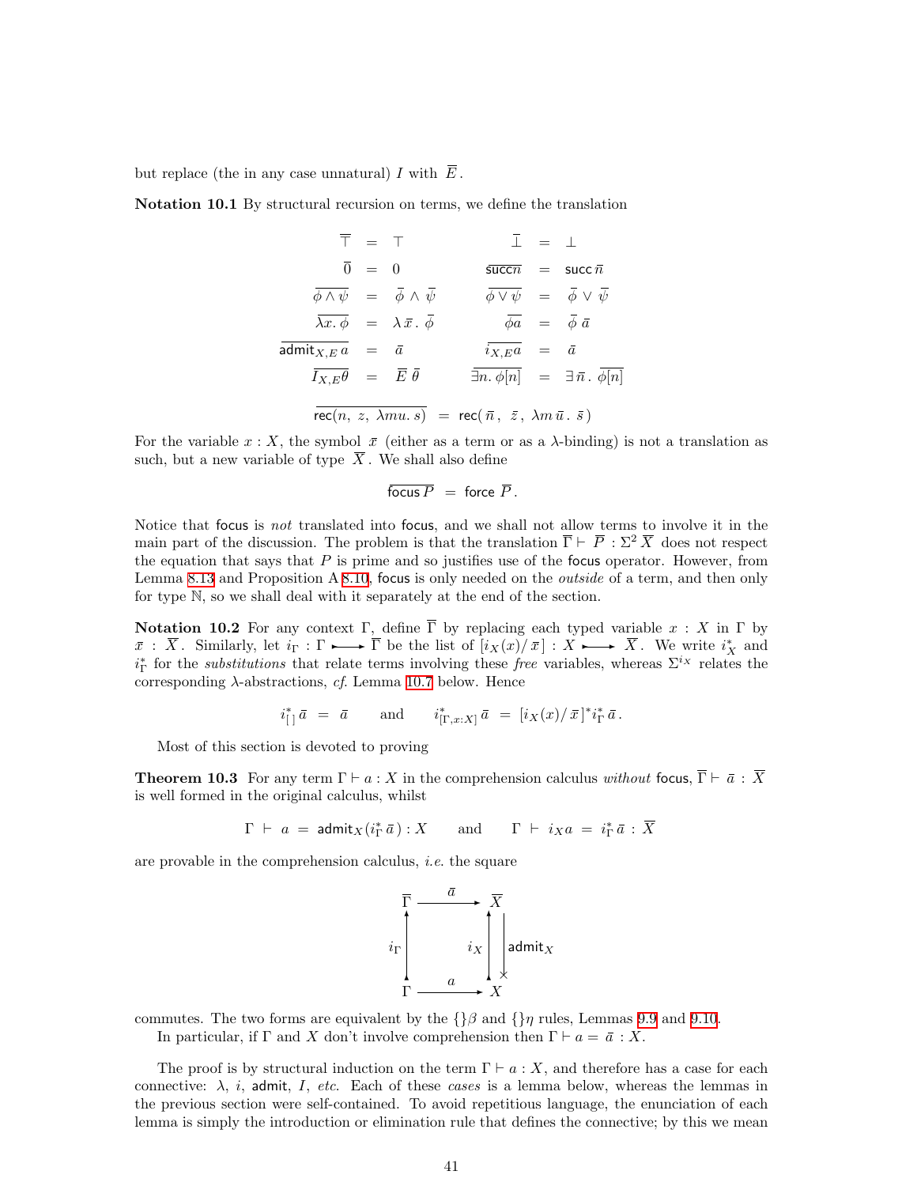but replace (the in any case unnatural) $I$ with $\overline{E}$.

**Notation 10.1** By structural recursion on terms, we define the translation

$$
\begin{array}{rclcrcl}
\overline{\top} & = & \top & \quad & \overline{\bot} & = & \bot \\
\overline{0} & = & 0 & & \overline{\mathsf{succ}\, n} & = & \mathsf{succ}\,\bar{n} \\
\overline{\phi \wedge \psi} & = & \bar{\phi} \wedge \bar{\psi} & & \overline{\phi \vee \psi} & = & \bar{\phi} \vee \bar{\psi} \\
\overline{\lambda x.\, \phi} & = & \lambda\, \bar{x}.\, \bar{\phi} & & \overline{\phi a} & = & \bar{\phi}\, \bar{a} \\
\overline{\mathsf{admit}_{X,E}\, a} & = & \bar{a} & & \overline{i_{X,E} a} & = & \bar{a} \\
\overline{I_{X,E}\theta} & = & \overline{E}\, \bar{\theta} & & \overline{\exists n.\, \phi[n]} & = & \exists\, \bar{n}.\, \overline{\phi[n]}
\end{array}
$$

$$
\overline{\mathsf{rec}(n,\ z,\ \lambda mu.\ s)} \ = \ \mathsf{rec}(\,\bar{n},\ \bar{z},\ \lambda m\, \bar{u}.\ \bar{s}\,)
$$

For the variable $x : X$, the symbol $\bar{x}$ (either as a term or as a $\lambda$-binding) is not a translation as such, but a new variable of type $\overline{X}$. We shall also define

$$
\overline{\mathsf{focus}\, P} \ = \ \mathsf{force}\ \overline{P}.
$$

Notice that $\mathsf{focus}$ is *not* translated into $\mathsf{focus}$, and we shall not allow terms to involve it in the main part of the discussion. The problem is that the translation $\overline{\Gamma} \vdash \overline{P} : \Sigma^2\, \overline{X}$ does not respect the equation that says that $P$ is prime and so justifies use of the $\mathsf{focus}$ operator. However, from Lemma 8.13 and Proposition A 8.10, $\mathsf{focus}$ is only needed on the *outside* of a term, and then only for type $\mathbb{N}$, so we shall deal with it separately at the end of the section.

**Notation 10.2** For any context $\Gamma$, define $\overline{\Gamma}$ by replacing each typed variable $x : X$ in $\Gamma$ by $\bar{x} : \overline{X}$. Similarly, let $i_\Gamma : \Gamma \rightarrowtail \overline{\Gamma}$ be the list of $[i_X(x)/\,\bar{x}] : X \rightarrowtail \overline{X}$. We write $i_X^*$ and $i_\Gamma^*$ for the *substitutions* that relate terms involving these *free* variables, whereas $\Sigma^{i_X}$ relates the corresponding $\lambda$-abstractions, *cf.* Lemma 10.7 below. Hence

$$
i_{[\,]}^*\, \bar{a} \ = \ \bar{a} \qquad \text{and} \qquad i_{[\Gamma, x:X]}^*\, \bar{a} \ = \ [i_X(x)/\,\bar{x}]^* i_\Gamma^*\, \bar{a}.
$$

Most of this section is devoted to proving

**Theorem 10.3** For any term $\Gamma \vdash a : X$ in the comprehension calculus *without* $\mathsf{focus}$, $\overline{\Gamma} \vdash \bar{a} : \overline{X}$ is well formed in the original calculus, whilst

$$
\Gamma \ \vdash \ a \ = \ \mathsf{admit}_X(i_\Gamma^*\, \bar{a}) : X \qquad \text{and} \qquad \Gamma \ \vdash \ i_X a \ = \ i_\Gamma^*\, \bar{a} : \overline{X}
$$

are provable in the comprehension calculus, *i.e.* the square

$$
\begin{array}{ccc}
\overline{\Gamma} & \xrightarrow{\ \bar{a}\ } & \overline{X} \\
{\scriptstyle i_\Gamma}\uparrow & & {\scriptstyle i_X}\uparrow\ \downarrow{\scriptstyle \mathsf{admit}_X} \\
\Gamma & \xrightarrow{\ a\ } & X
\end{array}
$$

commutes. The two forms are equivalent by the $\{\}\beta$ and $\{\}\eta$ rules, Lemmas 9.9 and 9.10.

In particular, if $\Gamma$ and $X$ don't involve comprehension then $\Gamma \vdash a = \bar{a} : X$.

The proof is by structural induction on the term $\Gamma \vdash a : X$, and therefore has a case for each connective: $\lambda$, $i$, $\mathsf{admit}$, $I$, *etc.* Each of these *cases* is a lemma below, whereas the lemmas in the previous section were self-contained. To avoid repetitious language, the enunciation of each lemma is simply the introduction or elimination rule that defines the connective; by this we mean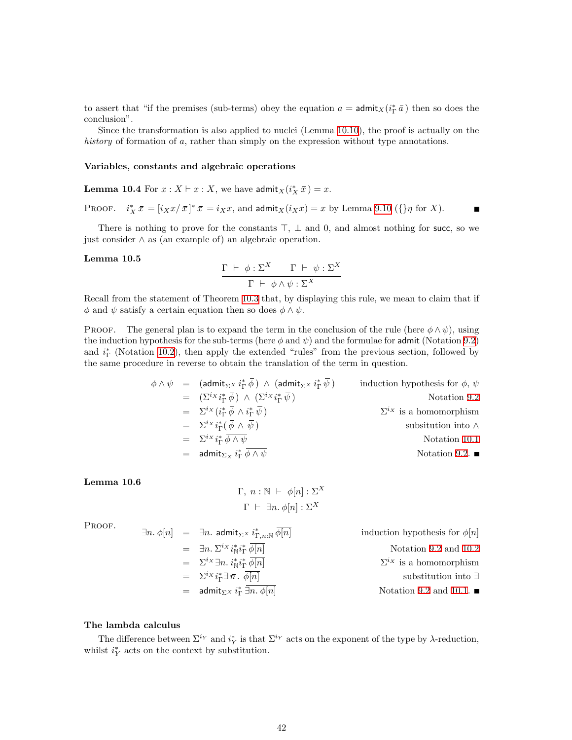to assert that "if the premises (sub-terms) obey the equation $a = \mathsf{admit}_X(i^*_\Gamma\,\overline{a}\,)$ then so does the conclusion".

Since the transformation is also applied to nuclei (Lemma 10.10), the proof is actually on the *history* of formation of $a$, rather than simply on the expression without type annotations.

### Variables, constants and algebraic operations

**Lemma 10.4** For $x : X \vdash x : X$, we have $\mathsf{admit}_X(i^*_X\,\overline{x}\,) = x$.

Proof. $i^*_X\,\overline{x} = [i_X x/\,\overline{x}\,]^*\,\overline{x} = i_X x$, and $\mathsf{admit}_X(i_X x) = x$ by Lemma 9.10 ($\{\}\eta$ for $X$). ∎

There is nothing to prove for the constants $\top$, $\bot$ and $0$, and almost nothing for $\mathsf{succ}$, so we just consider $\wedge$ as (an example of) an algebraic operation.

**Lemma 10.5**

$$\frac{\Gamma\ \vdash\ \phi : \Sigma^X \qquad \Gamma\ \vdash\ \psi : \Sigma^X}{\Gamma\ \vdash\ \phi\wedge\psi : \Sigma^X}$$

Recall from the statement of Theorem 10.3 that, by displaying this rule, we mean to claim that if $\phi$ and $\psi$ satisfy a certain equation then so does $\phi\wedge\psi$.

Proof. The general plan is to expand the term in the conclusion of the rule (here $\phi\wedge\psi$), using the induction hypothesis for the sub-terms (here $\phi$ and $\psi$) and the formulae for $\mathsf{admit}$ (Notation 9.2) and $i^*_\Gamma$ (Notation 10.2), then apply the extended "rules" from the previous section, followed by the same procedure in reverse to obtain the translation of the term in question.

$$\begin{array}{rcll}
\phi\wedge\psi &=& (\mathsf{admit}_{\Sigma^X}\,i^*_\Gamma\,\overline{\phi}\,)\ \wedge\ (\mathsf{admit}_{\Sigma^X}\,i^*_\Gamma\,\overline{\psi}\,) & \text{induction hypothesis for } \phi,\ \psi\\
&=& (\Sigma^{i_X} i^*_\Gamma\,\overline{\phi}\,)\ \wedge\ (\Sigma^{i_X} i^*_\Gamma\,\overline{\psi}\,) & \text{Notation 9.2}\\
&=& \Sigma^{i_X}(i^*_\Gamma\,\overline{\phi}\ \wedge i^*_\Gamma\,\overline{\psi}\,) & \Sigma^{i_X}\text{ is a homomorphism}\\
&=& \Sigma^{i_X} i^*_\Gamma(\,\overline{\phi}\ \wedge\ \overline{\psi}\,) & \text{subsitution into } \wedge\\
&=& \Sigma^{i_X} i^*_\Gamma\,\overline{\phi\wedge\psi} & \text{Notation 10.1}\\
&=& \mathsf{admit}_{\Sigma_X}\,i^*_\Gamma\,\overline{\phi\wedge\psi} & \text{Notation 9.2.}
\end{array}$$
∎

**Lemma 10.6**

$$\frac{\Gamma,\ n:\mathbb{N}\ \vdash\ \phi[n] : \Sigma^X}{\Gamma\ \vdash\ \exists n.\,\phi[n] : \Sigma^X}$$

Proof.

$$\begin{array}{rcll}
\exists n.\,\phi[n] &=& \exists n.\ \mathsf{admit}_{\Sigma^X}\,i^*_{\Gamma,n:\mathbb{N}}\,\overline{\phi[n]} & \text{induction hypothesis for } \phi[n]\\
&=& \exists n.\,\Sigma^{i_X} i^*_{\mathbb{N}} i^*_\Gamma\,\overline{\phi[n]} & \text{Notation 9.2 and 10.2}\\
&=& \Sigma^{i_X}\,\exists n.\ i^*_{\mathbb{N}} i^*_\Gamma\,\overline{\phi[n]} & \Sigma^{i_X}\text{ is a homomorphism}\\
&=& \Sigma^{i_X} i^*_\Gamma \exists\,\overline{n}\,.\ \overline{\phi[n]} & \text{substitution into } \exists\\
&=& \mathsf{admit}_{\Sigma^X}\,i^*_\Gamma\,\overline{\exists n.\,\phi[n]} & \text{Notation 9.2 and 10.1.}
\end{array}$$
∎

### The lambda calculus

The difference between $\Sigma^{i_Y}$ and $i^*_Y$ is that $\Sigma^{i_Y}$ acts on the exponent of the type by $\lambda$-reduction, whilst $i^*_Y$ acts on the context by substitution.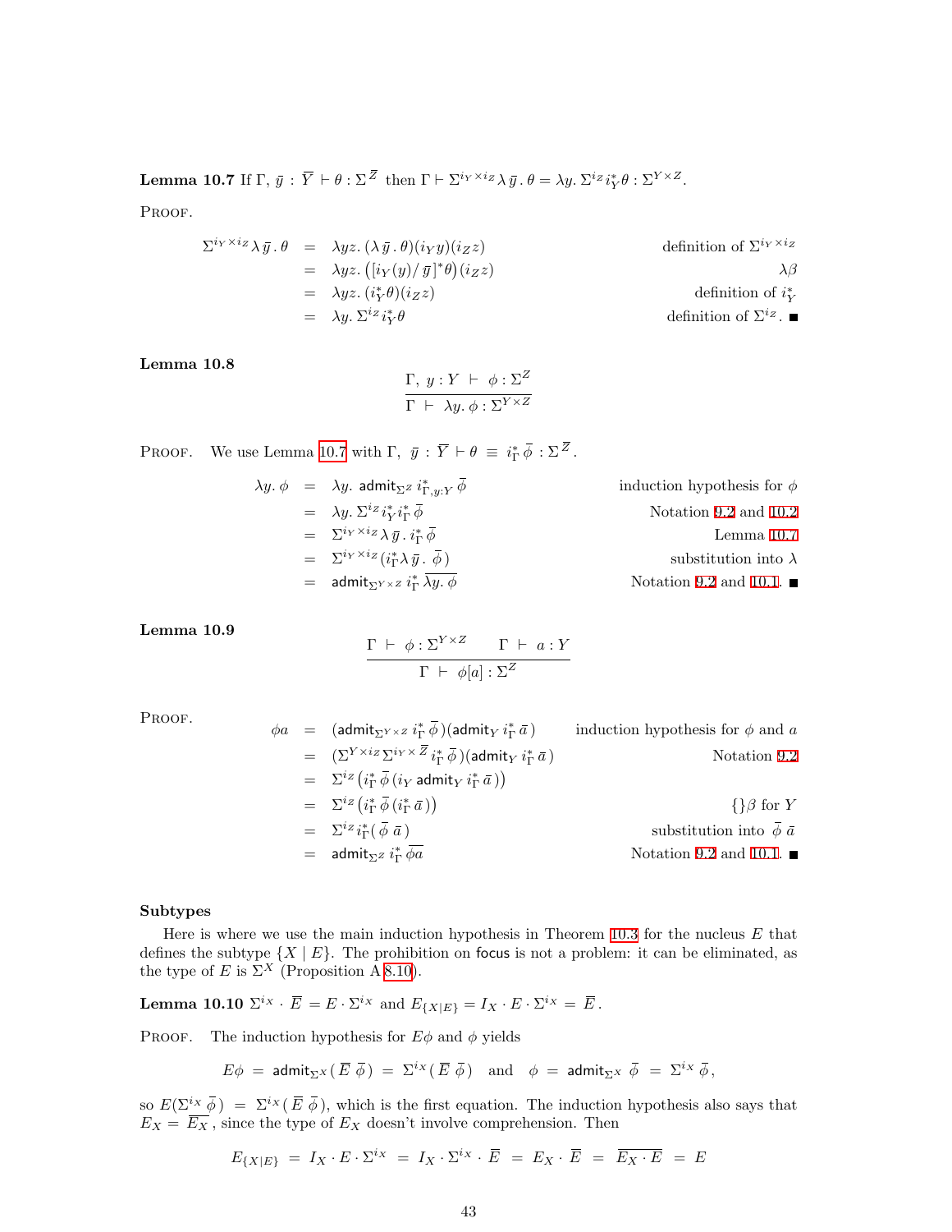**Lemma 10.7** If $\Gamma,\, \bar{y} : \overline{Y} \vdash \theta : \Sigma^{\overline{Z}}$ then $\Gamma \vdash \Sigma^{i_Y \times i_Z} \lambda\, \bar{y}\,.\, \theta = \lambda y.\, \Sigma^{i_Z} i_Y^* \theta : \Sigma^{Y \times Z}$.

PROOF.

$$
\begin{aligned}
\Sigma^{i_Y \times i_Z} \lambda\, \bar{y}\,.\, \theta &= \lambda yz.\, (\lambda\, \bar{y}\,.\, \theta)(i_Y y)(i_Z z) && \text{definition of } \Sigma^{i_Y \times i_Z} \\
&= \lambda yz.\, \big([i_Y(y)/\, \bar{y}\,]^* \theta\big)(i_Z z) && \lambda\beta \\
&= \lambda yz.\, (i_Y^* \theta)(i_Z z) && \text{definition of } i_Y^* \\
&= \lambda y.\, \Sigma^{i_Z} i_Y^* \theta && \text{definition of } \Sigma^{i_Z}. \blacksquare
\end{aligned}
$$

**Lemma 10.8**

$$
\frac{\Gamma,\ y : Y\ \vdash\ \phi : \Sigma^Z}{\Gamma\ \vdash\ \lambda y.\, \phi : \Sigma^{Y \times Z}}
$$

PROOF. We use Lemma 10.7 with $\Gamma,\ \bar{y} : \overline{Y} \vdash \theta\ \equiv\ i_\Gamma^*\, \bar{\phi} : \Sigma^{\overline{Z}}$.

$$
\begin{aligned}
\lambda y.\, \phi &= \lambda y.\, \mathsf{admit}_{\Sigma^Z}\, i_{\Gamma, y:Y}^*\, \bar{\phi} && \text{induction hypothesis for } \phi \\
&= \lambda y.\, \Sigma^{i_Z} i_Y^* i_\Gamma^*\, \bar{\phi} && \text{Notation 9.2 and 10.2} \\
&= \Sigma^{i_Y \times i_Z} \lambda\, \bar{y}\,.\, i_\Gamma^*\, \bar{\phi} && \text{Lemma 10.7} \\
&= \Sigma^{i_Y \times i_Z} (i_\Gamma^* \lambda\, \bar{y}\,.\ \bar{\phi}\,) && \text{substitution into } \lambda \\
&= \mathsf{admit}_{\Sigma^{Y \times Z}}\, i_\Gamma^*\, \overline{\lambda y.\, \phi} && \text{Notation 9.2 and 10.1}. \blacksquare
\end{aligned}
$$

**Lemma 10.9**

$$
\frac{\Gamma\ \vdash\ \phi : \Sigma^{Y \times Z} \qquad \Gamma\ \vdash\ a : Y}{\Gamma\ \vdash\ \phi[a] : \Sigma^Z}
$$

PROOF.

$$
\begin{aligned}
\phi a &= (\mathsf{admit}_{\Sigma^{Y \times Z}}\, i_\Gamma^*\, \bar{\phi}\,)(\mathsf{admit}_Y\, i_\Gamma^*\, \bar{a}\,) && \text{induction hypothesis for } \phi \text{ and } a \\
&= (\Sigma^{Y \times i_Z} \Sigma^{i_Y \times \overline{Z}}\, i_\Gamma^*\, \bar{\phi}\,)(\mathsf{admit}_Y\, i_\Gamma^*\, \bar{a}\,) && \text{Notation 9.2} \\
&= \Sigma^{i_Z} \big(i_\Gamma^*\, \bar{\phi}\, (i_Y\, \mathsf{admit}_Y\, i_\Gamma^*\, \bar{a}\,)\big) \\
&= \Sigma^{i_Z} \big(i_\Gamma^*\, \bar{\phi}\, (i_\Gamma^*\, \bar{a}\,)\big) && \{\}\beta \text{ for } Y \\
&= \Sigma^{i_Z} i_\Gamma^* (\ \bar{\phi}\ \bar{a}\,) && \text{substitution into } \bar{\phi}\ \bar{a} \\
&= \mathsf{admit}_{\Sigma^Z}\, i_\Gamma^*\, \overline{\phi a} && \text{Notation 9.2 and 10.1}. \blacksquare
\end{aligned}
$$

### Subtypes

Here is where we use the main induction hypothesis in Theorem 10.3 for the nucleus $E$ that defines the subtype $\{X \mid E\}$. The prohibition on $\mathsf{focus}$ is not a problem: it can be eliminated, as the type of $E$ is $\Sigma^X$ (Proposition A 8.10).

**Lemma 10.10** $\Sigma^{i_X} \cdot \overline{E} = E \cdot \Sigma^{i_X}$ and $E_{\{X|E\}} = I_X \cdot E \cdot \Sigma^{i_X} = \overline{E}$.

PROOF. The induction hypothesis for $E\phi$ and $\phi$ yields

$$
E\phi\ =\ \mathsf{admit}_{\Sigma^X}(\,\overline{E}\ \bar{\phi}\,)\ =\ \Sigma^{i_X}(\,\overline{E}\ \bar{\phi}\,) \quad \text{and} \quad \phi\ =\ \mathsf{admit}_{\Sigma^X}\ \bar{\phi}\ \ =\ \Sigma^{i_X}\ \bar{\phi},
$$

so $E(\Sigma^{i_X}\ \bar{\phi}\,)\ =\ \Sigma^{i_X}(\,\overline{E}\ \bar{\phi}\,)$, which is the first equation. The induction hypothesis also says that $E_X = \overline{E_X}$, since the type of $E_X$ doesn't involve comprehension. Then

$$
E_{\{X|E\}}\ =\ I_X \cdot E \cdot \Sigma^{i_X}\ =\ I_X \cdot \Sigma^{i_X} \cdot \overline{E}\ =\ E_X \cdot \overline{E}\ =\ \overline{E_X \cdot E}\ =\ E
$$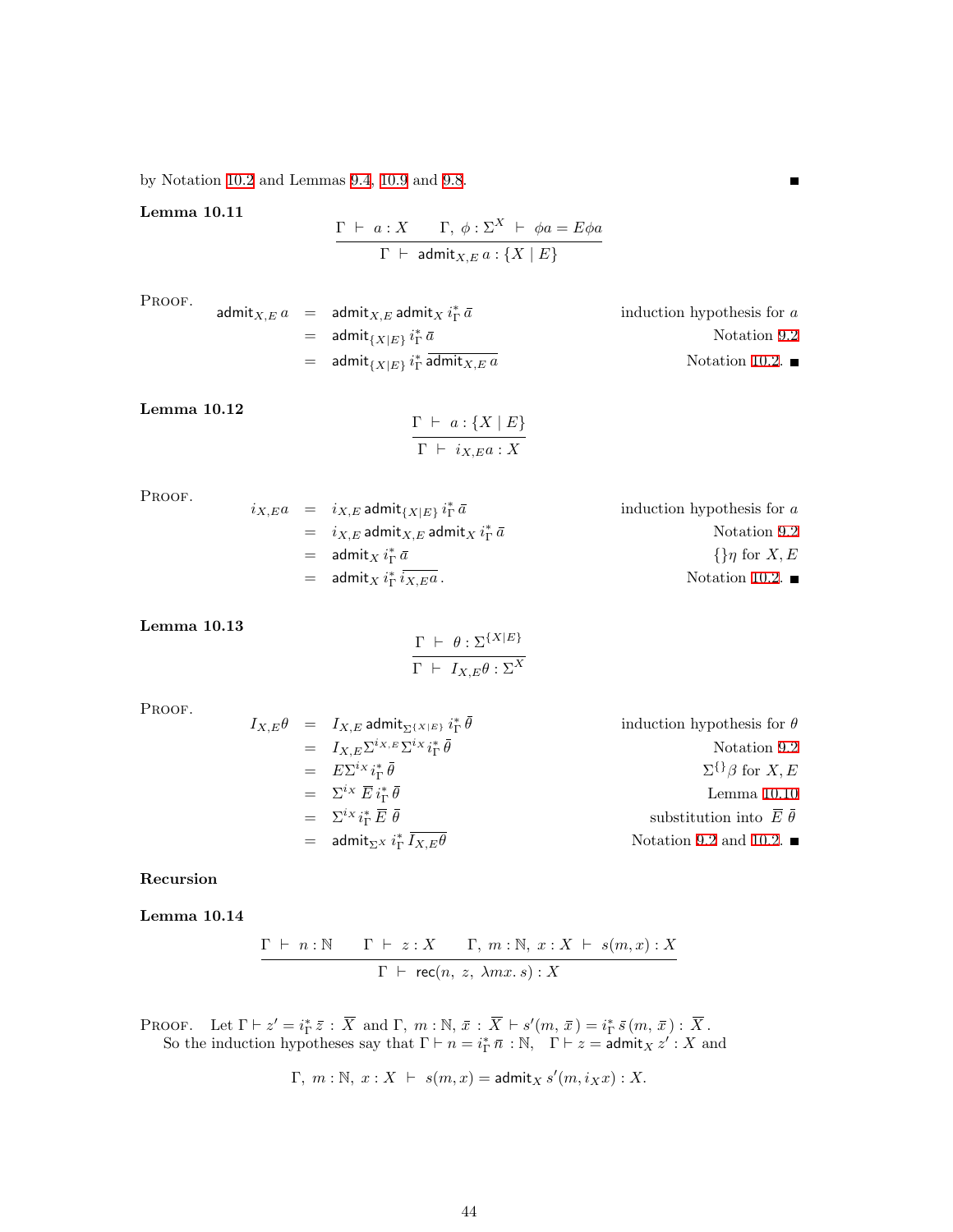by Notation 10.2 and Lemmas 9.4, 10.9 and 9.8. ∎

**Lemma 10.11**

$$\frac{\Gamma \vdash a : X \qquad \Gamma,\ \phi : \Sigma^X \vdash \phi a = E\phi a}{\Gamma \vdash \mathsf{admit}_{X,E}\, a : \{X \mid E\}}$$

PROOF.

$$\begin{array}{rcll}
\mathsf{admit}_{X,E}\, a & = & \mathsf{admit}_{X,E}\, \mathsf{admit}_X\, i_\Gamma^*\, \bar{a} & \text{induction hypothesis for } a \\
& = & \mathsf{admit}_{\{X|E\}}\, i_\Gamma^*\, \bar{a} & \text{Notation 9.2} \\
& = & \mathsf{admit}_{\{X|E\}}\, i_\Gamma^*\, \overline{\mathsf{admit}_{X,E}\, a} & \text{Notation 10.2.}
\end{array}$$

∎

**Lemma 10.12**

$$\frac{\Gamma \vdash a : \{X \mid E\}}{\Gamma \vdash i_{X,E} a : X}$$

PROOF.

$$\begin{array}{rcll}
i_{X,E} a & = & i_{X,E}\, \mathsf{admit}_{\{X|E\}}\, i_\Gamma^*\, \bar{a} & \text{induction hypothesis for } a \\
& = & i_{X,E}\, \mathsf{admit}_{X,E}\, \mathsf{admit}_X\, i_\Gamma^*\, \bar{a} & \text{Notation 9.2} \\
& = & \mathsf{admit}_X\, i_\Gamma^*\, \bar{a} & \{\}\eta \text{ for } X, E \\
& = & \mathsf{admit}_X\, i_\Gamma^*\, \overline{i_{X,E} a}\,. & \text{Notation 10.2.}
\end{array}$$

∎

**Lemma 10.13**

$$\frac{\Gamma \vdash \theta : \Sigma^{\{X|E\}}}{\Gamma \vdash I_{X,E}\theta : \Sigma^X}$$

PROOF.

$$\begin{array}{rcll}
I_{X,E}\theta & = & I_{X,E}\, \mathsf{admit}_{\Sigma^{\{X|E\}}}\, i_\Gamma^*\, \bar{\theta} & \text{induction hypothesis for } \theta \\
& = & I_{X,E} \Sigma^{i_{X,E}} \Sigma^{i_X} i_\Gamma^*\, \bar{\theta} & \text{Notation 9.2} \\
& = & E \Sigma^{i_X} i_\Gamma^*\, \bar{\theta} & \Sigma^{\{\}}\beta \text{ for } X, E \\
& = & \Sigma^{i_X}\, \overline{E}\, i_\Gamma^*\, \bar{\theta} & \text{Lemma 10.10} \\
& = & \Sigma^{i_X} i_\Gamma^*\, \overline{E}\, \bar{\theta} & \text{substitution into } \overline{E}\, \bar{\theta} \\
& = & \mathsf{admit}_{\Sigma^X}\, i_\Gamma^*\, \overline{I_{X,E}\theta} & \text{Notation 9.2 and 10.2.}
\end{array}$$

∎

**Recursion**

**Lemma 10.14**

$$\frac{\Gamma \vdash n : \mathbb{N} \qquad \Gamma \vdash z : X \qquad \Gamma,\ m : \mathbb{N},\ x : X \vdash s(m,x) : X}{\Gamma \vdash \mathsf{rec}(n,\ z,\ \lambda mx.\, s) : X}$$

PROOF. Let $\Gamma \vdash z' = i_\Gamma^*\, \bar{z} : \overline{X}$ and $\Gamma,\ m : \mathbb{N},\ \bar{x} : \overline{X} \vdash s'(m,\ \bar{x}) = i_\Gamma^*\, \bar{s}\,(m,\ \bar{x}) : \overline{X}$.
So the induction hypotheses say that $\Gamma \vdash n = i_\Gamma^*\, \bar{n} : \mathbb{N}$, $\Gamma \vdash z = \mathsf{admit}_X\, z' : X$ and

$$\Gamma,\ m : \mathbb{N},\ x : X \vdash s(m,x) = \mathsf{admit}_X\, s'(m, i_X x) : X.$$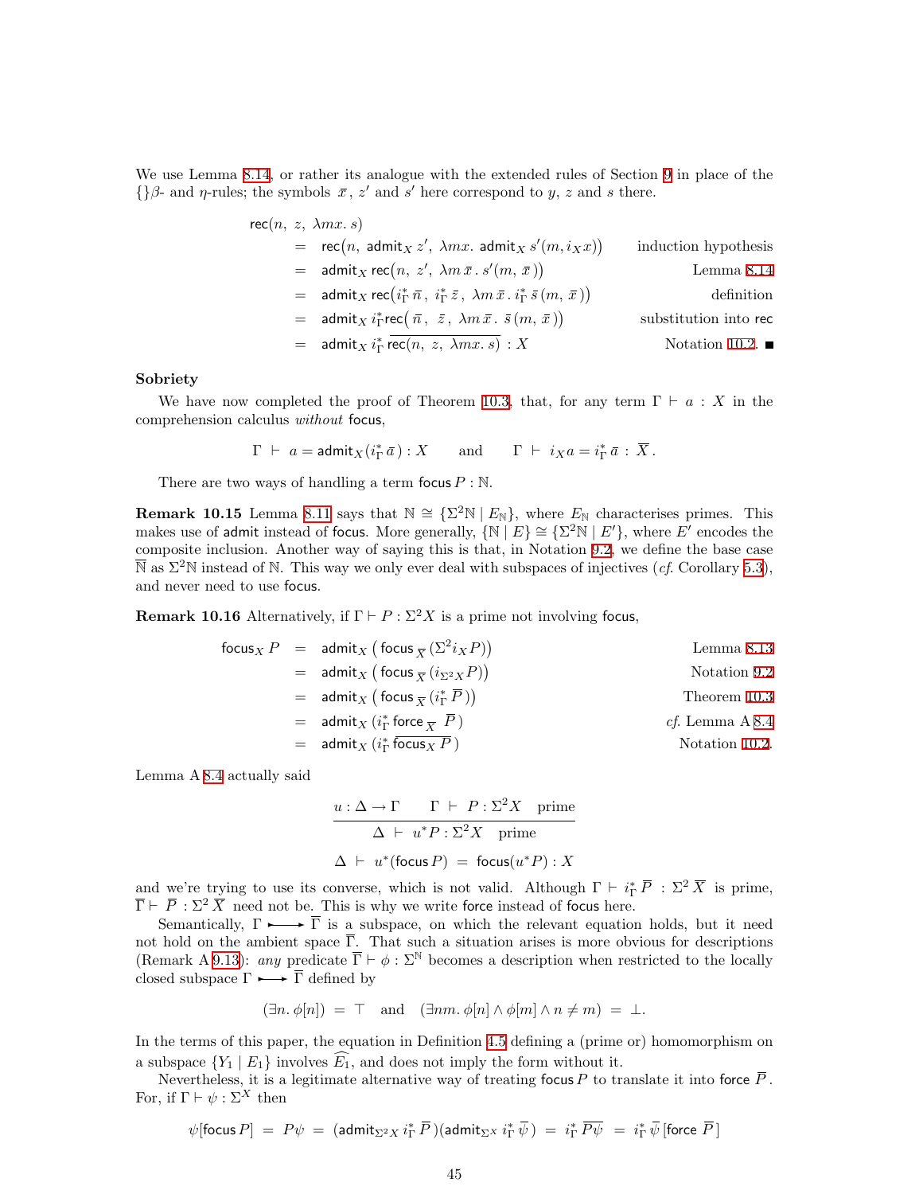We use Lemma 8.14, or rather its analogue with the extended rules of Section 9 in place of the $\{\}\beta$- and $\eta$-rules; the symbols $\bar{x}$, $z'$ and $s'$ here correspond to $y$, $z$ and $s$ there.

$$
\begin{array}{rlr}
\mathsf{rec}(n,\ z,\ \lambda mx.\ s) & & \\
= & \mathsf{rec}\big(n,\ \mathsf{admit}_X\, z',\ \lambda mx.\ \mathsf{admit}_X\, s'(m, i_X x)\big) & \text{induction hypothesis} \\
= & \mathsf{admit}_X\, \mathsf{rec}\big(n,\ z',\ \lambda m\,\bar{x}\,.\ s'(m,\ \bar{x}\,)\big) & \text{Lemma 8.14} \\
= & \mathsf{admit}_X\, \mathsf{rec}\big(i_\Gamma^*\,\bar{n}\,,\ i_\Gamma^*\,\bar{z}\,,\ \lambda m\,\bar{x}\,.\ i_\Gamma^*\,\bar{s}\,(m,\ \bar{x}\,)\big) & \text{definition} \\
= & \mathsf{admit}_X\, i_\Gamma^* \mathsf{rec}\big(\ \bar{n}\,,\ \ \bar{z}\,,\ \lambda m\,\bar{x}\,.\ \ \bar{s}\,(m,\ \bar{x}\,)\big) & \text{substitution into } \mathsf{rec} \\
= & \mathsf{admit}_X\, i_\Gamma^*\, \overline{\mathsf{rec}(n,\ z,\ \lambda mx.\ s)}\ :X & \text{Notation 10.2.} \ \blacksquare
\end{array}
$$

**Sobriety**

We have now completed the proof of Theorem 10.3, that, for any term $\Gamma \vdash a : X$ in the comprehension calculus *without* focus,

$$
\Gamma\ \vdash\ a = \mathsf{admit}_X(i_\Gamma^*\,\bar{a}\,) : X \qquad \text{and} \qquad \Gamma\ \vdash\ i_X a = i_\Gamma^*\,\bar{a}\ :\ \overline{X}\,.
$$

There are two ways of handling a term $\mathsf{focus}\,P : \mathbb{N}$.

**Remark 10.15** Lemma 8.11 says that $\mathbb{N} \cong \{\Sigma^2\mathbb{N} \mid E_\mathbb{N}\}$, where $E_\mathbb{N}$ characterises primes. This makes use of admit instead of focus. More generally, $\{\mathbb{N} \mid E\} \cong \{\Sigma^2\mathbb{N} \mid E'\}$, where $E'$ encodes the composite inclusion. Another way of saying this is that, in Notation 9.2, we define the base case $\overline{\mathbb{N}}$ as $\Sigma^2\mathbb{N}$ instead of $\mathbb{N}$. This way we only ever deal with subspaces of injectives (*cf.* Corollary 5.3), and never need to use focus.

**Remark 10.16** Alternatively, if $\Gamma \vdash P : \Sigma^2 X$ is a prime not involving focus,

$$
\begin{array}{rlr}
\mathsf{focus}_X\, P & = \ \mathsf{admit}_X\,\big(\,\mathsf{focus}_{\,\overline{X}}\,(\Sigma^2 i_X P)\big) & \text{Lemma 8.13} \\
& = \ \mathsf{admit}_X\,\big(\,\mathsf{focus}_{\,\overline{X}}\,(i_{\Sigma^2 X} P)\big) & \text{Notation 9.2} \\
& = \ \mathsf{admit}_X\,\big(\,\mathsf{focus}_{\,\overline{X}}\,(i_\Gamma^*\,\overline{P}\,)\big) & \text{Theorem 10.3} \\
& = \ \mathsf{admit}_X\,(i_\Gamma^*\,\mathsf{force}_{\,\overline{X}}\ \ \overline{P}\,) & \textit{cf.}\ \text{Lemma A 8.4} \\
& = \ \mathsf{admit}_X\,(i_\Gamma^*\,\overline{\mathsf{focus}_X\,P}\,) & \text{Notation 10.2.}
\end{array}
$$

Lemma A 8.4 actually said

$$
\frac{u : \Delta \to \Gamma \qquad \Gamma\ \vdash\ P : \Sigma^2 X \quad \text{prime}}{\Delta\ \vdash\ u^* P : \Sigma^2 X \quad \text{prime}}
$$

$$
\Delta\ \vdash\ u^*(\mathsf{focus}\,P)\ =\ \mathsf{focus}(u^* P) : X
$$

and we're trying to use its converse, which is not valid. Although $\Gamma \vdash i_\Gamma^*\,\overline{P}\ :\ \Sigma^2\,\overline{X}$ is prime, $\overline{\Gamma} \vdash\ \overline{P}\ : \Sigma^2\,\overline{X}$ need not be. This is why we write force instead of focus here.

Semantically, $\Gamma \rightarrowtail \overline{\Gamma}$ is a subspace, on which the relevant equation holds, but it need not hold on the ambient space $\overline{\Gamma}$. That such a situation arises is more obvious for descriptions (Remark A 9.13): *any* predicate $\overline{\Gamma} \vdash \phi : \Sigma^\mathbb{N}$ becomes a description when restricted to the locally closed subspace $\Gamma \rightarrowtail \overline{\Gamma}$ defined by

$$
(\exists n.\ \phi[n])\ =\ \top \quad \text{and} \quad (\exists nm.\ \phi[n] \wedge \phi[m] \wedge n \neq m)\ =\ \bot.
$$

In the terms of this paper, the equation in Definition 4.5 defining a (prime or) homomorphism on a subspace $\{Y_1 \mid E_1\}$ involves $\widehat{E_1}$, and does not imply the form without it.

Nevertheless, it is a legitimate alternative way of treating $\mathsf{focus}\,P$ to translate it into $\mathsf{force}\ \overline{P}$. For, if $\Gamma \vdash \psi : \Sigma^X$ then

$$
\psi[\mathsf{focus}\,P]\ =\ P\psi\ =\ (\mathsf{admit}_{\Sigma^2 X}\, i_\Gamma^*\,\overline{P}\,)(\mathsf{admit}_{\Sigma^X}\, i_\Gamma^*\,\overline{\psi}\,)\ =\ i_\Gamma^*\,\overline{P\psi}\ \ =\ i_\Gamma^*\,\overline{\psi}\,[\mathsf{force}\ \overline{P}\,]
$$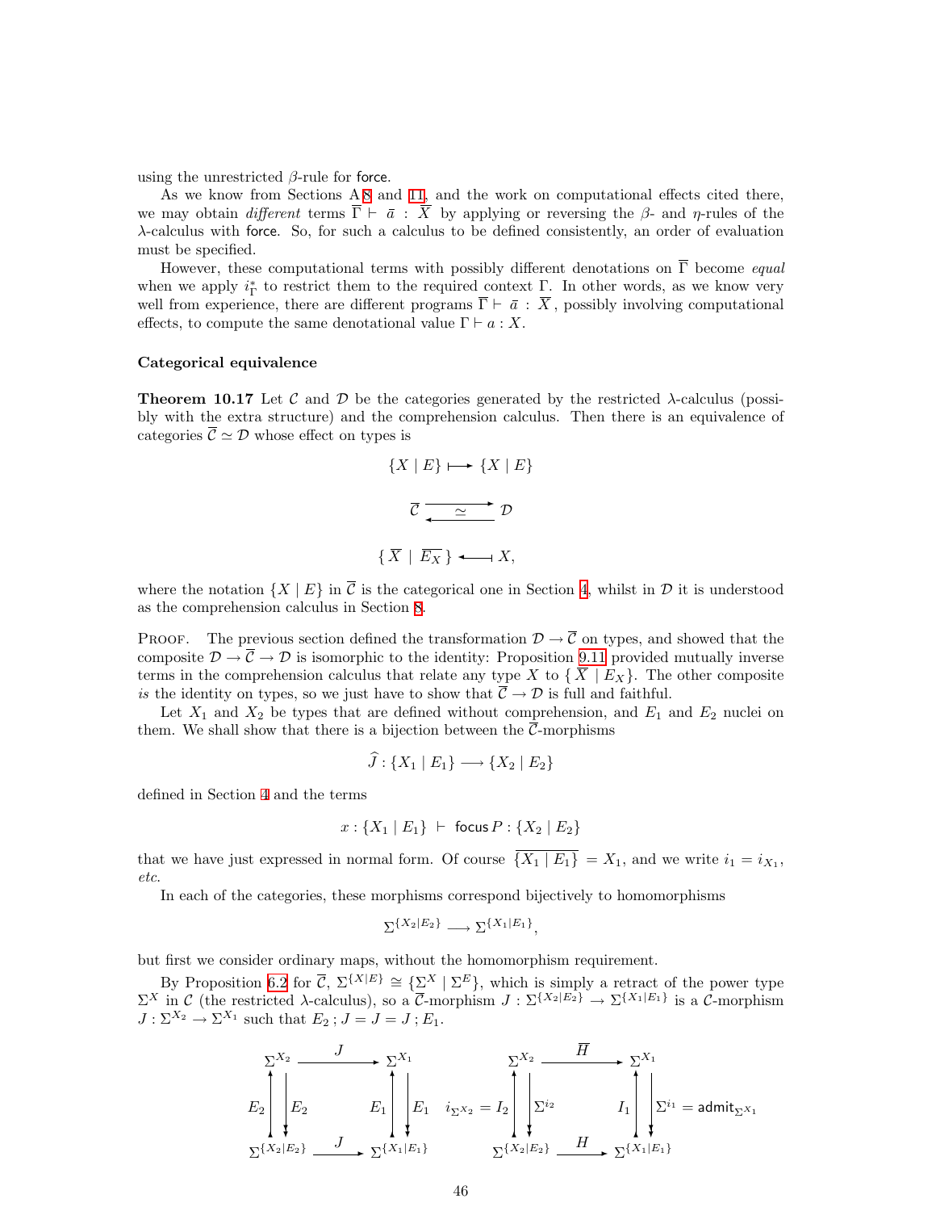using the unrestricted $\beta$-rule for $\mathsf{force}$.

As we know from Sections A 8 and 11, and the work on computational effects cited there, we may obtain *different* terms $\overline{\Gamma} \vdash \bar{a} : \overline{X}$ by applying or reversing the $\beta$- and $\eta$-rules of the $\lambda$-calculus with $\mathsf{force}$. So, for such a calculus to be defined consistently, an order of evaluation must be specified.

However, these computational terms with possibly different denotations on $\overline{\Gamma}$ become *equal* when we apply $i_\Gamma^*$ to restrict them to the required context $\Gamma$. In other words, as we know very well from experience, there are different programs $\overline{\Gamma} \vdash \bar{a} : \overline{X}$, possibly involving computational effects, to compute the same denotational value $\Gamma \vdash a : X$.

### Categorical equivalence

**Theorem 10.17** Let $\mathcal{C}$ and $\mathcal{D}$ be the categories generated by the restricted $\lambda$-calculus (possibly with the extra structure) and the comprehension calculus. Then there is an equivalence of categories $\overline{\mathcal{C}} \simeq \mathcal{D}$ whose effect on types is

$$\{X \mid E\} \longmapsto \{X \mid E\}$$

$$\overline{\mathcal{C}} \underset{\longleftarrow}{\overset{\simeq}{\longrightarrow}} \mathcal{D}$$

$$\{\,\overline{X} \mid \overline{E_X}\,\} \longleftarrow\!\!\shortmid X,$$

where the notation $\{X \mid E\}$ in $\overline{\mathcal{C}}$ is the categorical one in Section 4, whilst in $\mathcal{D}$ it is understood as the comprehension calculus in Section 8.

Proof. The previous section defined the transformation $\mathcal{D} \to \overline{\mathcal{C}}$ on types, and showed that the composite $\mathcal{D} \to \overline{\mathcal{C}} \to \mathcal{D}$ is isomorphic to the identity: Proposition 9.11 provided mutually inverse terms in the comprehension calculus that relate any type $X$ to $\{\,\overline{X} \mid E_X\}$. The other composite *is* the identity on types, so we just have to show that $\overline{\mathcal{C}} \to \mathcal{D}$ is full and faithful.

Let $X_1$ and $X_2$ be types that are defined without comprehension, and $E_1$ and $E_2$ nuclei on them. We shall show that there is a bijection between the $\overline{\mathcal{C}}$-morphisms

$$\widehat{J} : \{X_1 \mid E_1\} \longrightarrow \{X_2 \mid E_2\}$$

defined in Section 4 and the terms

$$x : \{X_1 \mid E_1\} \;\vdash\; \mathsf{focus}\, P : \{X_2 \mid E_2\}$$

that we have just expressed in normal form. Of course $\overline{\{X_1 \mid E_1\}} = X_1$, and we write $i_1 = i_{X_1}$, *etc.*

In each of the categories, these morphisms correspond bijectively to homomorphisms

$$\Sigma^{\{X_2|E_2\}} \longrightarrow \Sigma^{\{X_1|E_1\}},$$

but first we consider ordinary maps, without the homomorphism requirement.

By Proposition 6.2 for $\overline{\mathcal{C}}$, $\Sigma^{\{X|E\}} \cong \{\Sigma^X \mid \Sigma^E\}$, which is simply a retract of the power type $\Sigma^X$ in $\mathcal{C}$ (the restricted $\lambda$-calculus), so a $\overline{\mathcal{C}}$-morphism $J : \Sigma^{\{X_2|E_2\}} \to \Sigma^{\{X_1|E_1\}}$ is a $\mathcal{C}$-morphism $J : \Sigma^{X_2} \to \Sigma^{X_1}$ such that $E_2\,;J = J = J\,;E_1$.

$$\begin{array}{ccc}
\Sigma^{X_2} & \xrightarrow{\;J\;} & \Sigma^{X_1} \\
E_2 \uparrow\downarrow E_2 & & E_1 \uparrow\downarrow E_1 \\
\Sigma^{\{X_2|E_2\}} & \xrightarrow{\;J\;} & \Sigma^{\{X_1|E_1\}}
\end{array}
\qquad
\begin{array}{ccc}
\Sigma^{X_2} & \xrightarrow{\;\overline{H}\;} & \Sigma^{X_1} \\
i_{\Sigma^{X_2}} = I_2 \uparrow\downarrow \Sigma^{i_2} & & I_1 \uparrow\downarrow \Sigma^{i_1} = \mathsf{admit}_{\Sigma^{X_1}} \\
\Sigma^{\{X_2|E_2\}} & \xrightarrow{\;H\;} & \Sigma^{\{X_1|E_1\}}
\end{array}$$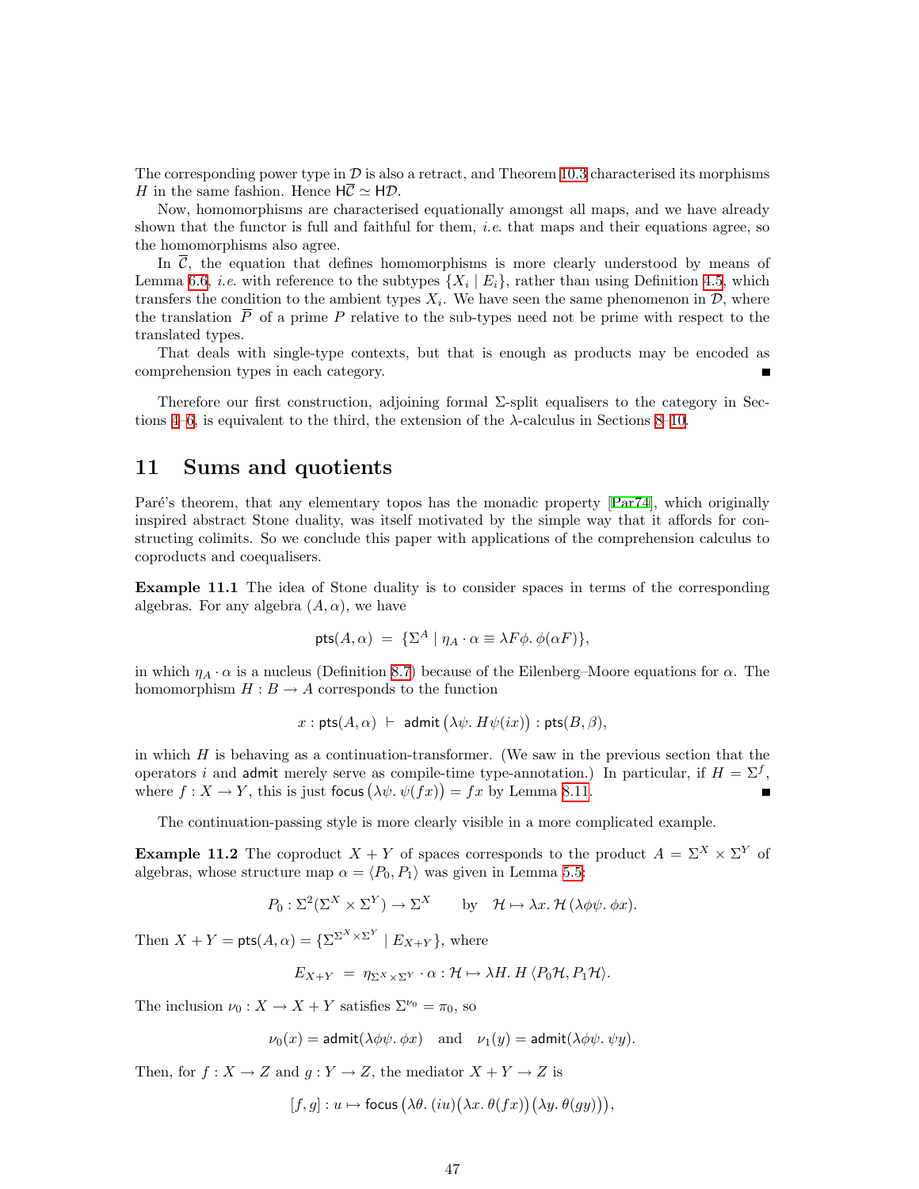The corresponding power type in $\mathcal{D}$ is also a retract, and Theorem 10.3 characterised its morphisms $H$ in the same fashion. Hence $\mathsf{H}\overline{\mathcal{C}} \simeq \mathsf{H}\mathcal{D}$.

Now, homomorphisms are characterised equationally amongst all maps, and we have already shown that the functor is full and faithful for them, *i.e.* that maps and their equations agree, so the homomorphisms also agree.

In $\overline{\mathcal{C}}$, the equation that defines homomorphisms is more clearly understood by means of Lemma 6.6, *i.e.* with reference to the subtypes $\{X_i \mid E_i\}$, rather than using Definition 4.5, which transfers the condition to the ambient types $X_i$. We have seen the same phenomenon in $\mathcal{D}$, where the translation $\overline{P}$ of a prime $P$ relative to the sub-types need not be prime with respect to the translated types.

That deals with single-type contexts, but that is enough as products may be encoded as comprehension types in each category. ∎

Therefore our first construction, adjoining formal $\Sigma$-split equalisers to the category in Sections 4–6, is equivalent to the third, the extension of the $\lambda$-calculus in Sections 8–10.

## 11 Sums and quotients

Paré's theorem, that any elementary topos has the monadic property [Par74], which originally inspired abstract Stone duality, was itself motivated by the simple way that it affords for constructing colimits. So we conclude this paper with applications of the comprehension calculus to coproducts and coequalisers.

**Example 11.1** The idea of Stone duality is to consider spaces in terms of the corresponding algebras. For any algebra $(A, \alpha)$, we have

$$\mathsf{pts}(A,\alpha) \;=\; \{\Sigma^A \mid \eta_A \cdot \alpha \equiv \lambda F\phi.\, \phi(\alpha F)\},$$

in which $\eta_A \cdot \alpha$ is a nucleus (Definition 8.7) because of the Eilenberg–Moore equations for $\alpha$. The homomorphism $H : B \to A$ corresponds to the function

$$x : \mathsf{pts}(A,\alpha) \;\vdash\; \mathsf{admit}\,\big(\lambda\psi.\, H\psi(ix)\big) : \mathsf{pts}(B,\beta),$$

in which $H$ is behaving as a continuation-transformer. (We saw in the previous section that the operators $i$ and $\mathsf{admit}$ merely serve as compile-time type-annotation.) In particular, if $H = \Sigma^f$, where $f : X \to Y$, this is just $\mathsf{focus}\,\big(\lambda\psi.\, \psi(fx)\big) = fx$ by Lemma 8.11. ∎

The continuation-passing style is more clearly visible in a more complicated example.

**Example 11.2** The coproduct $X + Y$ of spaces corresponds to the product $A = \Sigma^X \times \Sigma^Y$ of algebras, whose structure map $\alpha = \langle P_0, P_1\rangle$ was given in Lemma 5.5:

$$P_0 : \Sigma^2(\Sigma^X \times \Sigma^Y) \to \Sigma^X \qquad \text{by} \quad \mathcal{H} \mapsto \lambda x.\, \mathcal{H}\,(\lambda\phi\psi.\, \phi x).$$

Then $X + Y = \mathsf{pts}(A,\alpha) = \{\Sigma^{\Sigma^X \times \Sigma^Y} \mid E_{X+Y}\}$, where

$$E_{X+Y} \;=\; \eta_{\Sigma^X \times \Sigma^Y} \cdot \alpha : \mathcal{H} \mapsto \lambda H.\, H\,\langle P_0\mathcal{H}, P_1\mathcal{H}\rangle.$$

The inclusion $\nu_0 : X \to X + Y$ satisfies $\Sigma^{\nu_0} = \pi_0$, so

$$\nu_0(x) = \mathsf{admit}(\lambda\phi\psi.\, \phi x) \quad \text{and} \quad \nu_1(y) = \mathsf{admit}(\lambda\phi\psi.\, \psi y).$$

Then, for $f : X \to Z$ and $g : Y \to Z$, the mediator $X + Y \to Z$ is

$$[f,g] : u \mapsto \mathsf{focus}\,\big(\lambda\theta.\, (iu)\big(\lambda x.\, \theta(fx)\big)\big(\lambda y.\, \theta(gy)\big)\big),$$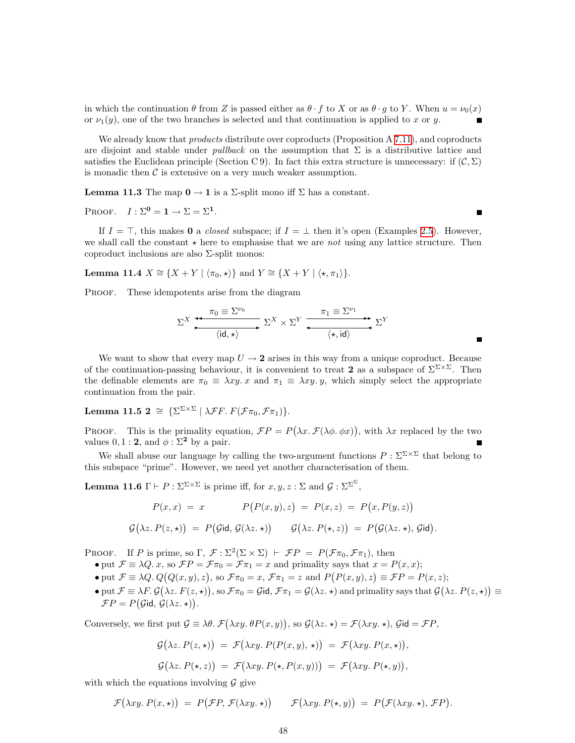in which the continuation $\theta$ from $Z$ is passed either as $\theta \cdot f$ to $X$ or as $\theta \cdot g$ to $Y$. When $u = \nu_0(x)$ or $\nu_1(y)$, one of the two branches is selected and that continuation is applied to $x$ or $y$. ∎

We already know that *products* distribute over coproducts (Proposition A 7.11), and coproducts are disjoint and stable under *pullback* on the assumption that $\Sigma$ is a distributive lattice and satisfies the Euclidean principle (Section C 9). In fact this extra structure is unnecessary: if $(\mathcal{C}, \Sigma)$ is monadic then $\mathcal{C}$ is extensive on a very much weaker assumption.

**Lemma 11.3** The map $\mathbf{0} \to \mathbf{1}$ is a $\Sigma$-split mono iff $\Sigma$ has a constant.

Proof. $I : \Sigma^{\mathbf{0}} = \mathbf{1} \to \Sigma = \Sigma^{\mathbf{1}}$. ∎

If $I = \top$, this makes $\mathbf{0}$ a *closed* subspace; if $I = \bot$ then it's open (Examples 2.5). However, we shall call the constant $\star$ here to emphasise that we are *not* using any lattice structure. Then coproduct inclusions are also $\Sigma$-split monos:

**Lemma 11.4** $X \cong \{X + Y \mid \langle \pi_0, \star \rangle\}$ and $Y \cong \{X + Y \mid \langle \star, \pi_1 \rangle\}$.

Proof. These idempotents arise from the diagram

$$\Sigma^X \underset{\langle \mathsf{id}, \star \rangle}{\overset{\pi_0 \equiv \Sigma^{\nu_0}}{\leftrightarrows}} \Sigma^X \times \Sigma^Y \underset{\langle \star, \mathsf{id} \rangle}{\overset{\pi_1 \equiv \Sigma^{\nu_1}}{\rightleftarrows}} \Sigma^Y$$

∎

We want to show that every map $U \to \mathbf{2}$ arises in this way from a unique coproduct. Because of the continuation-passing behaviour, it is convenient to treat $\mathbf{2}$ as a subspace of $\Sigma^{\Sigma \times \Sigma}$. Then the definable elements are $\pi_0 \equiv \lambda xy.\, x$ and $\pi_1 \equiv \lambda xy.\, y$, which simply select the appropriate continuation from the pair.

**Lemma 11.5** $\mathbf{2} \;\cong\; \{\Sigma^{\Sigma \times \Sigma} \mid \lambda \mathcal{F} F.\, F(\mathcal{F}\pi_0, \mathcal{F}\pi_1)\}$.

Proof. This is the primality equation, $\mathcal{F}P = P\big(\lambda x.\, \mathcal{F}(\lambda \phi.\, \phi x)\big)$, with $\lambda x$ replaced by the two values $0, 1 : \mathbf{2}$, and $\phi : \Sigma^{\mathbf{2}}$ by a pair. ∎

We shall abuse our language by calling the two-argument functions $P : \Sigma^{\Sigma \times \Sigma}$ that belong to this subspace "prime". However, we need yet another characterisation of them.

**Lemma 11.6** $\Gamma \vdash P : \Sigma^{\Sigma \times \Sigma}$ is prime iff, for $x, y, z : \Sigma$ and $\mathcal{G} : \Sigma^{\Sigma^\Sigma}$,

$$P(x, x) \;=\; x \qquad\qquad P\big(P(x, y), z\big) \;=\; P(x, z) \;=\; P\big(x, P(y, z)\big)$$

$$\mathcal{G}\big(\lambda z.\, P(z, \star)\big) \;=\; P\big(\mathcal{G}\mathsf{id},\, \mathcal{G}(\lambda z.\, \star)\big) \qquad \mathcal{G}\big(\lambda z.\, P(\star, z)\big) \;=\; P\big(\mathcal{G}(\lambda z.\, \star),\, \mathcal{G}\mathsf{id}\big).$$

Proof. If $P$ is prime, so $\Gamma,\ \mathcal{F} : \Sigma^2(\Sigma \times \Sigma) \;\vdash\; \mathcal{F}P \;=\; P(\mathcal{F}\pi_0, \mathcal{F}\pi_1)$, then

- put $\mathcal{F} \equiv \lambda Q.\, x$, so $\mathcal{F}P = \mathcal{F}\pi_0 = \mathcal{F}\pi_1 = x$ and primality says that $x = P(x, x)$;
- put $\mathcal{F} \equiv \lambda Q.\, Q\big(Q(x, y), z\big)$, so $\mathcal{F}\pi_0 = x$, $\mathcal{F}\pi_1 = z$ and $P\big(P(x, y), z\big) \equiv \mathcal{F}P = P(x, z)$;
- put $\mathcal{F} \equiv \lambda F.\, \mathcal{G}\big(\lambda z.\, F(z, \star)\big)$, so $\mathcal{F}\pi_0 = \mathcal{G}\mathsf{id}$, $\mathcal{F}\pi_1 = \mathcal{G}(\lambda z.\, \star)$ and primality says that $\mathcal{G}\big(\lambda z.\, P(z, \star)\big) \equiv \mathcal{F}P = P\big(\mathcal{G}\mathsf{id},\, \mathcal{G}(\lambda z.\, \star)\big)$.

Conversely, we first put $\mathcal{G} \equiv \lambda \theta.\, \mathcal{F}\big(\lambda xy.\, \theta P(x, y)\big)$, so $\mathcal{G}(\lambda z.\, \star) = \mathcal{F}(\lambda xy.\, \star)$, $\mathcal{G}\mathsf{id} = \mathcal{F}P$,

$$\mathcal{G}\big(\lambda z.\, P(z, \star)\big) \;=\; \mathcal{F}\big(\lambda xy.\, P(P(x, y), \star)\big) \;=\; \mathcal{F}\big(\lambda xy.\, P(x, \star)\big),$$

$$\mathcal{G}\big(\lambda z.\, P(\star, z)\big) \;=\; \mathcal{F}\big(\lambda xy.\, P(\star, P(x, y))\big) \;=\; \mathcal{F}\big(\lambda xy.\, P(\star, y)\big),$$

with which the equations involving $\mathcal{G}$ give

$$\mathcal{F}\big(\lambda xy.\, P(x, \star)\big) \;=\; P\big(\mathcal{F}P,\, \mathcal{F}(\lambda xy.\, \star)\big) \qquad \mathcal{F}\big(\lambda xy.\, P(\star, y)\big) \;=\; P\big(\mathcal{F}(\lambda xy.\, \star),\, \mathcal{F}P\big).$$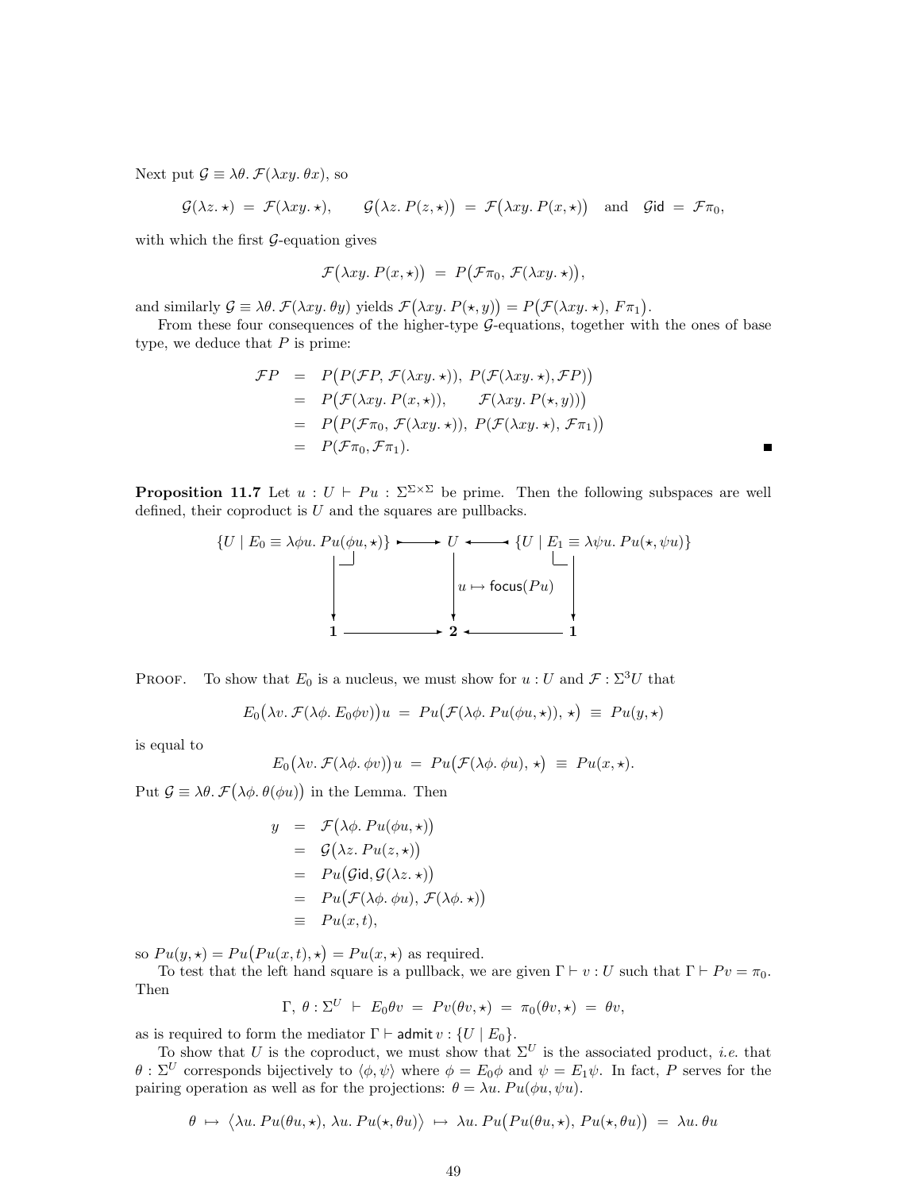Next put $\mathcal{G} \equiv \lambda\theta.\, \mathcal{F}(\lambda xy.\, \theta x)$, so

$$\mathcal{G}(\lambda z.\, \star) \;=\; \mathcal{F}(\lambda xy.\, \star), \qquad \mathcal{G}\big(\lambda z.\, P(z,\star)\big) \;=\; \mathcal{F}\big(\lambda xy.\, P(x,\star)\big) \quad \text{and} \quad \mathcal{G}\mathsf{id} \;=\; \mathcal{F}\pi_0,$$

with which the first $\mathcal{G}$-equation gives

$$\mathcal{F}\big(\lambda xy.\, P(x,\star)\big) \;=\; P\big(\mathcal{F}\pi_0,\, \mathcal{F}(\lambda xy.\, \star)\big),$$

and similarly $\mathcal{G} \equiv \lambda\theta.\, \mathcal{F}(\lambda xy.\, \theta y)$ yields $\mathcal{F}\big(\lambda xy.\, P(\star, y)\big) = P\big(\mathcal{F}(\lambda xy.\, \star),\, F\pi_1\big)$.

From these four consequences of the higher-type $\mathcal{G}$-equations, together with the ones of base type, we deduce that $P$ is prime:

$$\begin{aligned}
\mathcal{F}P &= P\big(P(\mathcal{F}P,\, \mathcal{F}(\lambda xy.\, \star)),\; P(\mathcal{F}(\lambda xy.\, \star), \mathcal{F}P)\big) \\
&= P\big(\mathcal{F}(\lambda xy.\, P(x,\star)), \qquad \mathcal{F}(\lambda xy.\, P(\star, y))\big) \\
&= P\big(P(\mathcal{F}\pi_0,\, \mathcal{F}(\lambda xy.\, \star)),\; P(\mathcal{F}(\lambda xy.\, \star),\, \mathcal{F}\pi_1)\big) \\
&= P(\mathcal{F}\pi_0, \mathcal{F}\pi_1).
\end{aligned}$$

∎

**Proposition 11.7** Let $u : U \vdash Pu : \Sigma^{\Sigma\times\Sigma}$ be prime. Then the following subspaces are well defined, their coproduct is $U$ and the squares are pullbacks.

$$\begin{array}{ccccc}
\{U \mid E_0 \equiv \lambda\phi u.\, Pu(\phi u, \star)\} & \rightarrowtail & U & \leftarrowtail & \{U \mid E_1 \equiv \lambda\psi u.\, Pu(\star, \psi u)\} \\
\downarrow & & \downarrow{\scriptstyle u \mapsto \mathsf{focus}(Pu)} & & \downarrow \\
\mathbf{1} & \longrightarrow & \mathbf{2} & \longleftarrow & \mathbf{1}
\end{array}$$

PROOF. To show that $E_0$ is a nucleus, we must show for $u : U$ and $\mathcal{F} : \Sigma^3 U$ that

$$E_0\big(\lambda v.\, \mathcal{F}(\lambda\phi.\, E_0\phi v)\big)u \;=\; Pu\big(\mathcal{F}(\lambda\phi.\, Pu(\phi u, \star)),\, \star\big) \;\equiv\; Pu(y, \star)$$

is equal to

$$E_0\big(\lambda v.\, \mathcal{F}(\lambda\phi.\, \phi v)\big)u \;=\; Pu\big(\mathcal{F}(\lambda\phi.\, \phi u),\, \star\big) \;\equiv\; Pu(x, \star).$$

Put $\mathcal{G} \equiv \lambda\theta.\, \mathcal{F}\big(\lambda\phi.\, \theta(\phi u)\big)$ in the Lemma. Then

$$\begin{aligned}
y &= \mathcal{F}\big(\lambda\phi.\, Pu(\phi u, \star)\big) \\
&= \mathcal{G}\big(\lambda z.\, Pu(z, \star)\big) \\
&= Pu\big(\mathcal{G}\mathsf{id}, \mathcal{G}(\lambda z.\, \star)\big) \\
&= Pu\big(\mathcal{F}(\lambda\phi.\, \phi u),\, \mathcal{F}(\lambda\phi.\, \star)\big) \\
&\equiv Pu(x, t),
\end{aligned}$$

so $Pu(y, \star) = Pu\big(Pu(x,t), \star\big) = Pu(x, \star)$ as required.

To test that the left hand square is a pullback, we are given $\Gamma \vdash v : U$ such that $\Gamma \vdash Pv = \pi_0$. Then

$$\Gamma,\; \theta : \Sigma^U \;\vdash\; E_0\theta v \;=\; Pv(\theta v, \star) \;=\; \pi_0(\theta v, \star) \;=\; \theta v,$$

as is required to form the mediator $\Gamma \vdash \mathsf{admit}\, v : \{U \mid E_0\}$.

To show that $U$ is the coproduct, we must show that $\Sigma^U$ is the associated product, *i.e.* that $\theta : \Sigma^U$ corresponds bijectively to $\langle\phi, \psi\rangle$ where $\phi = E_0\phi$ and $\psi = E_1\psi$. In fact, $P$ serves for the pairing operation as well as for the projections: $\theta = \lambda u.\, Pu(\phi u, \psi u)$.

$$\theta \;\mapsto\; \big\langle \lambda u.\, Pu(\theta u, \star),\, \lambda u.\, Pu(\star, \theta u)\big\rangle \;\mapsto\; \lambda u.\, Pu\big(Pu(\theta u, \star),\, Pu(\star, \theta u)\big) \;=\; \lambda u.\, \theta u$$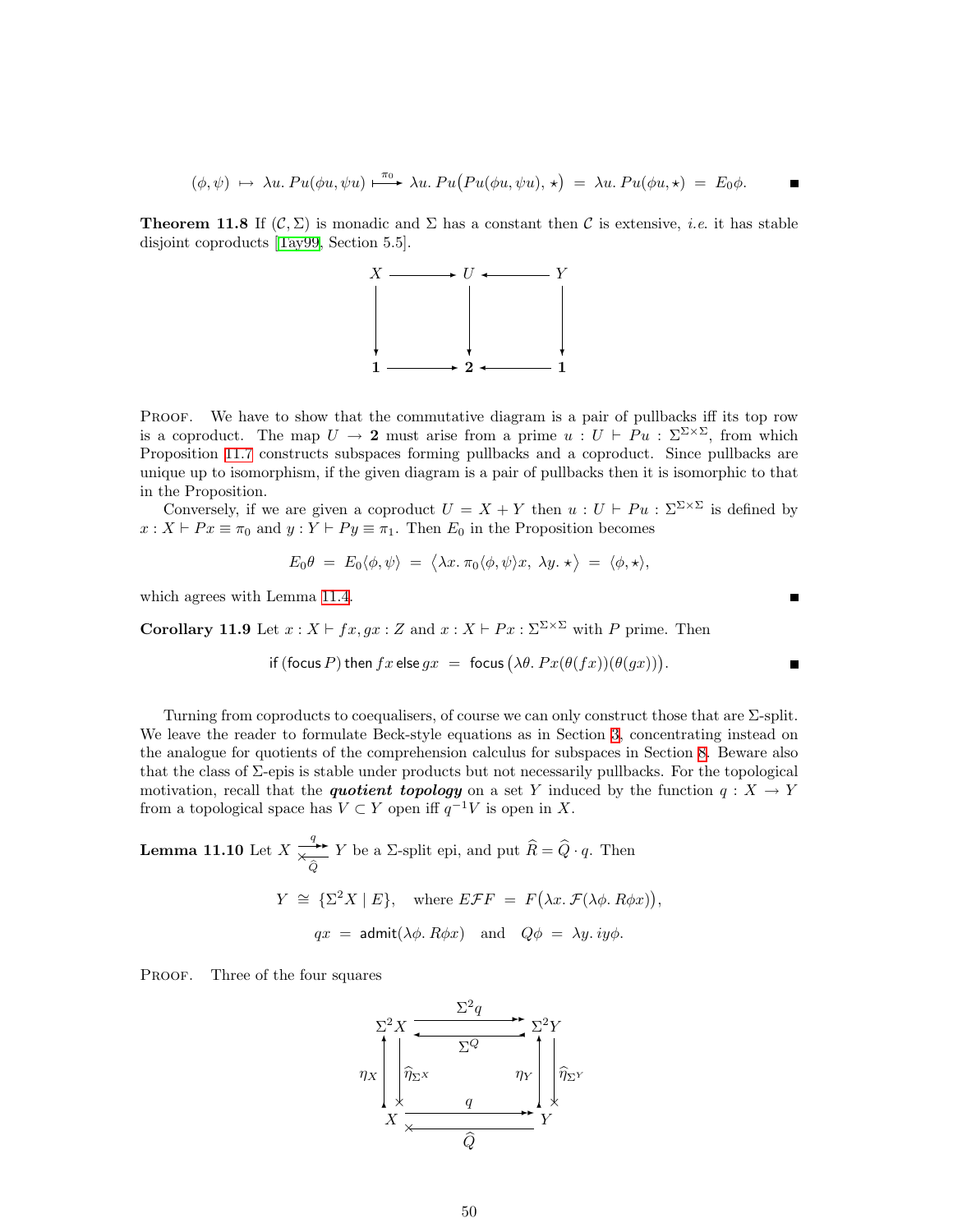$$(\phi, \psi) \;\mapsto\; \lambda u.\, Pu(\phi u, \psi u) \overset{\pi_0}{\longmapsto} \lambda u.\, Pu\big(Pu(\phi u, \psi u), \star\big) \;=\; \lambda u.\, Pu(\phi u, \star) \;=\; E_0\phi. \qquad \blacksquare$$

**Theorem 11.8** If $(\mathcal{C}, \Sigma)$ is monadic and $\Sigma$ has a constant then $\mathcal{C}$ is extensive, *i.e.* it has stable disjoint coproducts [Tay99, Section 5.5].

$$\begin{array}{ccccc} X & \longrightarrow & U & \longleftarrow & Y \\ \downarrow & & \downarrow & & \downarrow \\ \mathbf{1} & \longrightarrow & \mathbf{2} & \longleftarrow & \mathbf{1} \end{array}$$

Proof. We have to show that the commutative diagram is a pair of pullbacks iff its top row is a coproduct. The map $U \to \mathbf{2}$ must arise from a prime $u : U \vdash Pu : \Sigma^{\Sigma\times\Sigma}$, from which Proposition 11.7 constructs subspaces forming pullbacks and a coproduct. Since pullbacks are unique up to isomorphism, if the given diagram is a pair of pullbacks then it is isomorphic to that in the Proposition.

Conversely, if we are given a coproduct $U = X + Y$ then $u : U \vdash Pu : \Sigma^{\Sigma\times\Sigma}$ is defined by $x : X \vdash Px \equiv \pi_0$ and $y : Y \vdash Py \equiv \pi_1$. Then $E_0$ in the Proposition becomes

$$E_0\theta \;=\; E_0\langle\phi, \psi\rangle \;=\; \big\langle \lambda x.\, \pi_0\langle\phi,\psi\rangle x,\ \lambda y.\, \star\big\rangle \;=\; \langle \phi, \star\rangle,$$

which agrees with Lemma 11.4. $\blacksquare$

**Corollary 11.9** Let $x : X \vdash fx, gx : Z$ and $x : X \vdash Px : \Sigma^{\Sigma\times\Sigma}$ with $P$ prime. Then

$$\mathsf{if}\,(\mathsf{focus}\,P)\,\mathsf{then}\,fx\,\mathsf{else}\,gx \;=\; \mathsf{focus}\big(\lambda\theta.\, Px(\theta(fx))(\theta(gx))\big). \qquad \blacksquare$$

Turning from coproducts to coequalisers, of course we can only construct those that are $\Sigma$-split. We leave the reader to formulate Beck-style equations as in Section 3, concentrating instead on the analogue for quotients of the comprehension calculus for subspaces in Section 8. Beware also that the class of $\Sigma$-epis is stable under products but not necessarily pullbacks. For the topological motivation, recall that the ***quotient topology*** on a set $Y$ induced by the function $q : X \to Y$ from a topological space has $V \subset Y$ open iff $q^{-1}V$ is open in $X$.

**Lemma 11.10** Let $X \underset{\widehat{Q}}{\overset{q}{\rightleftarrows}} Y$ be a $\Sigma$-split epi, and put $\widehat{R} = \widehat{Q}\cdot q$. Then

$$Y \;\cong\; \{\Sigma^2 X \mid E\}, \quad \text{where } E\mathcal{F}F \;=\; F\big(\lambda x.\, \mathcal{F}(\lambda\phi.\, R\phi x)\big),$$

$$qx \;=\; \mathsf{admit}(\lambda\phi.\, R\phi x) \quad \text{and} \quad Q\phi \;=\; \lambda y.\, iy\phi.$$

Proof. Three of the four squares

$$\begin{array}{ccc} \Sigma^2 X & \underset{\Sigma^Q}{\overset{\Sigma^2 q}{\rightleftarrows}} & \Sigma^2 Y \\ \eta_X \uparrow \downarrow \widehat{\eta}_{\Sigma^X} & & \eta_Y \uparrow \downarrow \widehat{\eta}_{\Sigma^Y} \\ X & \underset{\widehat{Q}}{\overset{q}{\rightleftarrows}} & Y \end{array}$$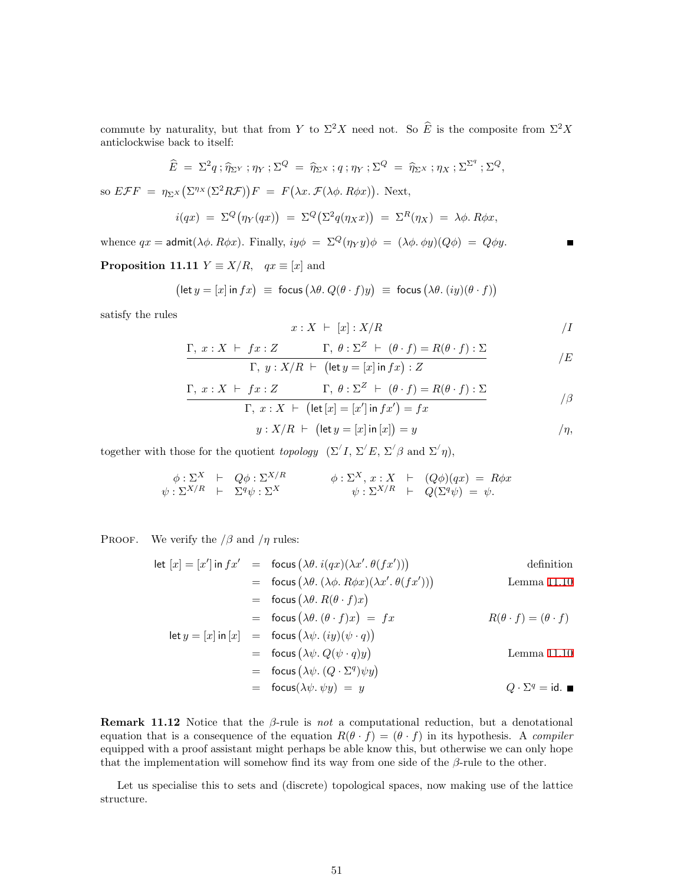commute by naturality, but that from $Y$ to $\Sigma^2 X$ need not. So $\widehat{E}$ is the composite from $\Sigma^2 X$ anticlockwise back to itself:

$$\widehat{E} \;=\; \Sigma^2 q\,;\widehat{\eta}_{\Sigma^Y}\,;\eta_Y\,;\Sigma^Q \;=\; \widehat{\eta}_{\Sigma^X}\,;q\,;\eta_Y\,;\Sigma^Q \;=\; \widehat{\eta}_{\Sigma^X}\,;\eta_X\,;\Sigma^{\Sigma^q}\,;\Sigma^Q,$$

so $E\mathcal{F}F \;=\; \eta_{\Sigma^X}\big(\Sigma^{\eta_X}(\Sigma^2 R\mathcal{F})\big)F \;=\; F\big(\lambda x.\,\mathcal{F}(\lambda\phi.\,R\phi x)\big)$. Next,

$$i(qx) \;=\; \Sigma^Q\big(\eta_Y(qx)\big) \;=\; \Sigma^Q\big(\Sigma^2 q(\eta_X x)\big) \;=\; \Sigma^R(\eta_X) \;=\; \lambda\phi.\,R\phi x,$$

whence $qx = \mathsf{admit}(\lambda\phi.\,R\phi x)$. Finally, $iy\phi \;=\; \Sigma^Q(\eta_Y y)\phi \;=\; (\lambda\phi.\,\phi y)(Q\phi) \;=\; Q\phi y$. ∎

**Proposition 11.11** $Y \equiv X/R,\quad qx \equiv [x]$ and

$$\big(\mathsf{let}\, y = [x]\,\mathsf{in}\, fx\big) \;\equiv\; \mathsf{focus}\,\big(\lambda\theta.\,Q(\theta\cdot f)y\big) \;\equiv\; \mathsf{focus}\,\big(\lambda\theta.\,(iy)(\theta\cdot f)\big)$$

satisfy the rules

$$x : X \;\vdash\; [x] : X/R \qquad\qquad /I$$

$$\frac{\Gamma,\; x : X \;\vdash\; fx : Z \qquad\qquad \Gamma,\; \theta : \Sigma^Z \;\vdash\; (\theta\cdot f) = R(\theta\cdot f) : \Sigma}{\Gamma,\; y : X/R \;\vdash\; \big(\mathsf{let}\, y = [x]\,\mathsf{in}\, fx\big) : Z} \qquad /E$$

$$\frac{\Gamma,\; x : X \;\vdash\; fx : Z \qquad\qquad \Gamma,\; \theta : \Sigma^Z \;\vdash\; (\theta\cdot f) = R(\theta\cdot f) : \Sigma}{\Gamma,\; x : X \;\vdash\; \big(\mathsf{let}\,[x] = [x']\,\mathsf{in}\, fx'\big) = fx} \qquad /\beta$$

$$y : X/R \;\vdash\; \big(\mathsf{let}\, y = [x]\,\mathsf{in}\,[x]\big) = y \qquad\qquad /\eta,$$

together with those for the quotient *topology* ($\Sigma^{/}I$, $\Sigma^{/}E$, $\Sigma^{/}\beta$ and $\Sigma^{/}\eta$),

$$\begin{array}{rcl} \phi : \Sigma^X & \vdash & Q\phi : \Sigma^{X/R} \\ \psi : \Sigma^{X/R} & \vdash & \Sigma^q\psi : \Sigma^X \end{array} \qquad \begin{array}{rcl} \phi : \Sigma^X,\, x : X & \vdash & (Q\phi)(qx) \;=\; R\phi x \\ \psi : \Sigma^{X/R} & \vdash & Q(\Sigma^q\psi) \;=\; \psi. \end{array}$$

Proof. We verify the $/\beta$ and $/\eta$ rules:

$$\begin{array}{rcll}
\mathsf{let}\,[x] = [x']\,\mathsf{in}\, fx' & = & \mathsf{focus}\,\big(\lambda\theta.\,i(qx)(\lambda x'.\,\theta(fx'))\big) & \text{definition} \\
& = & \mathsf{focus}\,\big(\lambda\theta.\,(\lambda\phi.\,R\phi x)(\lambda x'.\,\theta(fx'))\big) & \text{Lemma 11.10} \\
& = & \mathsf{focus}\,\big(\lambda\theta.\,R(\theta\cdot f)x\big) & \\
& = & \mathsf{focus}\,\big(\lambda\theta.\,(\theta\cdot f)x\big) \;=\; fx & R(\theta\cdot f) = (\theta\cdot f) \\
\mathsf{let}\, y = [x]\,\mathsf{in}\,[x] & = & \mathsf{focus}\,\big(\lambda\psi.\,(iy)(\psi\cdot q)\big) & \\
& = & \mathsf{focus}\,\big(\lambda\psi.\,Q(\psi\cdot q)y\big) & \text{Lemma 11.10} \\
& = & \mathsf{focus}\,\big(\lambda\psi.\,(Q\cdot\Sigma^q)\psi y\big) & \\
& = & \mathsf{focus}(\lambda\psi.\,\psi y) \;=\; y & Q\cdot\Sigma^q = \mathsf{id}. \;\blacksquare
\end{array}$$

**Remark 11.12** Notice that the $\beta$-rule is *not* a computational reduction, but a denotational equation that is a consequence of the equation $R(\theta\cdot f) = (\theta\cdot f)$ in its hypothesis. A *compiler* equipped with a proof assistant might perhaps be able know this, but otherwise we can only hope that the implementation will somehow find its way from one side of the $\beta$-rule to the other.

Let us specialise this to sets and (discrete) topological spaces, now making use of the lattice structure.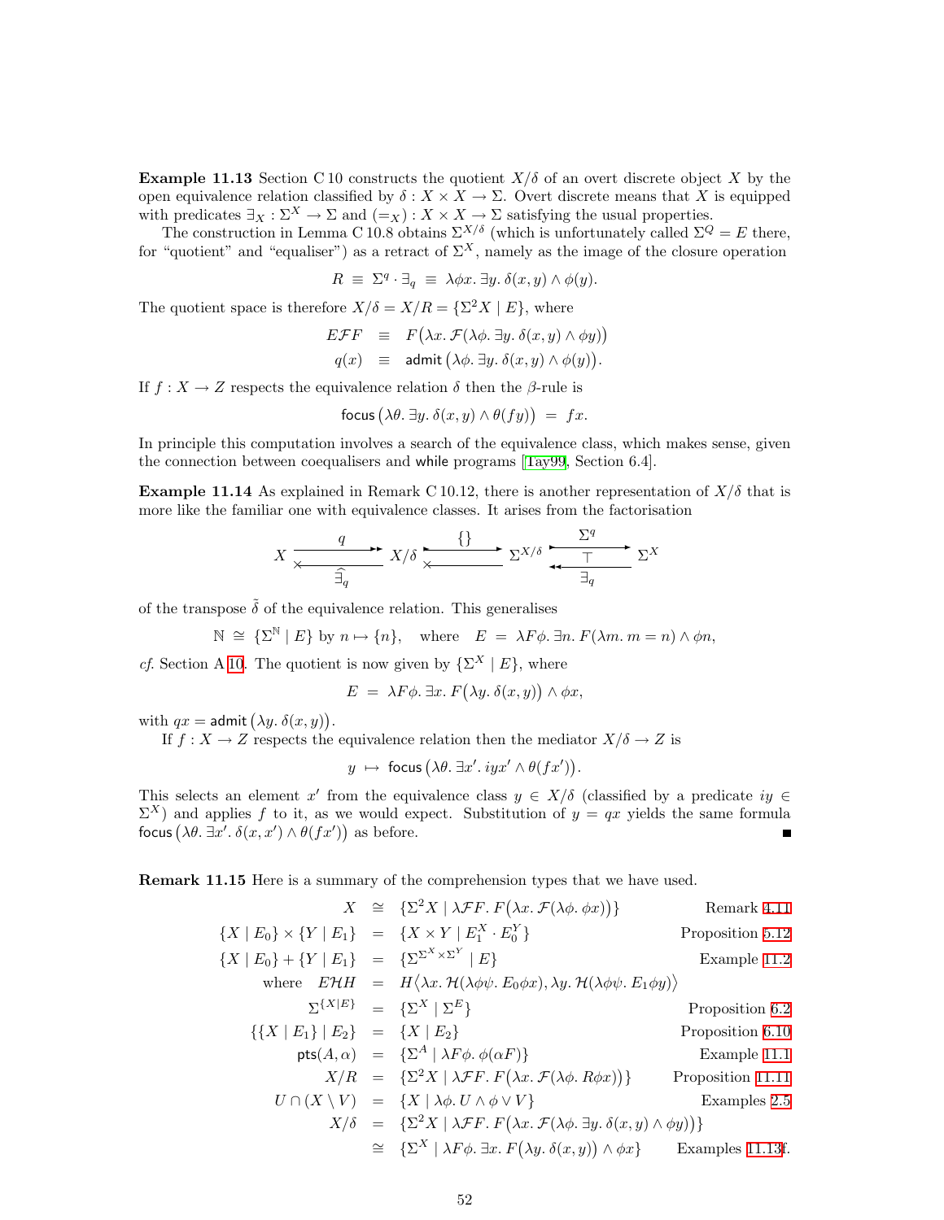**Example 11.13** Section C 10 constructs the quotient $X/\delta$ of an overt discrete object $X$ by the open equivalence relation classified by $\delta : X \times X \to \Sigma$. Overt discrete means that $X$ is equipped with predicates $\exists_X : \Sigma^X \to \Sigma$ and $(=_X) : X \times X \to \Sigma$ satisfying the usual properties.

The construction in Lemma C 10.8 obtains $\Sigma^{X/\delta}$ (which is unfortunately called $\Sigma^Q = E$ there, for "quotient" and "equaliser") as a retract of $\Sigma^X$, namely as the image of the closure operation

$$R \;\equiv\; \Sigma^q \cdot \exists_q \;\equiv\; \lambda\phi x.\ \exists y.\ \delta(x,y) \wedge \phi(y).$$

The quotient space is therefore $X/\delta = X/R = \{\Sigma^2 X \mid E\}$, where

$$\begin{aligned} E\mathcal{F}F &\;\equiv\; F\big(\lambda x.\ \mathcal{F}(\lambda\phi.\ \exists y.\ \delta(x,y) \wedge \phi y)\big) \\ q(x) &\;\equiv\; \mathsf{admit}\big(\lambda\phi.\ \exists y.\ \delta(x,y) \wedge \phi(y)\big). \end{aligned}$$

If $f : X \to Z$ respects the equivalence relation $\delta$ then the $\beta$-rule is

$$\mathsf{focus}\big(\lambda\theta.\ \exists y.\ \delta(x,y) \wedge \theta(fy)\big) \;=\; fx.$$

In principle this computation involves a search of the equivalence class, which makes sense, given the connection between coequalisers and while programs [Tay99, Section 6.4].

**Example 11.14** As explained in Remark C 10.12, there is another representation of $X/\delta$ that is more like the familiar one with equivalence classes. It arises from the factorisation

$$X \underset{\widehat{\exists}_q}{\overset{q}{\rightleftarrows}} X/\delta \overset{\{\}}{\rightleftarrows} \Sigma^{X/\delta} \underset{\exists_q}{\overset{\Sigma^q}{\rightleftarrows}} \Sigma^X \quad (\exists_q \dashv \Sigma^q)$$

of the transpose $\tilde{\delta}$ of the equivalence relation. This generalises

$$\mathbb{N} \;\cong\; \{\Sigma^{\mathbb{N}} \mid E\} \text{ by } n \mapsto \{n\}, \quad \text{where} \quad E \;=\; \lambda F\phi.\ \exists n.\ F(\lambda m.\ m = n) \wedge \phi n,$$

*cf.* Section A 10. The quotient is now given by $\{\Sigma^X \mid E\}$, where

$$E \;=\; \lambda F\phi.\ \exists x.\ F\big(\lambda y.\ \delta(x,y)\big) \wedge \phi x,$$

with $qx = \mathsf{admit}\big(\lambda y.\ \delta(x,y)\big)$.

If $f : X \to Z$ respects the equivalence relation then the mediator $X/\delta \to Z$ is

$$y \;\mapsto\; \mathsf{focus}\big(\lambda\theta.\ \exists x'.\ iyx' \wedge \theta(fx')\big).$$

This selects an element $x'$ from the equivalence class $y \in X/\delta$ (classified by a predicate $iy \in \Sigma^X$) and applies $f$ to it, as we would expect. Substitution of $y = qx$ yields the same formula $\mathsf{focus}\big(\lambda\theta.\ \exists x'.\ \delta(x,x') \wedge \theta(fx')\big)$ as before. ∎

**Remark 11.15** Here is a summary of the comprehension types that we have used.

| | | | |
|---|---|---|---|
| $X$ | $\cong$ | $\{\Sigma^2 X \mid \lambda\mathcal{F}F.\ F\big(\lambda x.\ \mathcal{F}(\lambda\phi.\ \phi x)\big)\}$ | Remark 4.11 |
| $\{X \mid E_0\} \times \{Y \mid E_1\}$ | $=$ | $\{X \times Y \mid E_1^X \cdot E_0^Y\}$ | Proposition 5.12 |
| $\{X \mid E_0\} + \{Y \mid E_1\}$ | $=$ | $\{\Sigma^{\Sigma^X \times \Sigma^Y} \mid E\}$ | Example 11.2 |
| where $E\mathcal{H}H$ | $=$ | $H\big\langle \lambda x.\ \mathcal{H}(\lambda\phi\psi.\ E_0\phi x), \lambda y.\ \mathcal{H}(\lambda\phi\psi.\ E_1\phi y)\big\rangle$ | |
| $\Sigma^{\{X \mid E\}}$ | $=$ | $\{\Sigma^X \mid \Sigma^E\}$ | Proposition 6.2 |
| $\{\{X \mid E_1\} \mid E_2\}$ | $=$ | $\{X \mid E_2\}$ | Proposition 6.10 |
| $\mathsf{pts}(A, \alpha)$ | $=$ | $\{\Sigma^A \mid \lambda F\phi.\ \phi(\alpha F)\}$ | Example 11.1 |
| $X/R$ | $=$ | $\{\Sigma^2 X \mid \lambda\mathcal{F}F.\ F\big(\lambda x.\ \mathcal{F}(\lambda\phi.\ R\phi x)\big)\}$ | Proposition 11.11 |
| $U \cap (X \setminus V)$ | $=$ | $\{X \mid \lambda\phi.\ U \wedge \phi \vee V\}$ | Examples 2.5 |
| $X/\delta$ | $=$ | $\{\Sigma^2 X \mid \lambda\mathcal{F}F.\ F\big(\lambda x.\ \mathcal{F}(\lambda\phi.\ \exists y.\ \delta(x,y) \wedge \phi y)\big)\}$ | |
| | $\cong$ | $\{\Sigma^X \mid \lambda F\phi.\ \exists x.\ F\big(\lambda y.\ \delta(x,y)\big) \wedge \phi x\}$ | Examples 11.13f. |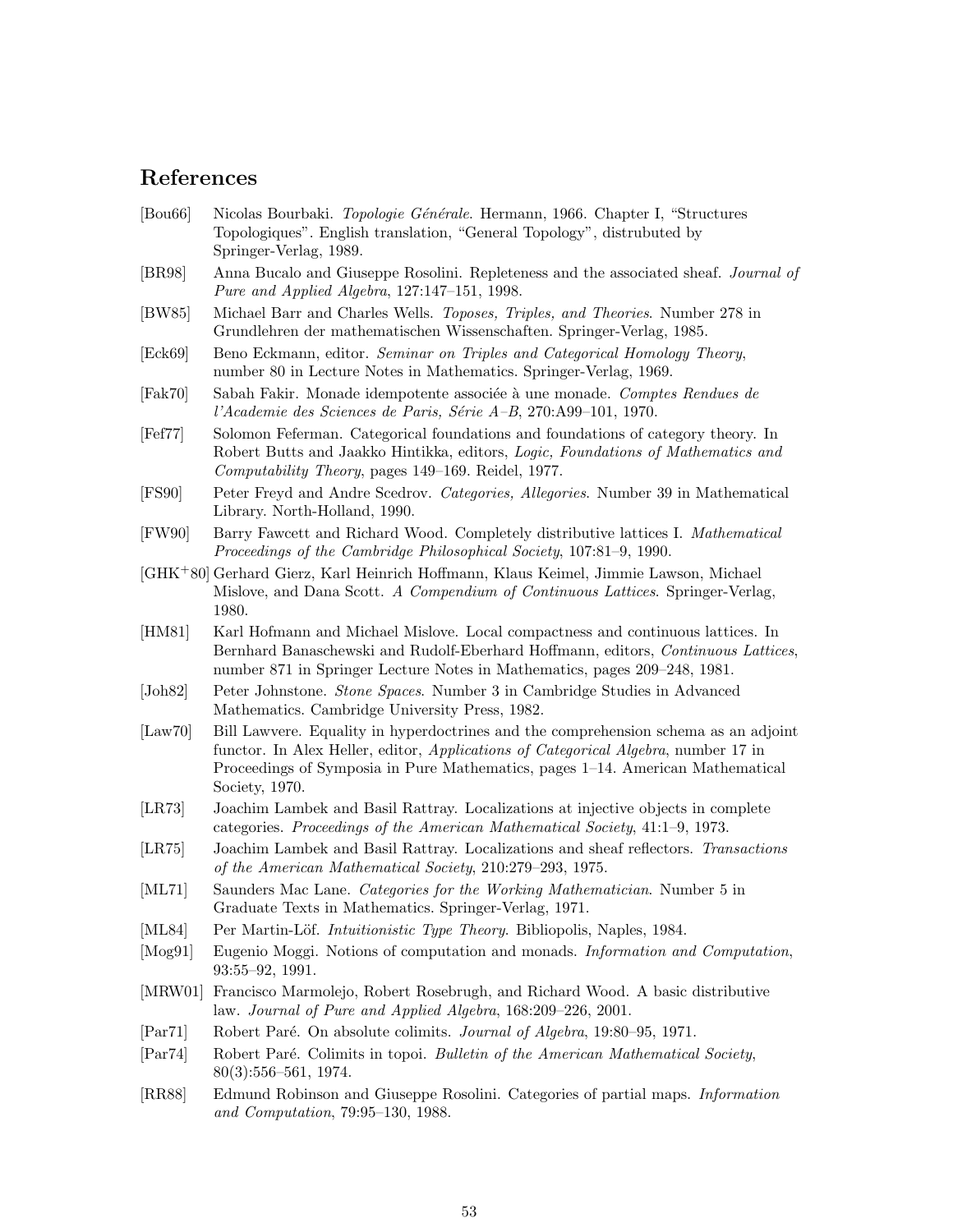## References

[Bou66] Nicolas Bourbaki. *Topologie Générale*. Hermann, 1966. Chapter I, "Structures Topologiques". English translation, "General Topology", distrubuted by Springer-Verlag, 1989.

[BR98] Anna Bucalo and Giuseppe Rosolini. Repleteness and the associated sheaf. *Journal of Pure and Applied Algebra*, 127:147–151, 1998.

[BW85] Michael Barr and Charles Wells. *Toposes, Triples, and Theories*. Number 278 in Grundlehren der mathematischen Wissenschaften. Springer-Verlag, 1985.

[Eck69] Beno Eckmann, editor. *Seminar on Triples and Categorical Homology Theory*, number 80 in Lecture Notes in Mathematics. Springer-Verlag, 1969.

[Fak70] Sabah Fakir. Monade idempotente associée à une monade. *Comptes Rendues de l'Academie des Sciences de Paris, Série A–B*, 270:A99–101, 1970.

[Fef77] Solomon Feferman. Categorical foundations and foundations of category theory. In Robert Butts and Jaakko Hintikka, editors, *Logic, Foundations of Mathematics and Computability Theory*, pages 149–169. Reidel, 1977.

[FS90] Peter Freyd and Andre Scedrov. *Categories, Allegories*. Number 39 in Mathematical Library. North-Holland, 1990.

[FW90] Barry Fawcett and Richard Wood. Completely distributive lattices I. *Mathematical Proceedings of the Cambridge Philosophical Society*, 107:81–9, 1990.

[GHK+80] Gerhard Gierz, Karl Heinrich Hoffmann, Klaus Keimel, Jimmie Lawson, Michael Mislove, and Dana Scott. *A Compendium of Continuous Lattices*. Springer-Verlag, 1980.

[HM81] Karl Hofmann and Michael Mislove. Local compactness and continuous lattices. In Bernhard Banaschewski and Rudolf-Eberhard Hoffmann, editors, *Continuous Lattices*, number 871 in Springer Lecture Notes in Mathematics, pages 209–248, 1981.

[Joh82] Peter Johnstone. *Stone Spaces*. Number 3 in Cambridge Studies in Advanced Mathematics. Cambridge University Press, 1982.

[Law70] Bill Lawvere. Equality in hyperdoctrines and the comprehension schema as an adjoint functor. In Alex Heller, editor, *Applications of Categorical Algebra*, number 17 in Proceedings of Symposia in Pure Mathematics, pages 1–14. American Mathematical Society, 1970.

[LR73] Joachim Lambek and Basil Rattray. Localizations at injective objects in complete categories. *Proceedings of the American Mathematical Society*, 41:1–9, 1973.

[LR75] Joachim Lambek and Basil Rattray. Localizations and sheaf reflectors. *Transactions of the American Mathematical Society*, 210:279–293, 1975.

[ML71] Saunders Mac Lane. *Categories for the Working Mathematician*. Number 5 in Graduate Texts in Mathematics. Springer-Verlag, 1971.

[ML84] Per Martin-Löf. *Intuitionistic Type Theory*. Bibliopolis, Naples, 1984.

[Mog91] Eugenio Moggi. Notions of computation and monads. *Information and Computation*, 93:55–92, 1991.

[MRW01] Francisco Marmolejo, Robert Rosebrugh, and Richard Wood. A basic distributive law. *Journal of Pure and Applied Algebra*, 168:209–226, 2001.

[Par71] Robert Paré. On absolute colimits. *Journal of Algebra*, 19:80–95, 1971.

[Par74] Robert Paré. Colimits in topoi. *Bulletin of the American Mathematical Society*, 80(3):556–561, 1974.

[RR88] Edmund Robinson and Giuseppe Rosolini. Categories of partial maps. *Information and Computation*, 79:95–130, 1988.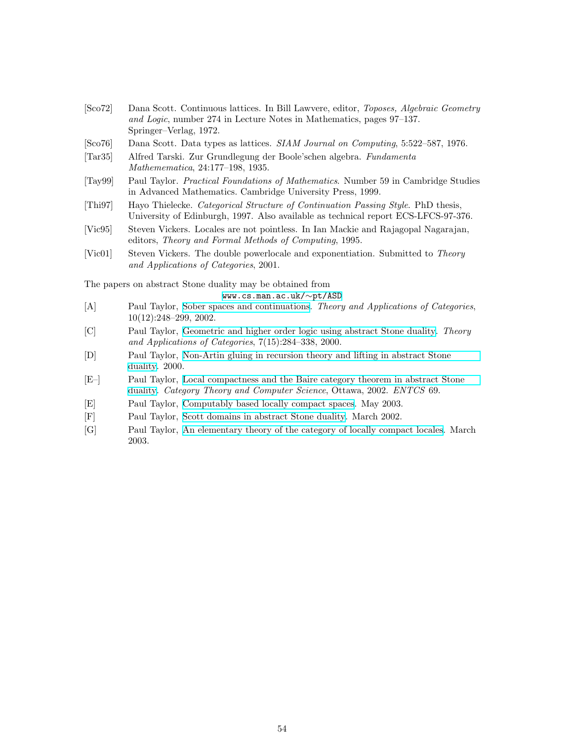[Sco72] Dana Scott. Continuous lattices. In Bill Lawvere, editor, *Toposes, Algebraic Geometry and Logic*, number 274 in Lecture Notes in Mathematics, pages 97–137. Springer–Verlag, 1972.

[Sco76] Dana Scott. Data types as lattices. *SIAM Journal on Computing*, 5:522–587, 1976.

[Tar35] Alfred Tarski. Zur Grundlegung der Boole'schen algebra. *Fundamenta Mathemematica*, 24:177–198, 1935.

[Tay99] Paul Taylor. *Practical Foundations of Mathematics*. Number 59 in Cambridge Studies in Advanced Mathematics. Cambridge University Press, 1999.

[Thi97] Hayo Thielecke. *Categorical Structure of Continuation Passing Style*. PhD thesis, University of Edinburgh, 1997. Also available as technical report ECS-LFCS-97-376.

[Vic95] Steven Vickers. Locales are not pointless. In Ian Mackie and Rajagopal Nagarajan, editors, *Theory and Formal Methods of Computing*, 1995.

[Vic01] Steven Vickers. The double powerlocale and exponentiation. Submitted to *Theory and Applications of Categories*, 2001.

The papers on abstract Stone duality may be obtained from

`www.cs.man.ac.uk/∼pt/ASD`

[A] Paul Taylor, Sober spaces and continuations. *Theory and Applications of Categories*, 10(12):248–299, 2002.

[C] Paul Taylor, Geometric and higher order logic using abstract Stone duality. *Theory and Applications of Categories*, 7(15):284–338, 2000.

[D] Paul Taylor, Non-Artin gluing in recursion theory and lifting in abstract Stone duality. 2000.

[E–] Paul Taylor, Local compactness and the Baire category theorem in abstract Stone duality. *Category Theory and Computer Science*, Ottawa, 2002. *ENTCS* 69.

[E] Paul Taylor, Computably based locally compact spaces. May 2003.

[F] Paul Taylor, Scott domains in abstract Stone duality. March 2002.

[G] Paul Taylor, An elementary theory of the category of locally compact locales. March 2003.